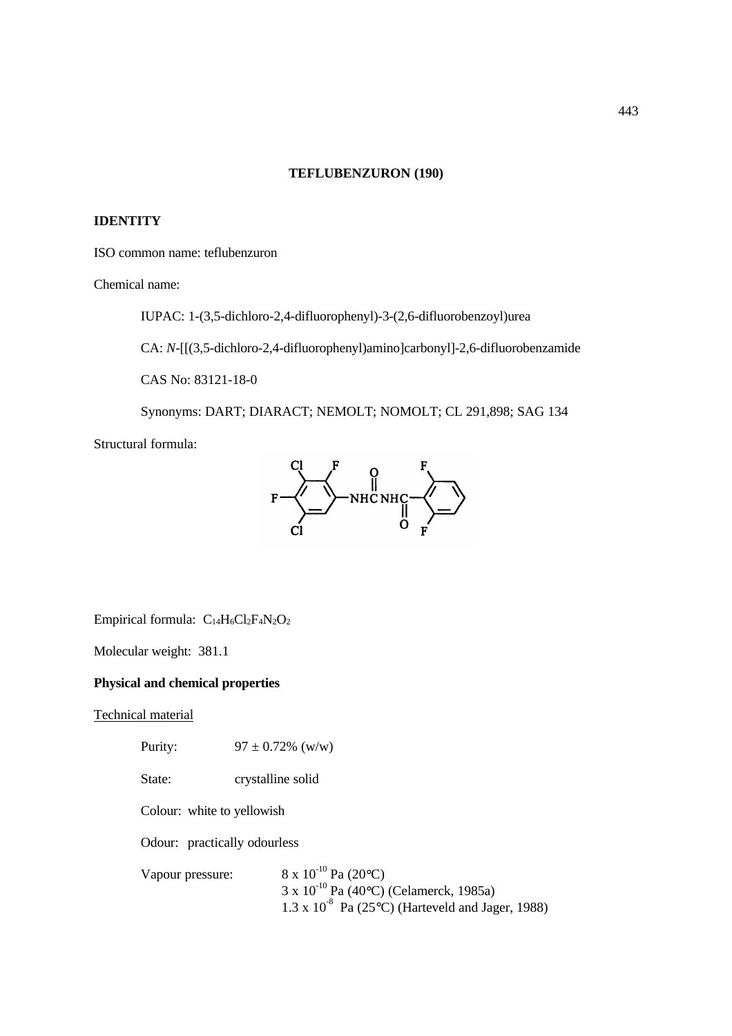# TEFLUBENZURON (190)

## IDENTITY

ISO common name: teflubenzuron

Chemical name:

IUPAC: 1-(3,5-dichloro-2,4-difluorophenyl)-3-(2,6-difluorobenzoyl)urea

CA: *N*-[[(3,5-dichloro-2,4-difluorophenyl)amino]carbonyl]-2,6-difluorobenzamide

CAS No: 83121-18-0

Synonyms: DART; DIARACT; NEMOLT; NOMOLT; CL 291,898; SAG 134

Structural formula:

Empirical formula: $C_{14}H_6Cl_2F_4N_2O_2$

Molecular weight: 381.1

### Physical and chemical properties

Technical material

Purity: 97 ± 0.72% (w/w)

State: crystalline solid

Colour: white to yellowish

Odour: practically odourless

Vapour pressure: $8 \times 10^{-10}$ Pa (20°C)
$3 \times 10^{-10}$ Pa (40°C) (Celamerck, 1985a)
$1.3 \times 10^{-8}$ Pa (25°C) (Harteveld and Jager, 1988)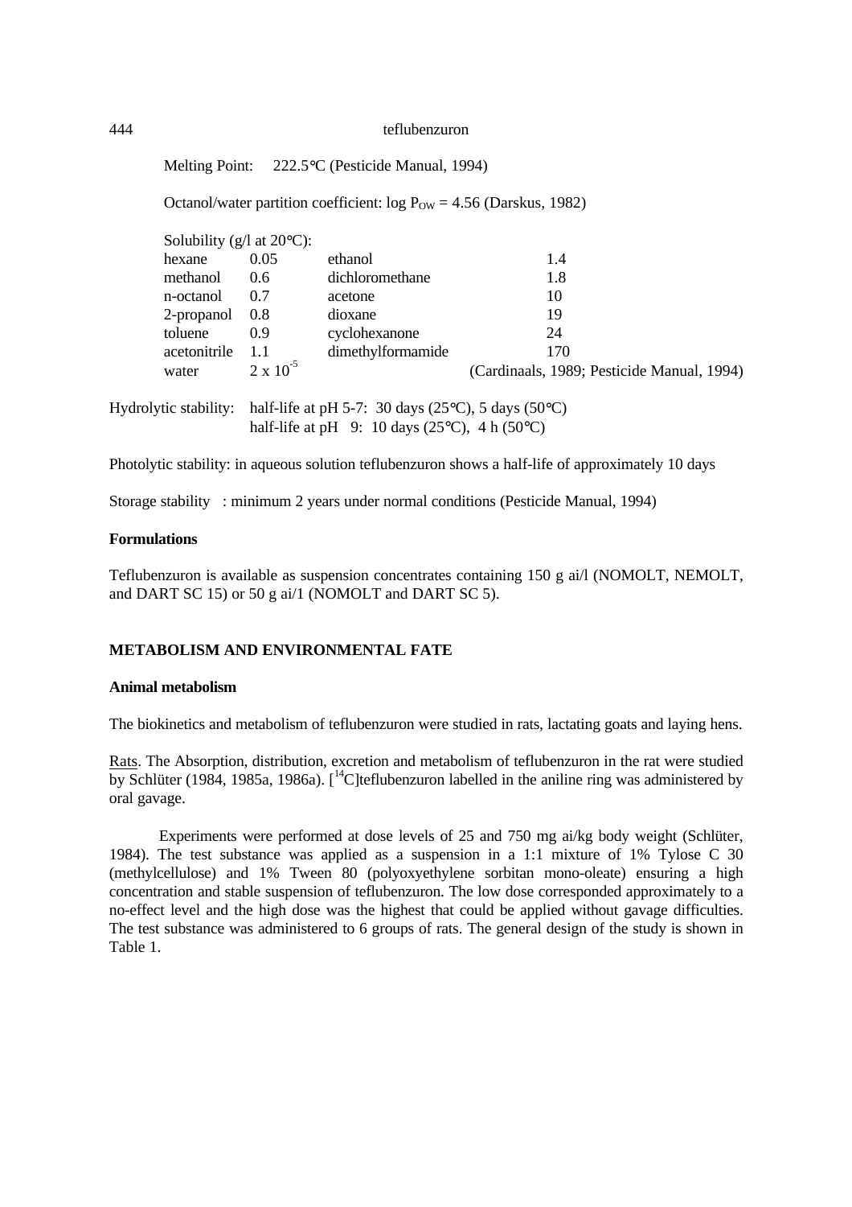Melting Point: 222.5°C (Pesticide Manual, 1994)

Octanol/water partition coefficient: log $P_{OW}$ = 4.56 (Darskus, 1982)

Solubility (g/l at 20°C):

| | | | |
|---|---|---|---|
| hexane | 0.05 | ethanol | 1.4 |
| methanol | 0.6 | dichloromethane | 1.8 |
| n-octanol | 0.7 | acetone | 10 |
| 2-propanol | 0.8 | dioxane | 19 |
| toluene | 0.9 | cyclohexanone | 24 |
| acetonitrile | 1.1 | dimethylformamide | 170 |
| water | $2 \times 10^{-5}$ | | (Cardinaals, 1989; Pesticide Manual, 1994) |

Hydrolytic stability: half-life at pH 5-7: 30 days (25°C), 5 days (50°C)
half-life at pH 9: 10 days (25°C), 4 h (50°C)

Photolytic stability: in aqueous solution teflubenzuron shows a half-life of approximately 10 days

Storage stability : minimum 2 years under normal conditions (Pesticide Manual, 1994)

**Formulations**

Teflubenzuron is available as suspension concentrates containing 150 g ai/l (NOMOLT, NEMOLT, and DART SC 15) or 50 g ai/1 (NOMOLT and DART SC 5).

## METABOLISM AND ENVIRONMENTAL FATE

**Animal metabolism**

The biokinetics and metabolism of teflubenzuron were studied in rats, lactating goats and laying hens.

Rats. The Absorption, distribution, excretion and metabolism of teflubenzuron in the rat were studied by Schlüter (1984, 1985a, 1986a). [$^{14}$C]teflubenzuron labelled in the aniline ring was administered by oral gavage.

Experiments were performed at dose levels of 25 and 750 mg ai/kg body weight (Schlüter, 1984). The test substance was applied as a suspension in a 1:1 mixture of 1% Tylose C 30 (methylcellulose) and 1% Tween 80 (polyoxyethylene sorbitan mono-oleate) ensuring a high concentration and stable suspension of teflubenzuron. The low dose corresponded approximately to a no-effect level and the high dose was the highest that could be applied without gavage difficulties. The test substance was administered to 6 groups of rats. The general design of the study is shown in Table 1.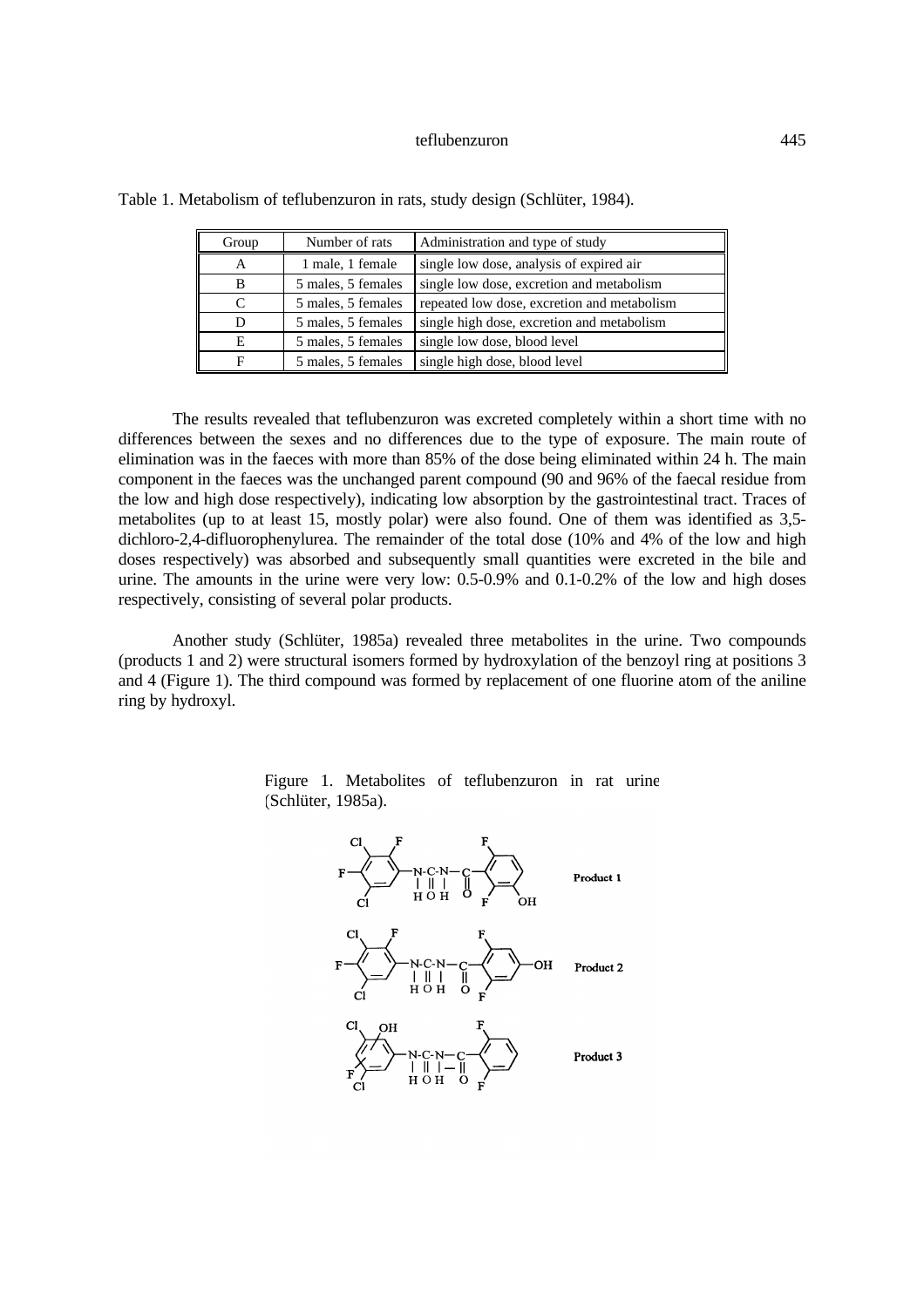Table 1. Metabolism of teflubenzuron in rats, study design (Schlüter, 1984).

| Group | Number of rats | Administration and type of study |
| --- | --- | --- |
| A | 1 male, 1 female | single low dose, analysis of expired air |
| B | 5 males, 5 females | single low dose, excretion and metabolism |
| C | 5 males, 5 females | repeated low dose, excretion and metabolism |
| D | 5 males, 5 females | single high dose, excretion and metabolism |
| E | 5 males, 5 females | single low dose, blood level |
| F | 5 males, 5 females | single high dose, blood level |

The results revealed that teflubenzuron was excreted completely within a short time with no differences between the sexes and no differences due to the type of exposure. The main route of elimination was in the faeces with more than 85% of the dose being eliminated within 24 h. The main component in the faeces was the unchanged parent compound (90 and 96% of the faecal residue from the low and high dose respectively), indicating low absorption by the gastrointestinal tract. Traces of metabolites (up to at least 15, mostly polar) were also found. One of them was identified as 3,5-dichloro-2,4-difluorophenylurea. The remainder of the total dose (10% and 4% of the low and high doses respectively) was absorbed and subsequently small quantities were excreted in the bile and urine. The amounts in the urine were very low: 0.5-0.9% and 0.1-0.2% of the low and high doses respectively, consisting of several polar products.

Another study (Schlüter, 1985a) revealed three metabolites in the urine. Two compounds (products 1 and 2) were structural isomers formed by hydroxylation of the benzoyl ring at positions 3 and 4 (Figure 1). The third compound was formed by replacement of one fluorine atom of the aniline ring by hydroxyl.

Figure 1. Metabolites of teflubenzuron in rat urine (Schlüter, 1985a).

Product 1

Product 2

Product 3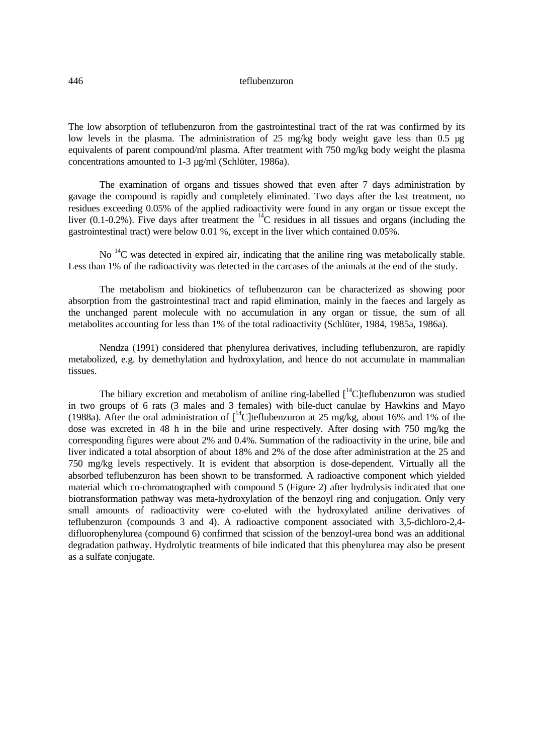The low absorption of teflubenzuron from the gastrointestinal tract of the rat was confirmed by its low levels in the plasma. The administration of 25 mg/kg body weight gave less than 0.5 µg equivalents of parent compound/ml plasma. After treatment with 750 mg/kg body weight the plasma concentrations amounted to 1-3 µg/ml (Schlüter, 1986a).

The examination of organs and tissues showed that even after 7 days administration by gavage the compound is rapidly and completely eliminated. Two days after the last treatment, no residues exceeding 0.05% of the applied radioactivity were found in any organ or tissue except the liver (0.1-0.2%). Five days after treatment the $^{14}C$ residues in all tissues and organs (including the gastrointestinal tract) were below 0.01 %, except in the liver which contained 0.05%.

No $^{14}C$ was detected in expired air, indicating that the aniline ring was metabolically stable. Less than 1% of the radioactivity was detected in the carcases of the animals at the end of the study.

The metabolism and biokinetics of teflubenzuron can be characterized as showing poor absorption from the gastrointestinal tract and rapid elimination, mainly in the faeces and largely as the unchanged parent molecule with no accumulation in any organ or tissue, the sum of all metabolites accounting for less than 1% of the total radioactivity (Schlüter, 1984, 1985a, 1986a).

Nendza (1991) considered that phenylurea derivatives, including teflubenzuron, are rapidly metabolized, e.g. by demethylation and hydroxylation, and hence do not accumulate in mammalian tissues.

The biliary excretion and metabolism of aniline ring-labelled [$^{14}C$]teflubenzuron was studied in two groups of 6 rats (3 males and 3 females) with bile-duct canulae by Hawkins and Mayo (1988a). After the oral administration of [$^{14}C$]teflubenzuron at 25 mg/kg, about 16% and 1% of the dose was excreted in 48 h in the bile and urine respectively. After dosing with 750 mg/kg the corresponding figures were about 2% and 0.4%. Summation of the radioactivity in the urine, bile and liver indicated a total absorption of about 18% and 2% of the dose after administration at the 25 and 750 mg/kg levels respectively. It is evident that absorption is dose-dependent. Virtually all the absorbed teflubenzuron has been shown to be transformed. A radioactive component which yielded material which co-chromatographed with compound 5 (Figure 2) after hydrolysis indicated that one biotransformation pathway was meta-hydroxylation of the benzoyl ring and conjugation. Only very small amounts of radioactivity were co-eluted with the hydroxylated aniline derivatives of teflubenzuron (compounds 3 and 4). A radioactive component associated with 3,5-dichloro-2,4-difluorophenylurea (compound 6) confirmed that scission of the benzoyl-urea bond was an additional degradation pathway. Hydrolytic treatments of bile indicated that this phenylurea may also be present as a sulfate conjugate.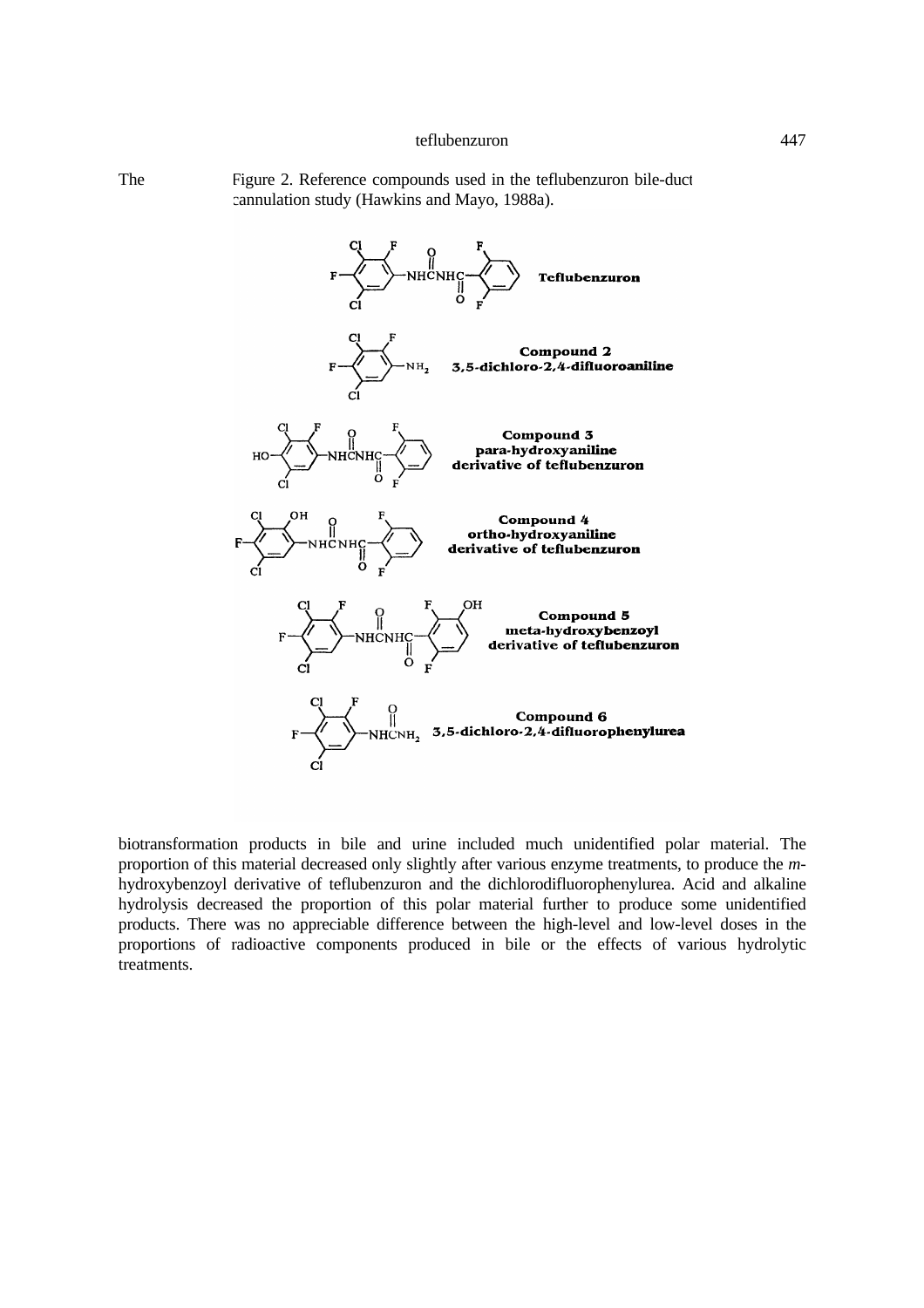The

Figure 2. Reference compounds used in the teflubenzuron bile-duct cannulation study (Hawkins and Mayo, 1988a).

Teflubenzuron

Compound 2
3,5-dichloro-2,4-difluoroaniline

Compound 3
para-hydroxyaniline derivative of teflubenzuron

Compound 4
ortho-hydroxyaniline derivative of teflubenzuron

Compound 5
meta-hydroxybenzoyl derivative of teflubenzuron

Compound 6
3,5-dichloro-2,4-difluorophenylurea

biotransformation products in bile and urine included much unidentified polar material. The proportion of this material decreased only slightly after various enzyme treatments, to produce the *m*-hydroxybenzoyl derivative of teflubenzuron and the dichlorodifluorophenylurea. Acid and alkaline hydrolysis decreased the proportion of this polar material further to produce some unidentified products. There was no appreciable difference between the high-level and low-level doses in the proportions of radioactive components produced in bile or the effects of various hydrolytic treatments.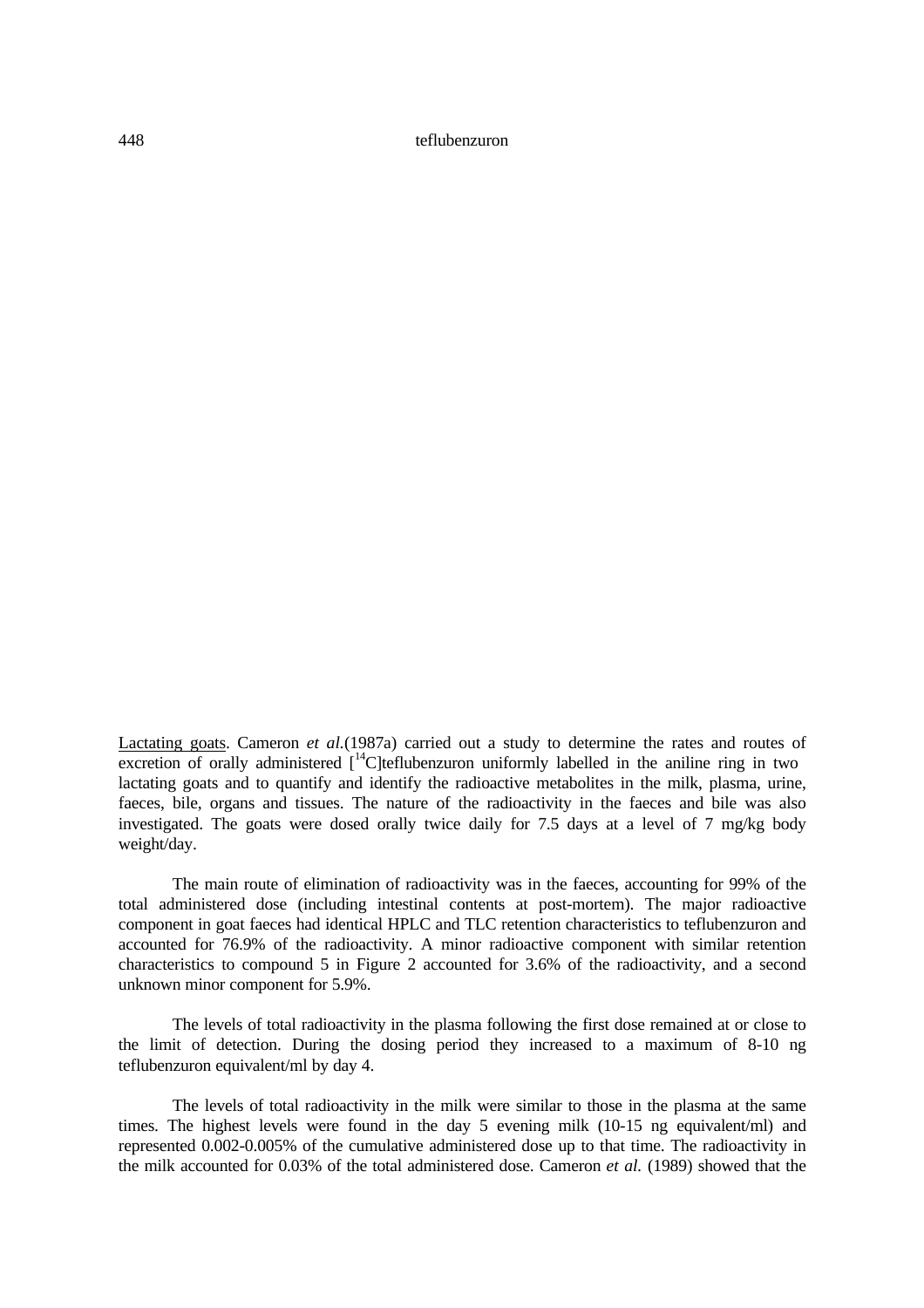Lactating goats. Cameron *et al.*(1987a) carried out a study to determine the rates and routes of excretion of orally administered [$^{14}$C]teflubenzuron uniformly labelled in the aniline ring in two lactating goats and to quantify and identify the radioactive metabolites in the milk, plasma, urine, faeces, bile, organs and tissues. The nature of the radioactivity in the faeces and bile was also investigated. The goats were dosed orally twice daily for 7.5 days at a level of 7 mg/kg body weight/day.

The main route of elimination of radioactivity was in the faeces, accounting for 99% of the total administered dose (including intestinal contents at post-mortem). The major radioactive component in goat faeces had identical HPLC and TLC retention characteristics to teflubenzuron and accounted for 76.9% of the radioactivity. A minor radioactive component with similar retention characteristics to compound 5 in Figure 2 accounted for 3.6% of the radioactivity, and a second unknown minor component for 5.9%.

The levels of total radioactivity in the plasma following the first dose remained at or close to the limit of detection. During the dosing period they increased to a maximum of 8-10 ng teflubenzuron equivalent/ml by day 4.

The levels of total radioactivity in the milk were similar to those in the plasma at the same times. The highest levels were found in the day 5 evening milk (10-15 ng equivalent/ml) and represented 0.002-0.005% of the cumulative administered dose up to that time. The radioactivity in the milk accounted for 0.03% of the total administered dose. Cameron *et al.* (1989) showed that the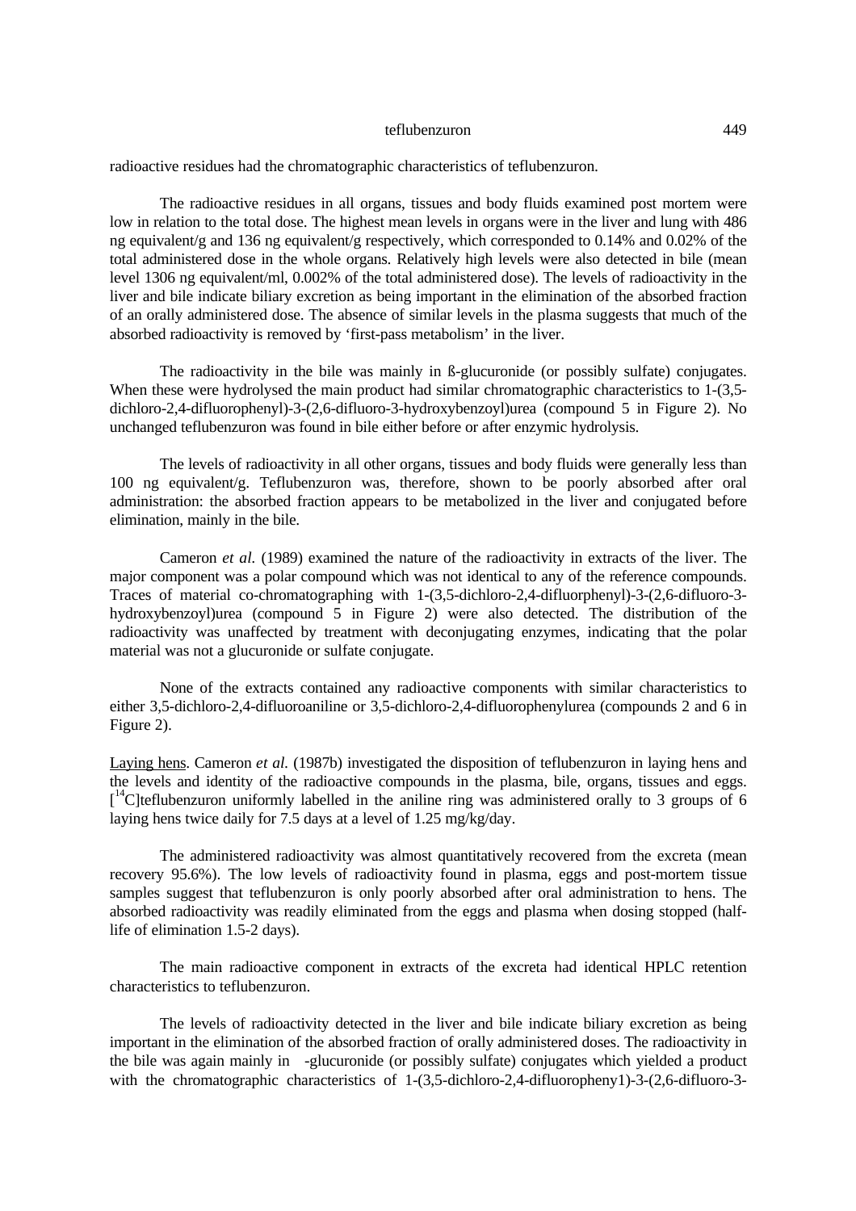radioactive residues had the chromatographic characteristics of teflubenzuron.

The radioactive residues in all organs, tissues and body fluids examined post mortem were low in relation to the total dose. The highest mean levels in organs were in the liver and lung with 486 ng equivalent/g and 136 ng equivalent/g respectively, which corresponded to 0.14% and 0.02% of the total administered dose in the whole organs. Relatively high levels were also detected in bile (mean level 1306 ng equivalent/ml, 0.002% of the total administered dose). The levels of radioactivity in the liver and bile indicate biliary excretion as being important in the elimination of the absorbed fraction of an orally administered dose. The absence of similar levels in the plasma suggests that much of the absorbed radioactivity is removed by 'first-pass metabolism' in the liver.

The radioactivity in the bile was mainly in ß-glucuronide (or possibly sulfate) conjugates. When these were hydrolysed the main product had similar chromatographic characteristics to 1-(3,5-dichloro-2,4-difluorophenyl)-3-(2,6-difluoro-3-hydroxybenzoyl)urea (compound 5 in Figure 2). No unchanged teflubenzuron was found in bile either before or after enzymic hydrolysis.

The levels of radioactivity in all other organs, tissues and body fluids were generally less than 100 ng equivalent/g. Teflubenzuron was, therefore, shown to be poorly absorbed after oral administration: the absorbed fraction appears to be metabolized in the liver and conjugated before elimination, mainly in the bile.

Cameron *et al.* (1989) examined the nature of the radioactivity in extracts of the liver. The major component was a polar compound which was not identical to any of the reference compounds. Traces of material co-chromatographing with 1-(3,5-dichloro-2,4-difluorphenyl)-3-(2,6-difluoro-3-hydroxybenzoyl)urea (compound 5 in Figure 2) were also detected. The distribution of the radioactivity was unaffected by treatment with deconjugating enzymes, indicating that the polar material was not a glucuronide or sulfate conjugate.

None of the extracts contained any radioactive components with similar characteristics to either 3,5-dichloro-2,4-difluoroaniline or 3,5-dichloro-2,4-difluorophenylurea (compounds 2 and 6 in Figure 2).

Laying hens. Cameron *et al.* (1987b) investigated the disposition of teflubenzuron in laying hens and the levels and identity of the radioactive compounds in the plasma, bile, organs, tissues and eggs. [$^{14}$C]teflubenzuron uniformly labelled in the aniline ring was administered orally to 3 groups of 6 laying hens twice daily for 7.5 days at a level of 1.25 mg/kg/day.

The administered radioactivity was almost quantitatively recovered from the excreta (mean recovery 95.6%). The low levels of radioactivity found in plasma, eggs and post-mortem tissue samples suggest that teflubenzuron is only poorly absorbed after oral administration to hens. The absorbed radioactivity was readily eliminated from the eggs and plasma when dosing stopped (half-life of elimination 1.5-2 days).

The main radioactive component in extracts of the excreta had identical HPLC retention characteristics to teflubenzuron.

The levels of radioactivity detected in the liver and bile indicate biliary excretion as being important in the elimination of the absorbed fraction of orally administered doses. The radioactivity in the bile was again mainly in -glucuronide (or possibly sulfate) conjugates which yielded a product with the chromatographic characteristics of 1-(3,5-dichloro-2,4-difluoropheny1)-3-(2,6-difluoro-3-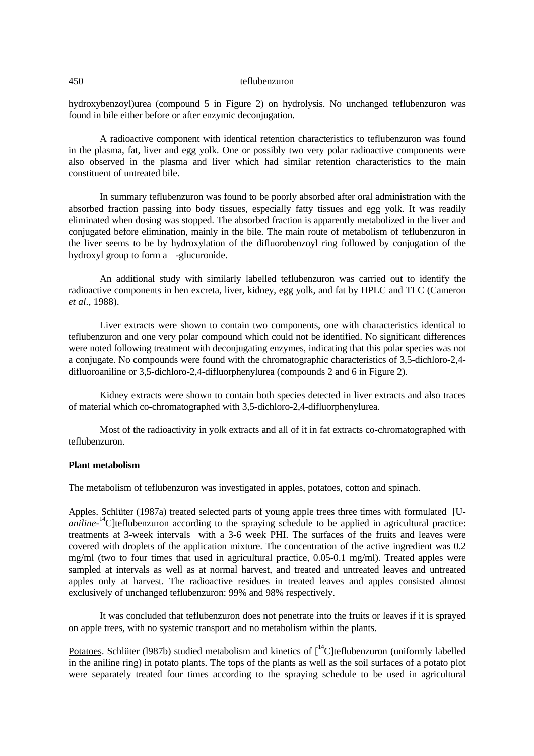hydroxybenzoyl)urea (compound 5 in Figure 2) on hydrolysis. No unchanged teflubenzuron was found in bile either before or after enzymic deconjugation.

A radioactive component with identical retention characteristics to teflubenzuron was found in the plasma, fat, liver and egg yolk. One or possibly two very polar radioactive components were also observed in the plasma and liver which had similar retention characteristics to the main constituent of untreated bile.

In summary teflubenzuron was found to be poorly absorbed after oral administration with the absorbed fraction passing into body tissues, especially fatty tissues and egg yolk. It was readily eliminated when dosing was stopped. The absorbed fraction is apparently metabolized in the liver and conjugated before elimination, mainly in the bile. The main route of metabolism of teflubenzuron in the liver seems to be by hydroxylation of the difluorobenzoyl ring followed by conjugation of the hydroxyl group to form a -glucuronide.

An additional study with similarly labelled teflubenzuron was carried out to identify the radioactive components in hen excreta, liver, kidney, egg yolk, and fat by HPLC and TLC (Cameron *et al*., 1988).

Liver extracts were shown to contain two components, one with characteristics identical to teflubenzuron and one very polar compound which could not be identified. No significant differences were noted following treatment with deconjugating enzymes, indicating that this polar species was not a conjugate. No compounds were found with the chromatographic characteristics of 3,5-dichloro-2,4-difluoroaniline or 3,5-dichloro-2,4-difluorphenylurea (compounds 2 and 6 in Figure 2).

Kidney extracts were shown to contain both species detected in liver extracts and also traces of material which co-chromatographed with 3,5-dichloro-2,4-difluorphenylurea.

Most of the radioactivity in yolk extracts and all of it in fat extracts co-chromatographed with teflubenzuron.

**Plant metabolism**

The metabolism of teflubenzuron was investigated in apples, potatoes, cotton and spinach.

Apples. Schlüter (1987a) treated selected parts of young apple trees three times with formulated [U-*aniline*-$^{14}$C]teflubenzuron according to the spraying schedule to be applied in agricultural practice: treatments at 3-week intervals with a 3-6 week PHI. The surfaces of the fruits and leaves were covered with droplets of the application mixture. The concentration of the active ingredient was 0.2 mg/ml (two to four times that used in agricultural practice, 0.05-0.1 mg/ml). Treated apples were sampled at intervals as well as at normal harvest, and treated and untreated leaves and untreated apples only at harvest. The radioactive residues in treated leaves and apples consisted almost exclusively of unchanged teflubenzuron: 99% and 98% respectively.

It was concluded that teflubenzuron does not penetrate into the fruits or leaves if it is sprayed on apple trees, with no systemic transport and no metabolism within the plants.

Potatoes. Schlüter (l987b) studied metabolism and kinetics of [$^{14}$C]teflubenzuron (uniformly labelled in the aniline ring) in potato plants. The tops of the plants as well as the soil surfaces of a potato plot were separately treated four times according to the spraying schedule to be used in agricultural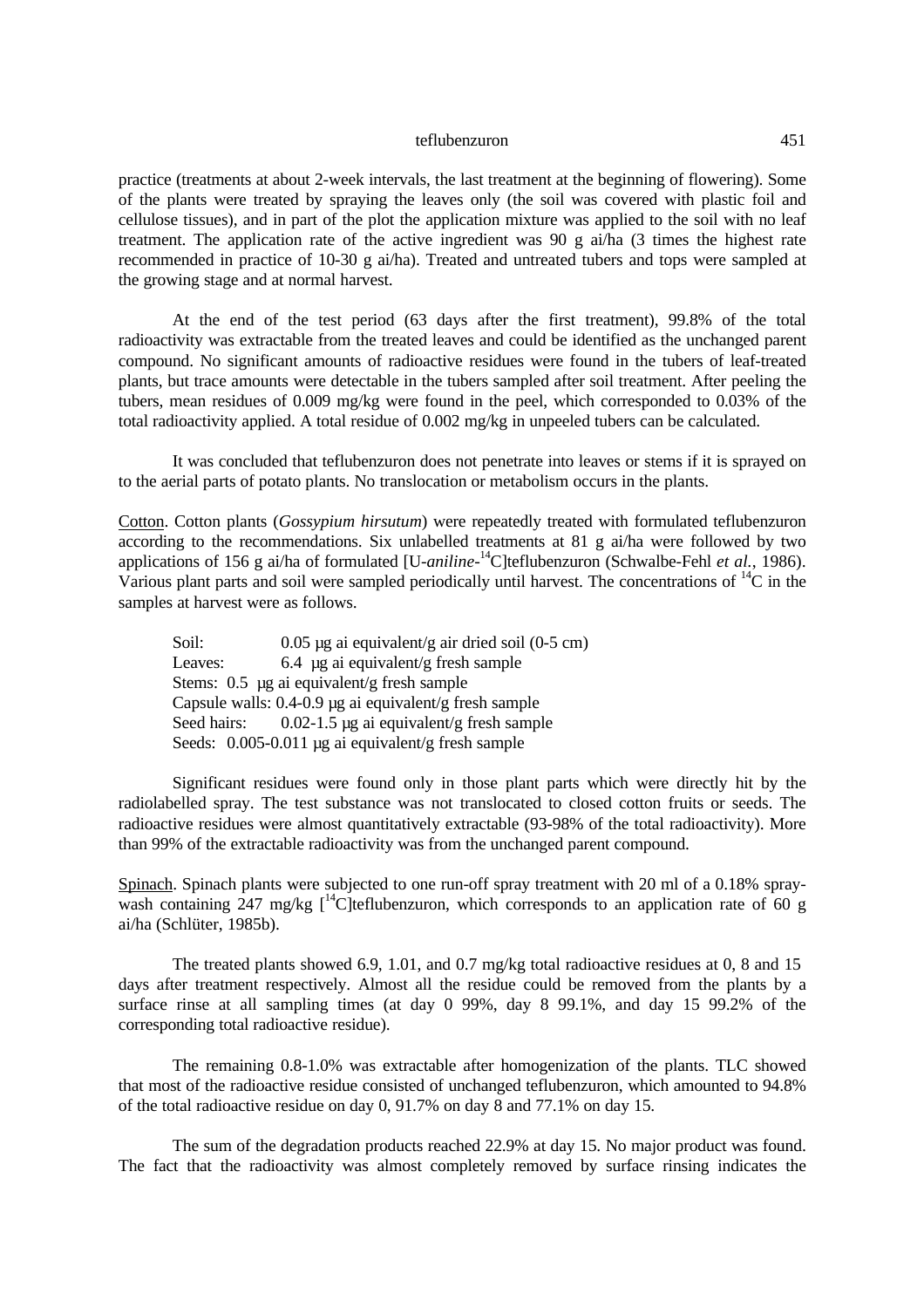practice (treatments at about 2-week intervals, the last treatment at the beginning of flowering). Some of the plants were treated by spraying the leaves only (the soil was covered with plastic foil and cellulose tissues), and in part of the plot the application mixture was applied to the soil with no leaf treatment. The application rate of the active ingredient was 90 g ai/ha (3 times the highest rate recommended in practice of 10-30 g ai/ha). Treated and untreated tubers and tops were sampled at the growing stage and at normal harvest.

At the end of the test period (63 days after the first treatment), 99.8% of the total radioactivity was extractable from the treated leaves and could be identified as the unchanged parent compound. No significant amounts of radioactive residues were found in the tubers of leaf-treated plants, but trace amounts were detectable in the tubers sampled after soil treatment. After peeling the tubers, mean residues of 0.009 mg/kg were found in the peel, which corresponded to 0.03% of the total radioactivity applied. A total residue of 0.002 mg/kg in unpeeled tubers can be calculated.

It was concluded that teflubenzuron does not penetrate into leaves or stems if it is sprayed on to the aerial parts of potato plants. No translocation or metabolism occurs in the plants.

Cotton. Cotton plants (*Gossypium hirsutum*) were repeatedly treated with formulated teflubenzuron according to the recommendations. Six unlabelled treatments at 81 g ai/ha were followed by two applications of 156 g ai/ha of formulated [U-*aniline*-$^{14}$C]teflubenzuron (Schwalbe-Fehl *et al.*, 1986). Various plant parts and soil were sampled periodically until harvest. The concentrations of $^{14}$C in the samples at harvest were as follows.

Soil: 0.05 µg ai equivalent/g air dried soil (0-5 cm)
Leaves: 6.4 µg ai equivalent/g fresh sample
Stems: 0.5 µg ai equivalent/g fresh sample
Capsule walls: 0.4-0.9 µg ai equivalent/g fresh sample
Seed hairs: 0.02-1.5 µg ai equivalent/g fresh sample
Seeds: 0.005-0.011 µg ai equivalent/g fresh sample

Significant residues were found only in those plant parts which were directly hit by the radiolabelled spray. The test substance was not translocated to closed cotton fruits or seeds. The radioactive residues were almost quantitatively extractable (93-98% of the total radioactivity). More than 99% of the extractable radioactivity was from the unchanged parent compound.

Spinach. Spinach plants were subjected to one run-off spray treatment with 20 ml of a 0.18% spray-wash containing 247 mg/kg [$^{14}$C]teflubenzuron, which corresponds to an application rate of 60 g ai/ha (Schlüter, 1985b).

The treated plants showed 6.9, 1.01, and 0.7 mg/kg total radioactive residues at 0, 8 and 15 days after treatment respectively. Almost all the residue could be removed from the plants by a surface rinse at all sampling times (at day 0 99%, day 8 99.1%, and day 15 99.2% of the corresponding total radioactive residue).

The remaining 0.8-1.0% was extractable after homogenization of the plants. TLC showed that most of the radioactive residue consisted of unchanged teflubenzuron, which amounted to 94.8% of the total radioactive residue on day 0, 91.7% on day 8 and 77.1% on day 15.

The sum of the degradation products reached 22.9% at day 15. No major product was found. The fact that the radioactivity was almost completely removed by surface rinsing indicates the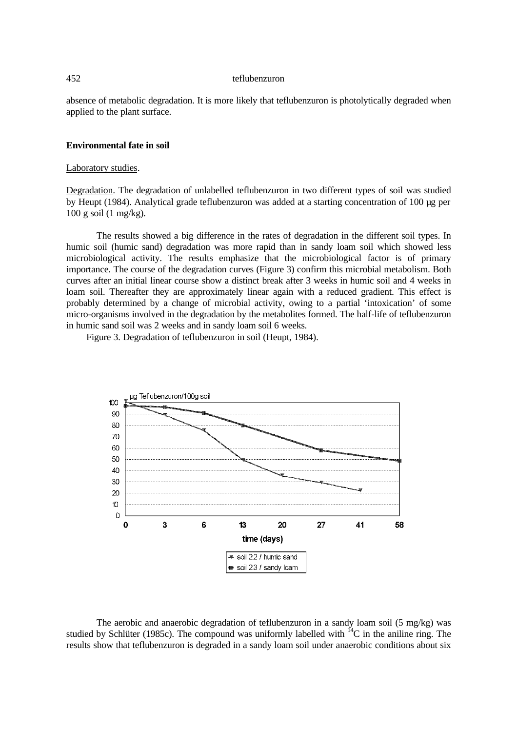absence of metabolic degradation. It is more likely that teflubenzuron is photolytically degraded when applied to the plant surface.

**Environmental fate in soil**

Laboratory studies.

Degradation. The degradation of unlabelled teflubenzuron in two different types of soil was studied by Heupt (1984). Analytical grade teflubenzuron was added at a starting concentration of 100 µg per 100 g soil (1 mg/kg).

The results showed a big difference in the rates of degradation in the different soil types. In humic soil (humic sand) degradation was more rapid than in sandy loam soil which showed less microbiological activity. The results emphasize that the microbiological factor is of primary importance. The course of the degradation curves (Figure 3) confirm this microbial metabolism. Both curves after an initial linear course show a distinct break after 3 weeks in humic soil and 4 weeks in loam soil. Thereafter they are approximately linear again with a reduced gradient. This effect is probably determined by a change of microbial activity, owing to a partial 'intoxication' of some micro-organisms involved in the degradation by the metabolites formed. The half-life of teflubenzuron in humic sand soil was 2 weeks and in sandy loam soil 6 weeks.

Figure 3. Degradation of teflubenzuron in soil (Heupt, 1984).

The aerobic and anaerobic degradation of teflubenzuron in a sandy loam soil (5 mg/kg) was studied by Schlüter (1985c). The compound was uniformly labelled with $^{14}C$ in the aniline ring. The results show that teflubenzuron is degraded in a sandy loam soil under anaerobic conditions about six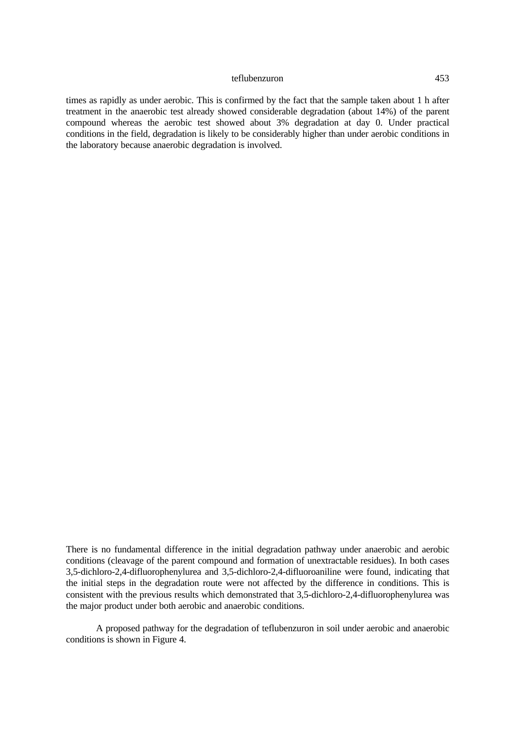times as rapidly as under aerobic. This is confirmed by the fact that the sample taken about 1 h after treatment in the anaerobic test already showed considerable degradation (about 14%) of the parent compound whereas the aerobic test showed about 3% degradation at day 0. Under practical conditions in the field, degradation is likely to be considerably higher than under aerobic conditions in the laboratory because anaerobic degradation is involved.

There is no fundamental difference in the initial degradation pathway under anaerobic and aerobic conditions (cleavage of the parent compound and formation of unextractable residues). In both cases 3,5-dichloro-2,4-difluorophenylurea and 3,5-dichloro-2,4-difluoroaniline were found, indicating that the initial steps in the degradation route were not affected by the difference in conditions. This is consistent with the previous results which demonstrated that 3,5-dichloro-2,4-difluorophenylurea was the major product under both aerobic and anaerobic conditions.

A proposed pathway for the degradation of teflubenzuron in soil under aerobic and anaerobic conditions is shown in Figure 4.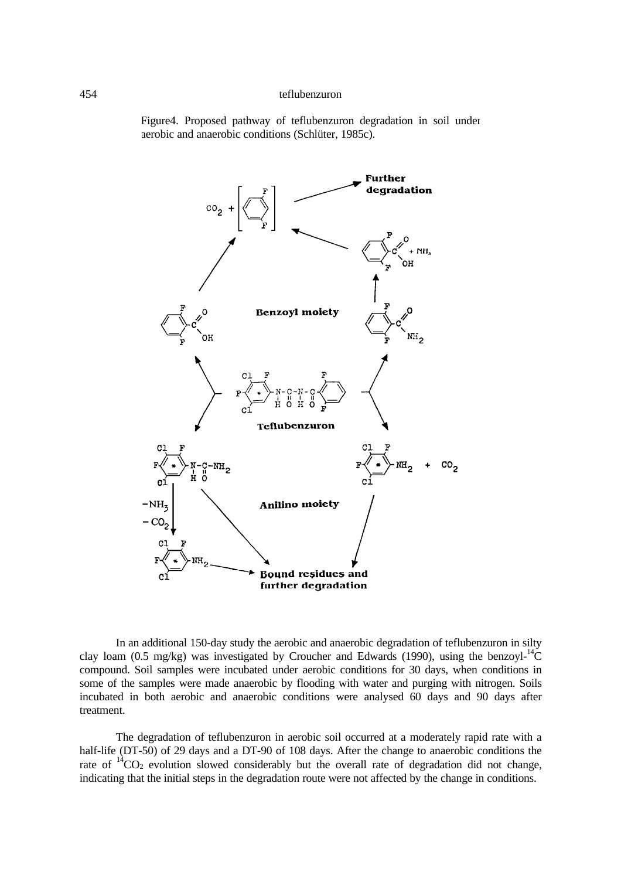Figure4. Proposed pathway of teflubenzuron degradation in soil under aerobic and anaerobic conditions (Schlüter, 1985c).

In an additional 150-day study the aerobic and anaerobic degradation of teflubenzuron in silty clay loam (0.5 mg/kg) was investigated by Croucher and Edwards (1990), using the benzoyl-$^{14}C$ compound. Soil samples were incubated under aerobic conditions for 30 days, when conditions in some of the samples were made anaerobic by flooding with water and purging with nitrogen. Soils incubated in both aerobic and anaerobic conditions were analysed 60 days and 90 days after treatment.

The degradation of teflubenzuron in aerobic soil occurred at a moderately rapid rate with a half-life (DT-50) of 29 days and a DT-90 of 108 days. After the change to anaerobic conditions the rate of $^{14}CO_2$ evolution slowed considerably but the overall rate of degradation did not change, indicating that the initial steps in the degradation route were not affected by the change in conditions.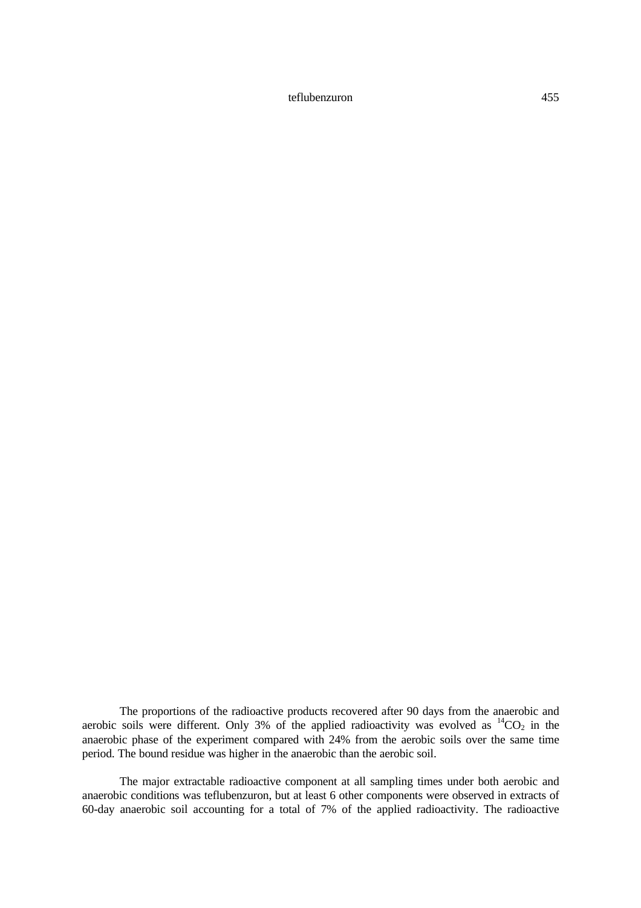The proportions of the radioactive products recovered after 90 days from the anaerobic and aerobic soils were different. Only 3% of the applied radioactivity was evolved as $^{14}CO_2$ in the anaerobic phase of the experiment compared with 24% from the aerobic soils over the same time period. The bound residue was higher in the anaerobic than the aerobic soil.

The major extractable radioactive component at all sampling times under both aerobic and anaerobic conditions was teflubenzuron, but at least 6 other components were observed in extracts of 60-day anaerobic soil accounting for a total of 7% of the applied radioactivity. The radioactive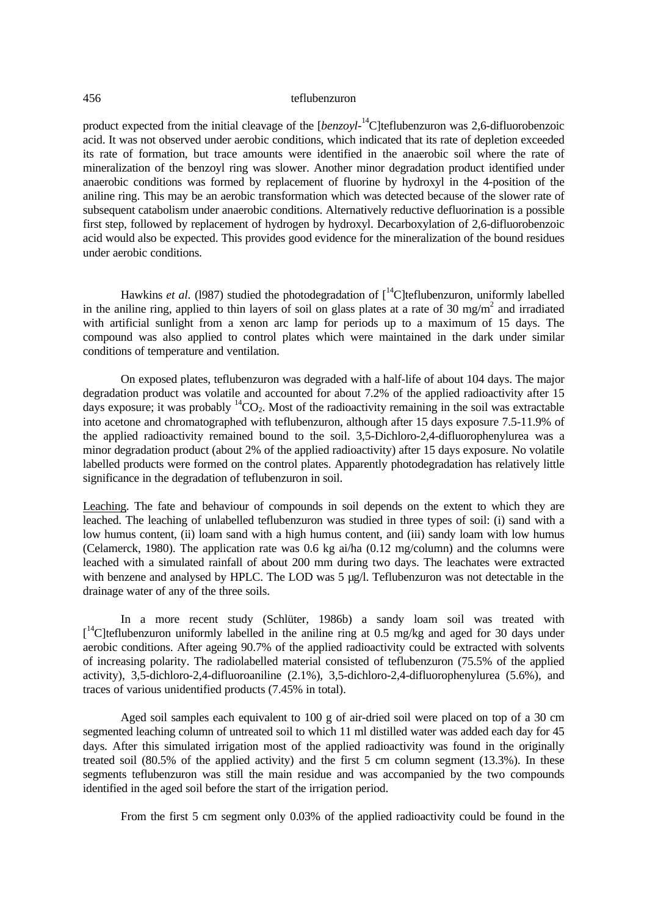product expected from the initial cleavage of the [*benzoyl*-$^{14}$C]teflubenzuron was 2,6-difluorobenzoic acid. It was not observed under aerobic conditions, which indicated that its rate of depletion exceeded its rate of formation, but trace amounts were identified in the anaerobic soil where the rate of mineralization of the benzoyl ring was slower. Another minor degradation product identified under anaerobic conditions was formed by replacement of fluorine by hydroxyl in the 4-position of the aniline ring. This may be an aerobic transformation which was detected because of the slower rate of subsequent catabolism under anaerobic conditions. Alternatively reductive defluorination is a possible first step, followed by replacement of hydrogen by hydroxyl. Decarboxylation of 2,6-difluorobenzoic acid would also be expected. This provides good evidence for the mineralization of the bound residues under aerobic conditions.

Hawkins *et al*. (l987) studied the photodegradation of [$^{14}$C]teflubenzuron, uniformly labelled in the aniline ring, applied to thin layers of soil on glass plates at a rate of 30 mg/m$^2$ and irradiated with artificial sunlight from a xenon arc lamp for periods up to a maximum of 15 days. The compound was also applied to control plates which were maintained in the dark under similar conditions of temperature and ventilation.

On exposed plates, teflubenzuron was degraded with a half-life of about 104 days. The major degradation product was volatile and accounted for about 7.2% of the applied radioactivity after 15 days exposure; it was probably $^{14}CO_2$. Most of the radioactivity remaining in the soil was extractable into acetone and chromatographed with teflubenzuron, although after 15 days exposure 7.5-11.9% of the applied radioactivity remained bound to the soil. 3,5-Dichloro-2,4-difluorophenylurea was a minor degradation product (about 2% of the applied radioactivity) after 15 days exposure. No volatile labelled products were formed on the control plates. Apparently photodegradation has relatively little significance in the degradation of teflubenzuron in soil.

<u>Leaching</u>. The fate and behaviour of compounds in soil depends on the extent to which they are leached. The leaching of unlabelled teflubenzuron was studied in three types of soil: (i) sand with a low humus content, (ii) loam sand with a high humus content, and (iii) sandy loam with low humus (Celamerck, 1980). The application rate was 0.6 kg ai/ha (0.12 mg/column) and the columns were leached with a simulated rainfall of about 200 mm during two days. The leachates were extracted with benzene and analysed by HPLC. The LOD was 5 µg/l. Teflubenzuron was not detectable in the drainage water of any of the three soils.

In a more recent study (Schlüter, 1986b) a sandy loam soil was treated with [$^{14}$C]teflubenzuron uniformly labelled in the aniline ring at 0.5 mg/kg and aged for 30 days under aerobic conditions. After ageing 90.7% of the applied radioactivity could be extracted with solvents of increasing polarity. The radiolabelled material consisted of teflubenzuron (75.5% of the applied activity), 3,5-dichloro-2,4-difluoroaniline (2.1%), 3,5-dichloro-2,4-difluorophenylurea (5.6%), and traces of various unidentified products (7.45% in total).

Aged soil samples each equivalent to 100 g of air-dried soil were placed on top of a 30 cm segmented leaching column of untreated soil to which 11 ml distilled water was added each day for 45 days. After this simulated irrigation most of the applied radioactivity was found in the originally treated soil (80.5% of the applied activity) and the first 5 cm column segment (13.3%). In these segments teflubenzuron was still the main residue and was accompanied by the two compounds identified in the aged soil before the start of the irrigation period.

From the first 5 cm segment only 0.03% of the applied radioactivity could be found in the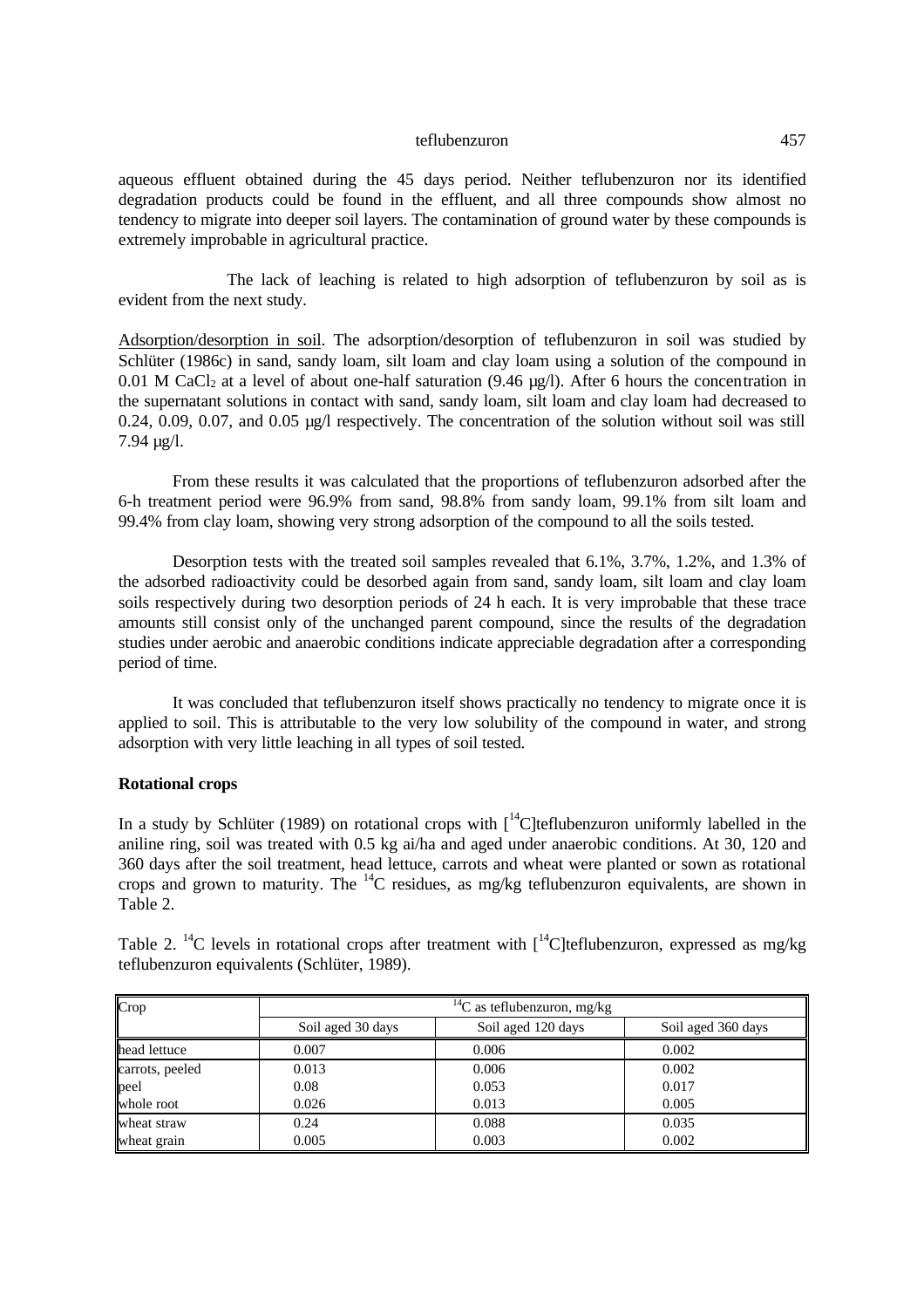aqueous effluent obtained during the 45 days period. Neither teflubenzuron nor its identified degradation products could be found in the effluent, and all three compounds show almost no tendency to migrate into deeper soil layers. The contamination of ground water by these compounds is extremely improbable in agricultural practice.

The lack of leaching is related to high adsorption of teflubenzuron by soil as is evident from the next study.

Adsorption/desorption in soil. The adsorption/desorption of teflubenzuron in soil was studied by Schlüter (1986c) in sand, sandy loam, silt loam and clay loam using a solution of the compound in 0.01 M $CaCl_2$ at a level of about one-half saturation (9.46 µg/l). After 6 hours the concentration in the supernatant solutions in contact with sand, sandy loam, silt loam and clay loam had decreased to 0.24, 0.09, 0.07, and 0.05 µg/l respectively. The concentration of the solution without soil was still 7.94 µg/l.

From these results it was calculated that the proportions of teflubenzuron adsorbed after the 6-h treatment period were 96.9% from sand, 98.8% from sandy loam, 99.1% from silt loam and 99.4% from clay loam, showing very strong adsorption of the compound to all the soils tested.

Desorption tests with the treated soil samples revealed that 6.1%, 3.7%, 1.2%, and 1.3% of the adsorbed radioactivity could be desorbed again from sand, sandy loam, silt loam and clay loam soils respectively during two desorption periods of 24 h each. It is very improbable that these trace amounts still consist only of the unchanged parent compound, since the results of the degradation studies under aerobic and anaerobic conditions indicate appreciable degradation after a corresponding period of time.

It was concluded that teflubenzuron itself shows practically no tendency to migrate once it is applied to soil. This is attributable to the very low solubility of the compound in water, and strong adsorption with very little leaching in all types of soil tested.

**Rotational crops**

In a study by Schlüter (1989) on rotational crops with [$^{14}$C]teflubenzuron uniformly labelled in the aniline ring, soil was treated with 0.5 kg ai/ha and aged under anaerobic conditions. At 30, 120 and 360 days after the soil treatment, head lettuce, carrots and wheat were planted or sown as rotational crops and grown to maturity. The $^{14}$C residues, as mg/kg teflubenzuron equivalents, are shown in Table 2.

Table 2. $^{14}$C levels in rotational crops after treatment with [$^{14}$C]teflubenzuron, expressed as mg/kg teflubenzuron equivalents (Schlüter, 1989).

| Crop | $^{14}$C as teflubenzuron, mg/kg | | |
|---|---|---|---|
| | Soil aged 30 days | Soil aged 120 days | Soil aged 360 days |
| head lettuce | 0.007 | 0.006 | 0.002 |
| carrots, peeled | 0.013 | 0.006 | 0.002 |
| peel | 0.08 | 0.053 | 0.017 |
| whole root | 0.026 | 0.013 | 0.005 |
| wheat straw | 0.24 | 0.088 | 0.035 |
| wheat grain | 0.005 | 0.003 | 0.002 |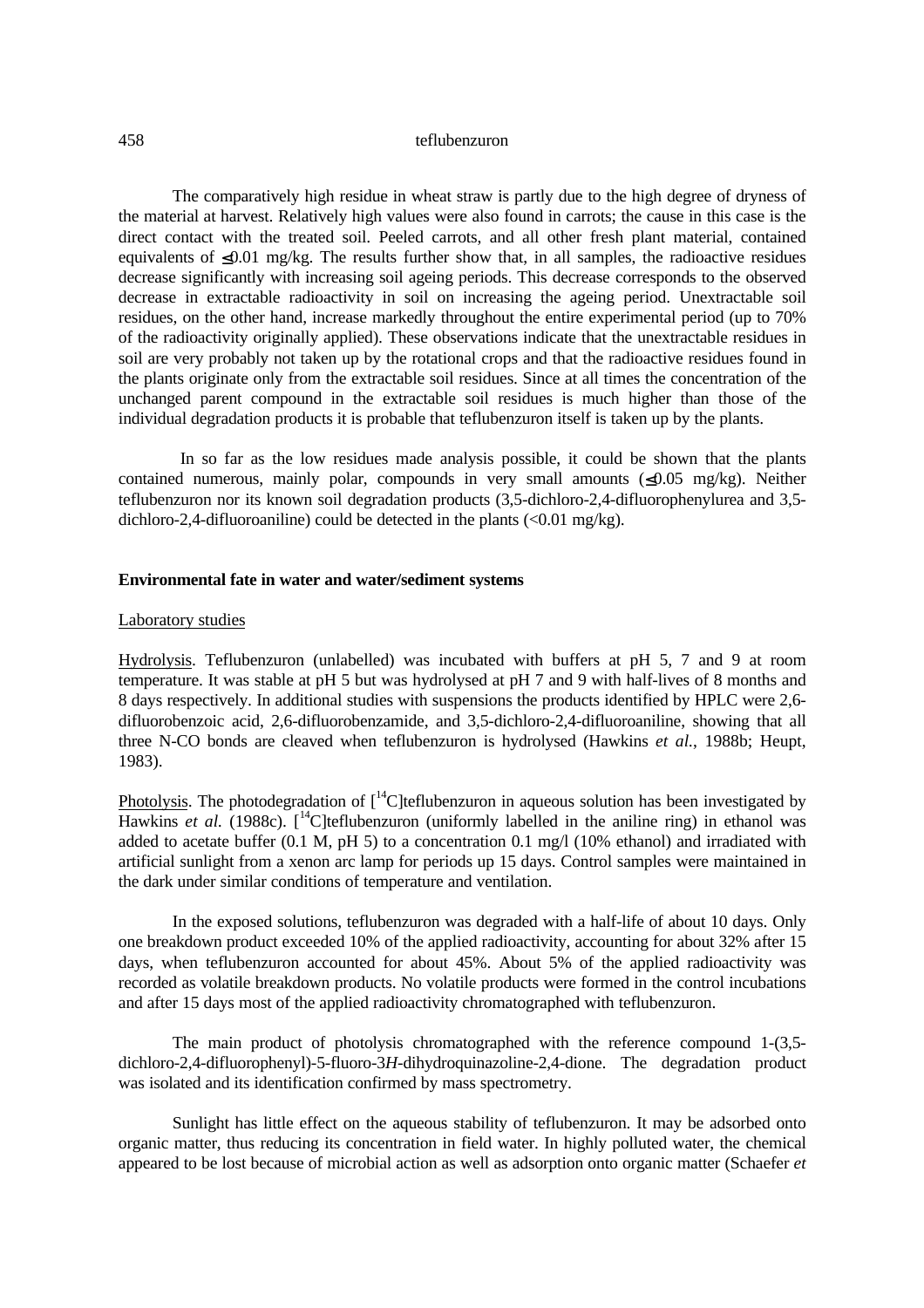The comparatively high residue in wheat straw is partly due to the high degree of dryness of the material at harvest. Relatively high values were also found in carrots; the cause in this case is the direct contact with the treated soil. Peeled carrots, and all other fresh plant material, contained equivalents of ≤0.01 mg/kg. The results further show that, in all samples, the radioactive residues decrease significantly with increasing soil ageing periods. This decrease corresponds to the observed decrease in extractable radioactivity in soil on increasing the ageing period. Unextractable soil residues, on the other hand, increase markedly throughout the entire experimental period (up to 70% of the radioactivity originally applied). These observations indicate that the unextractable residues in soil are very probably not taken up by the rotational crops and that the radioactive residues found in the plants originate only from the extractable soil residues. Since at all times the concentration of the unchanged parent compound in the extractable soil residues is much higher than those of the individual degradation products it is probable that teflubenzuron itself is taken up by the plants.

In so far as the low residues made analysis possible, it could be shown that the plants contained numerous, mainly polar, compounds in very small amounts (≤0.05 mg/kg). Neither teflubenzuron nor its known soil degradation products (3,5-dichloro-2,4-difluorophenylurea and 3,5-dichloro-2,4-difluoroaniline) could be detected in the plants (<0.01 mg/kg).

**Environmental fate in water and water/sediment systems**

Laboratory studies

Hydrolysis. Teflubenzuron (unlabelled) was incubated with buffers at pH 5, 7 and 9 at room temperature. It was stable at pH 5 but was hydrolysed at pH 7 and 9 with half-lives of 8 months and 8 days respectively. In additional studies with suspensions the products identified by HPLC were 2,6-difluorobenzoic acid, 2,6-difluorobenzamide, and 3,5-dichloro-2,4-difluoroaniline, showing that all three N-CO bonds are cleaved when teflubenzuron is hydrolysed (Hawkins *et al.*, 1988b; Heupt, 1983).

Photolysis. The photodegradation of [$^{14}$C]teflubenzuron in aqueous solution has been investigated by Hawkins *et al.* (1988c). [$^{14}$C]teflubenzuron (uniformly labelled in the aniline ring) in ethanol was added to acetate buffer (0.1 M, pH 5) to a concentration 0.1 mg/l (10% ethanol) and irradiated with artificial sunlight from a xenon arc lamp for periods up 15 days. Control samples were maintained in the dark under similar conditions of temperature and ventilation.

In the exposed solutions, teflubenzuron was degraded with a half-life of about 10 days. Only one breakdown product exceeded 10% of the applied radioactivity, accounting for about 32% after 15 days, when teflubenzuron accounted for about 45%. About 5% of the applied radioactivity was recorded as volatile breakdown products. No volatile products were formed in the control incubations and after 15 days most of the applied radioactivity chromatographed with teflubenzuron.

The main product of photolysis chromatographed with the reference compound 1-(3,5-dichloro-2,4-difluorophenyl)-5-fluoro-3*H*-dihydroquinazoline-2,4-dione. The degradation product was isolated and its identification confirmed by mass spectrometry.

Sunlight has little effect on the aqueous stability of teflubenzuron. It may be adsorbed onto organic matter, thus reducing its concentration in field water. In highly polluted water, the chemical appeared to be lost because of microbial action as well as adsorption onto organic matter (Schaefer *et*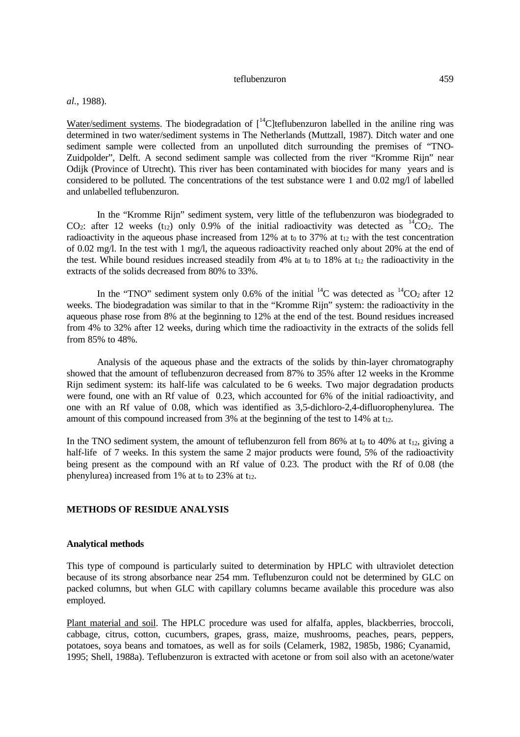*al.*, 1988).

Water/sediment systems. The biodegradation of [$^{14}$C]teflubenzuron labelled in the aniline ring was determined in two water/sediment systems in The Netherlands (Muttzall, 1987). Ditch water and one sediment sample were collected from an unpolluted ditch surrounding the premises of "TNO-Zuidpolder", Delft. A second sediment sample was collected from the river "Kromme Rijn" near Odijk (Province of Utrecht). This river has been contaminated with biocides for many years and is considered to be polluted. The concentrations of the test substance were 1 and 0.02 mg/l of labelled and unlabelled teflubenzuron.

In the "Kromme Rijn" sediment system, very little of the teflubenzuron was biodegraded to $CO_2$: after 12 weeks ($t_{12}$) only 0.9% of the initial radioactivity was detected as $^{14}CO_2$. The radioactivity in the aqueous phase increased from 12% at $t_0$ to 37% at $t_{12}$ with the test concentration of 0.02 mg/l. In the test with 1 mg/l, the aqueous radioactivity reached only about 20% at the end of the test. While bound residues increased steadily from 4% at $t_0$ to 18% at $t_{12}$ the radioactivity in the extracts of the solids decreased from 80% to 33%.

In the "TNO" sediment system only 0.6% of the initial $^{14}$C was detected as $^{14}CO_2$ after 12 weeks. The biodegradation was similar to that in the "Kromme Rijn" system: the radioactivity in the aqueous phase rose from 8% at the beginning to 12% at the end of the test. Bound residues increased from 4% to 32% after 12 weeks, during which time the radioactivity in the extracts of the solids fell from 85% to 48%.

Analysis of the aqueous phase and the extracts of the solids by thin-layer chromatography showed that the amount of teflubenzuron decreased from 87% to 35% after 12 weeks in the Kromme Rijn sediment system: its half-life was calculated to be 6 weeks. Two major degradation products were found, one with an Rf value of 0.23, which accounted for 6% of the initial radioactivity, and one with an Rf value of 0.08, which was identified as 3,5-dichloro-2,4-difluorophenylurea. The amount of this compound increased from 3% at the beginning of the test to 14% at $t_{12}$.

In the TNO sediment system, the amount of teflubenzuron fell from 86% at $t_0$ to 40% at $t_{12}$, giving a half-life of 7 weeks. In this system the same 2 major products were found, 5% of the radioactivity being present as the compound with an Rf value of 0.23. The product with the Rf of 0.08 (the phenylurea) increased from 1% at $t_0$ to 23% at $t_{12}$.

## METHODS OF RESIDUE ANALYSIS

### Analytical methods

This type of compound is particularly suited to determination by HPLC with ultraviolet detection because of its strong absorbance near 254 mm. Teflubenzuron could not be determined by GLC on packed columns, but when GLC with capillary columns became available this procedure was also employed.

Plant material and soil. The HPLC procedure was used for alfalfa, apples, blackberries, broccoli, cabbage, citrus, cotton, cucumbers, grapes, grass, maize, mushrooms, peaches, pears, peppers, potatoes, soya beans and tomatoes, as well as for soils (Celamerk, 1982, 1985b, 1986; Cyanamid, 1995; Shell, 1988a). Teflubenzuron is extracted with acetone or from soil also with an acetone/water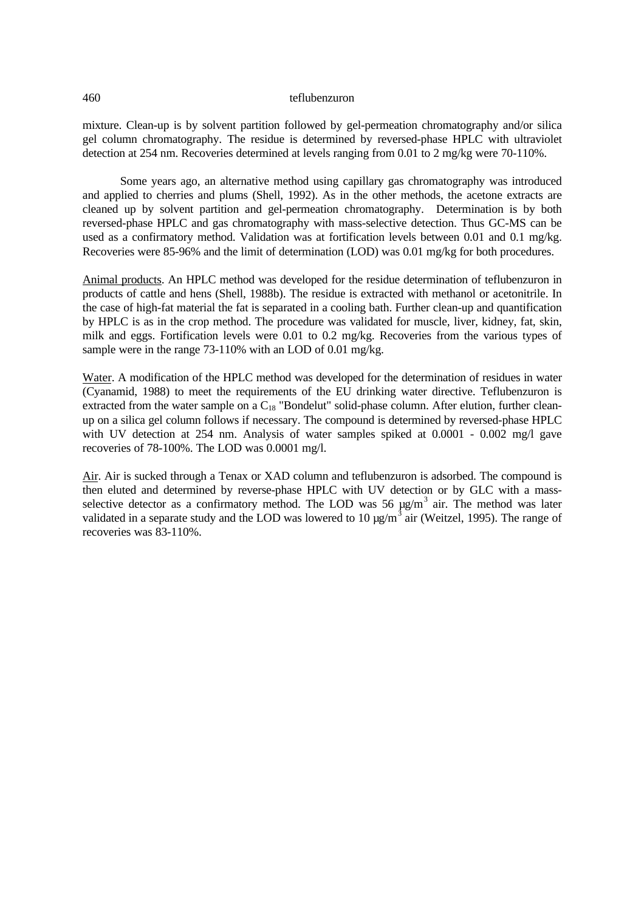mixture. Clean-up is by solvent partition followed by gel-permeation chromatography and/or silica gel column chromatography. The residue is determined by reversed-phase HPLC with ultraviolet detection at 254 nm. Recoveries determined at levels ranging from 0.01 to 2 mg/kg were 70-110%.

Some years ago, an alternative method using capillary gas chromatography was introduced and applied to cherries and plums (Shell, 1992). As in the other methods, the acetone extracts are cleaned up by solvent partition and gel-permeation chromatography. Determination is by both reversed-phase HPLC and gas chromatography with mass-selective detection. Thus GC-MS can be used as a confirmatory method. Validation was at fortification levels between 0.01 and 0.1 mg/kg. Recoveries were 85-96% and the limit of determination (LOD) was 0.01 mg/kg for both procedures.

Animal products. An HPLC method was developed for the residue determination of teflubenzuron in products of cattle and hens (Shell, 1988b). The residue is extracted with methanol or acetonitrile. In the case of high-fat material the fat is separated in a cooling bath. Further clean-up and quantification by HPLC is as in the crop method. The procedure was validated for muscle, liver, kidney, fat, skin, milk and eggs. Fortification levels were 0.01 to 0.2 mg/kg. Recoveries from the various types of sample were in the range 73-110% with an LOD of 0.01 mg/kg.

Water. A modification of the HPLC method was developed for the determination of residues in water (Cyanamid, 1988) to meet the requirements of the EU drinking water directive. Teflubenzuron is extracted from the water sample on a $C_{18}$ "Bondelut" solid-phase column. After elution, further clean-up on a silica gel column follows if necessary. The compound is determined by reversed-phase HPLC with UV detection at 254 nm. Analysis of water samples spiked at 0.0001 - 0.002 mg/l gave recoveries of 78-100%. The LOD was 0.0001 mg/l.

Air. Air is sucked through a Tenax or XAD column and teflubenzuron is adsorbed. The compound is then eluted and determined by reverse-phase HPLC with UV detection or by GLC with a mass-selective detector as a confirmatory method. The LOD was 56 $\mu g/m^3$ air. The method was later validated in a separate study and the LOD was lowered to 10 $\mu g/m^3$ air (Weitzel, 1995). The range of recoveries was 83-110%.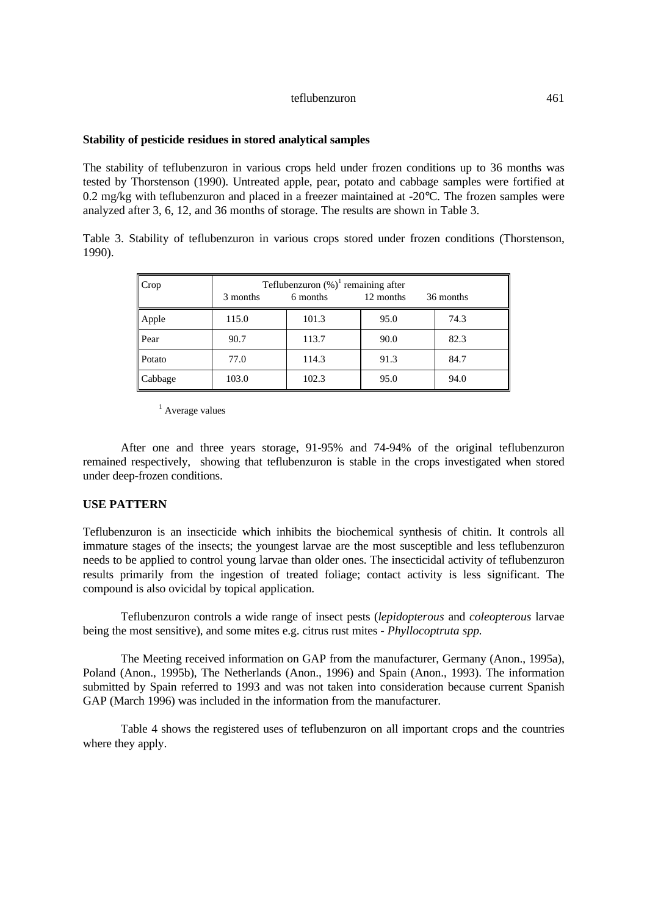**Stability of pesticide residues in stored analytical samples**

The stability of teflubenzuron in various crops held under frozen conditions up to 36 months was tested by Thorstenson (1990). Untreated apple, pear, potato and cabbage samples were fortified at 0.2 mg/kg with teflubenzuron and placed in a freezer maintained at -20°C. The frozen samples were analyzed after 3, 6, 12, and 36 months of storage. The results are shown in Table 3.

Table 3. Stability of teflubenzuron in various crops stored under frozen conditions (Thorstenson, 1990).

| Crop | Teflubenzuron (%)[1] remaining after | | | |
|---|---|---|---|---|
| | 3 months | 6 months | 12 months | 36 months |
| Apple | 115.0 | 101.3 | 95.0 | 74.3 |
| Pear | 90.7 | 113.7 | 90.0 | 82.3 |
| Potato | 77.0 | 114.3 | 91.3 | 84.7 |
| Cabbage | 103.0 | 102.3 | 95.0 | 94.0 |

[1] Average values

After one and three years storage, 91-95% and 74-94% of the original teflubenzuron remained respectively, showing that teflubenzuron is stable in the crops investigated when stored under deep-frozen conditions.

**USE PATTERN**

Teflubenzuron is an insecticide which inhibits the biochemical synthesis of chitin. It controls all immature stages of the insects; the youngest larvae are the most susceptible and less teflubenzuron needs to be applied to control young larvae than older ones. The insecticidal activity of teflubenzuron results primarily from the ingestion of treated foliage; contact activity is less significant. The compound is also ovicidal by topical application.

Teflubenzuron controls a wide range of insect pests (*lepidopterous* and *coleopterous* larvae being the most sensitive), and some mites e.g. citrus rust mites - *Phyllocoptruta spp.*

The Meeting received information on GAP from the manufacturer, Germany (Anon., 1995a), Poland (Anon., 1995b), The Netherlands (Anon., 1996) and Spain (Anon., 1993). The information submitted by Spain referred to 1993 and was not taken into consideration because current Spanish GAP (March 1996) was included in the information from the manufacturer.

Table 4 shows the registered uses of teflubenzuron on all important crops and the countries where they apply.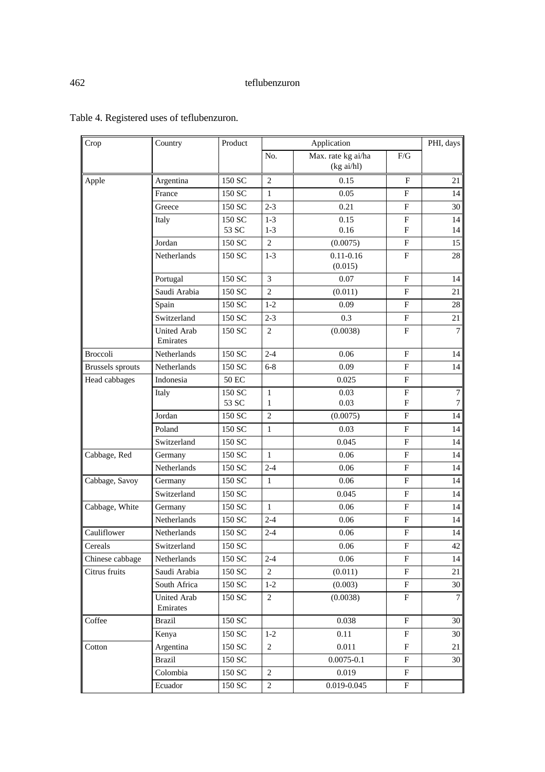Table 4. Registered uses of teflubenzuron.

| Crop | Country | Product | Application | | | PHI, days |
|---|---|---|---|---|---|---|
| | | | No. | Max. rate kg ai/ha (kg ai/hl) | F/G | |
| Apple | Argentina | 150 SC | 2 | 0.15 | F | 21 |
| | France | 150 SC | 1 | 0.05 | F | 14 |
| | Greece | 150 SC | 2-3 | 0.21 | F | 30 |
| | Italy | 150 SC<br>53 SC | 1-3<br>1-3 | 0.15<br>0.16 | F<br>F | 14<br>14 |
| | Jordan | 150 SC | 2 | (0.0075) | F | 15 |
| | Netherlands | 150 SC | 1-3 | 0.11-0.16<br>(0.015) | F | 28 |
| | Portugal | 150 SC | 3 | 0.07 | F | 14 |
| | Saudi Arabia | 150 SC | 2 | (0.011) | F | 21 |
| | Spain | 150 SC | 1-2 | 0.09 | F | 28 |
| | Switzerland | 150 SC | 2-3 | 0.3 | F | 21 |
| | United Arab Emirates | 150 SC | 2 | (0.0038) | F | 7 |
| Broccoli | Netherlands | 150 SC | 2-4 | 0.06 | F | 14 |
| Brussels sprouts | Netherlands | 150 SC | 6-8 | 0.09 | F | 14 |
| Head cabbages | Indonesia | 50 EC | | 0.025 | F | |
| | Italy | 150 SC<br>53 SC | 1<br>1 | 0.03<br>0.03 | F<br>F | 7<br>7 |
| | Jordan | 150 SC | 2 | (0.0075) | F | 14 |
| | Poland | 150 SC | 1 | 0.03 | F | 14 |
| | Switzerland | 150 SC | | 0.045 | F | 14 |
| Cabbage, Red | Germany | 150 SC | 1 | 0.06 | F | 14 |
| | Netherlands | 150 SC | 2-4 | 0.06 | F | 14 |
| Cabbage, Savoy | Germany | 150 SC | 1 | 0.06 | F | 14 |
| | Switzerland | 150 SC | | 0.045 | F | 14 |
| Cabbage, White | Germany | 150 SC | 1 | 0.06 | F | 14 |
| | Netherlands | 150 SC | 2-4 | 0.06 | F | 14 |
| Cauliflower | Netherlands | 150 SC | 2-4 | 0.06 | F | 14 |
| Cereals | Switzerland | 150 SC | | 0.06 | F | 42 |
| Chinese cabbage | Netherlands | 150 SC | 2-4 | 0.06 | F | 14 |
| Citrus fruits | Saudi Arabia | 150 SC | 2 | (0.011) | F | 21 |
| | South Africa | 150 SC | 1-2 | (0.003) | F | 30 |
| | United Arab Emirates | 150 SC | 2 | (0.0038) | F | 7 |
| Coffee | Brazil | 150 SC | | 0.038 | F | 30 |
| | Kenya | 150 SC | 1-2 | 0.11 | F | 30 |
| Cotton | Argentina | 150 SC | 2 | 0.011 | F | 21 |
| | Brazil | 150 SC | | 0.0075-0.1 | F | 30 |
| | Colombia | 150 SC | 2 | 0.019 | F | |
| | Ecuador | 150 SC | 2 | 0.019-0.045 | F | |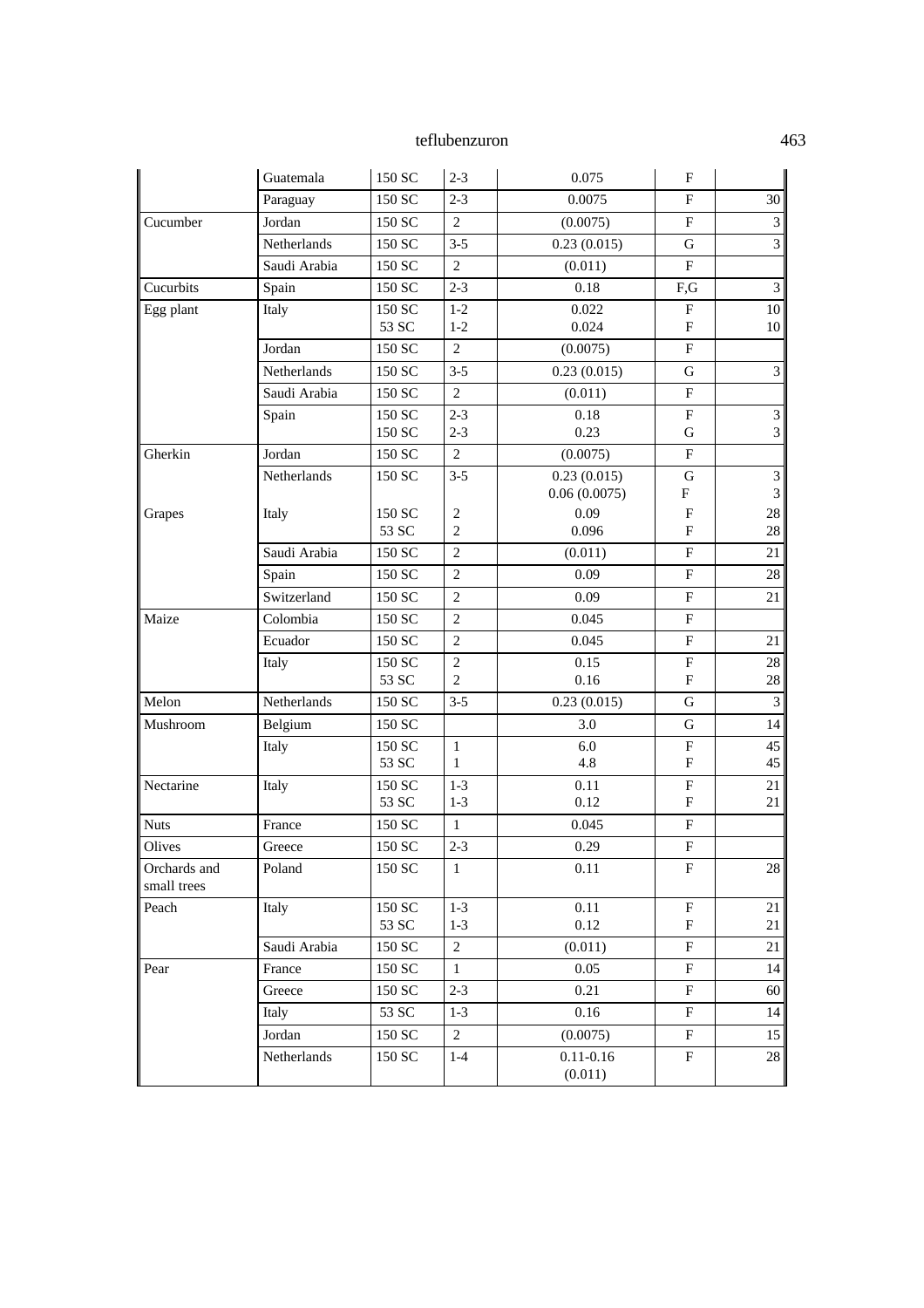| | | | | | | |
|---|---|---|---|---|---|---|
| | Guatemala | 150 SC | 2-3 | 0.075 | F | |
| | Paraguay | 150 SC | 2-3 | 0.0075 | F | 30 |
| Cucumber | Jordan | 150 SC | 2 | (0.0075) | F | 3 |
| | Netherlands | 150 SC | 3-5 | 0.23 (0.015) | G | 3 |
| | Saudi Arabia | 150 SC | 2 | (0.011) | F | |
| Cucurbits | Spain | 150 SC | 2-3 | 0.18 | F,G | 3 |
| Egg plant | Italy | 150 SC<br>53 SC | 1-2<br>1-2 | 0.022<br>0.024 | F<br>F | 10<br>10 |
| | Jordan | 150 SC | 2 | (0.0075) | F | |
| | Netherlands | 150 SC | 3-5 | 0.23 (0.015) | G | 3 |
| | Saudi Arabia | 150 SC | 2 | (0.011) | F | |
| | Spain | 150 SC<br>150 SC | 2-3<br>2-3 | 0.18<br>0.23 | F<br>G | 3<br>3 |
| Gherkin | Jordan | 150 SC | 2 | (0.0075) | F | |
| | Netherlands | 150 SC | 3-5 | 0.23 (0.015)<br>0.06 (0.0075) | G<br>F | 3<br>3 |
| Grapes | Italy | 150 SC<br>53 SC | 2<br>2 | 0.09<br>0.096 | F<br>F | 28<br>28 |
| | Saudi Arabia | 150 SC | 2 | (0.011) | F | 21 |
| | Spain | 150 SC | 2 | 0.09 | F | 28 |
| | Switzerland | 150 SC | 2 | 0.09 | F | 21 |
| Maize | Colombia | 150 SC | 2 | 0.045 | F | |
| | Ecuador | 150 SC | 2 | 0.045 | F | 21 |
| | Italy | 150 SC<br>53 SC | 2<br>2 | 0.15<br>0.16 | F<br>F | 28<br>28 |
| Melon | Netherlands | 150 SC | 3-5 | 0.23 (0.015) | G | 3 |
| Mushroom | Belgium | 150 SC | | 3.0 | G | 14 |
| | Italy | 150 SC<br>53 SC | 1<br>1 | 6.0<br>4.8 | F<br>F | 45<br>45 |
| Nectarine | Italy | 150 SC<br>53 SC | 1-3<br>1-3 | 0.11<br>0.12 | F<br>F | 21<br>21 |
| Nuts | France | 150 SC | 1 | 0.045 | F | |
| Olives | Greece | 150 SC | 2-3 | 0.29 | F | |
| Orchards and small trees | Poland | 150 SC | 1 | 0.11 | F | 28 |
| Peach | Italy | 150 SC<br>53 SC | 1-3<br>1-3 | 0.11<br>0.12 | F<br>F | 21<br>21 |
| | Saudi Arabia | 150 SC | 2 | (0.011) | F | 21 |
| Pear | France | 150 SC | 1 | 0.05 | F | 14 |
| | Greece | 150 SC | 2-3 | 0.21 | F | 60 |
| | Italy | 53 SC | 1-3 | 0.16 | F | 14 |
| | Jordan | 150 SC | 2 | (0.0075) | F | 15 |
| | Netherlands | 150 SC | 1-4 | 0.11-0.16<br>(0.011) | F | 28 |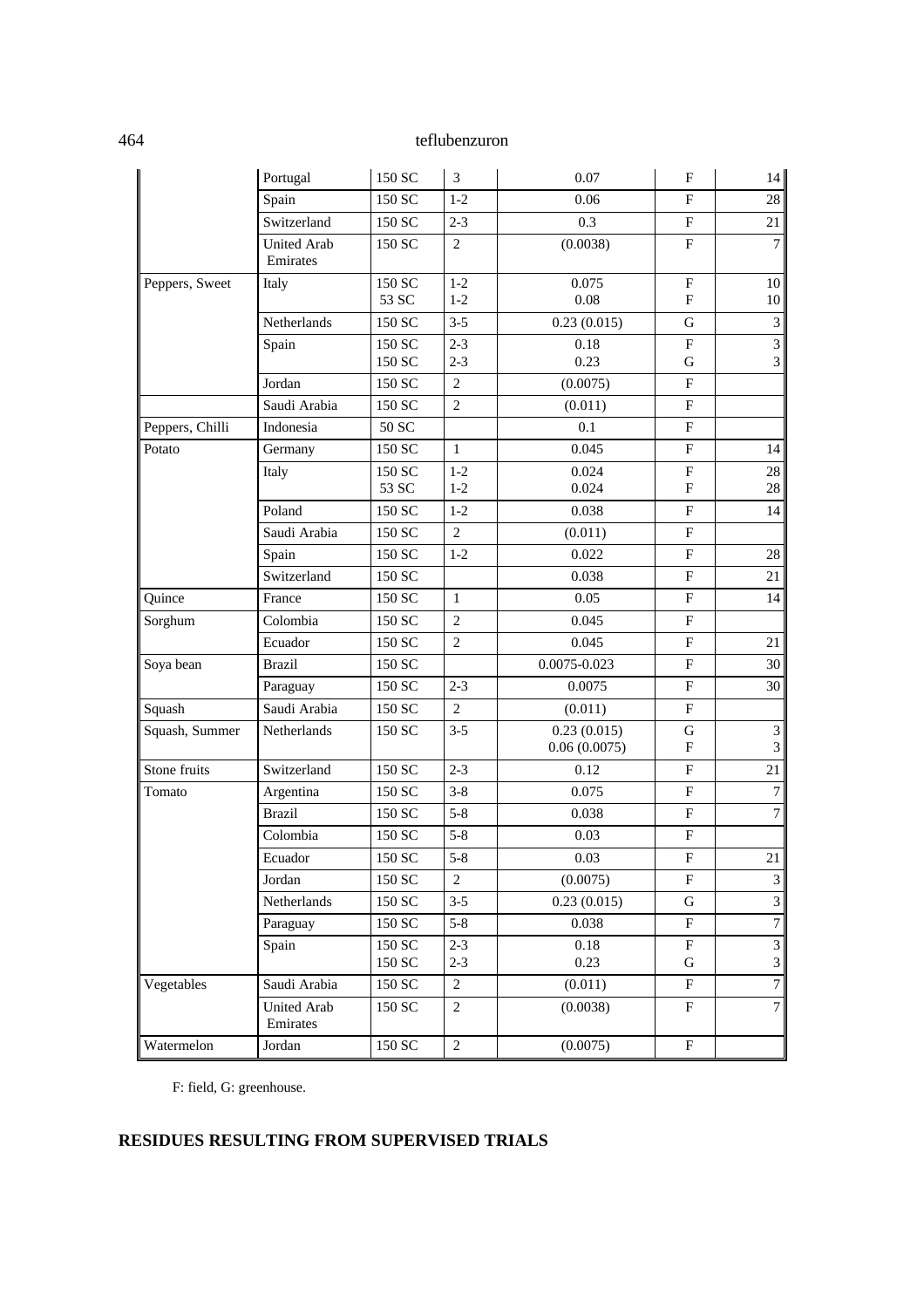| | | | | | | |
|---|---|---|---|---|---|---|
| | Portugal | 150 SC | 3 | 0.07 | F | 14 |
| | Spain | 150 SC | 1-2 | 0.06 | F | 28 |
| | Switzerland | 150 SC | 2-3 | 0.3 | F | 21 |
| | United Arab Emirates | 150 SC | 2 | (0.0038) | F | 7 |
| Peppers, Sweet | Italy | 150 SC<br>53 SC | 1-2<br>1-2 | 0.075<br>0.08 | F<br>F | 10<br>10 |
| | Netherlands | 150 SC | 3-5 | 0.23 (0.015) | G | 3 |
| | Spain | 150 SC<br>150 SC | 2-3<br>2-3 | 0.18<br>0.23 | F<br>G | 3<br>3 |
| | Jordan | 150 SC | 2 | (0.0075) | F | |
| | Saudi Arabia | 150 SC | 2 | (0.011) | F | |
| Peppers, Chilli | Indonesia | 50 SC | | 0.1 | F | |
| Potato | Germany | 150 SC | 1 | 0.045 | F | 14 |
| | Italy | 150 SC<br>53 SC | 1-2<br>1-2 | 0.024<br>0.024 | F<br>F | 28<br>28 |
| | Poland | 150 SC | 1-2 | 0.038 | F | 14 |
| | Saudi Arabia | 150 SC | 2 | (0.011) | F | |
| | Spain | 150 SC | 1-2 | 0.022 | F | 28 |
| | Switzerland | 150 SC | | 0.038 | F | 21 |
| Quince | France | 150 SC | 1 | 0.05 | F | 14 |
| Sorghum | Colombia | 150 SC | 2 | 0.045 | F | |
| | Ecuador | 150 SC | 2 | 0.045 | F | 21 |
| Soya bean | Brazil | 150 SC | | 0.0075-0.023 | F | 30 |
| | Paraguay | 150 SC | 2-3 | 0.0075 | F | 30 |
| Squash | Saudi Arabia | 150 SC | 2 | (0.011) | F | |
| Squash, Summer | Netherlands | 150 SC | 3-5 | 0.23 (0.015)<br>0.06 (0.0075) | G<br>F | 3<br>3 |
| Stone fruits | Switzerland | 150 SC | 2-3 | 0.12 | F | 21 |
| Tomato | Argentina | 150 SC | 3-8 | 0.075 | F | 7 |
| | Brazil | 150 SC | 5-8 | 0.038 | F | 7 |
| | Colombia | 150 SC | 5-8 | 0.03 | F | |
| | Ecuador | 150 SC | 5-8 | 0.03 | F | 21 |
| | Jordan | 150 SC | 2 | (0.0075) | F | 3 |
| | Netherlands | 150 SC | 3-5 | 0.23 (0.015) | G | 3 |
| | Paraguay | 150 SC | 5-8 | 0.038 | F | 7 |
| | Spain | 150 SC<br>150 SC | 2-3<br>2-3 | 0.18<br>0.23 | F<br>G | 3<br>3 |
| Vegetables | Saudi Arabia | 150 SC | 2 | (0.011) | F | 7 |
| | United Arab Emirates | 150 SC | 2 | (0.0038) | F | 7 |
| Watermelon | Jordan | 150 SC | 2 | (0.0075) | F | |

F: field, G: greenhouse.

## RESIDUES RESULTING FROM SUPERVISED TRIALS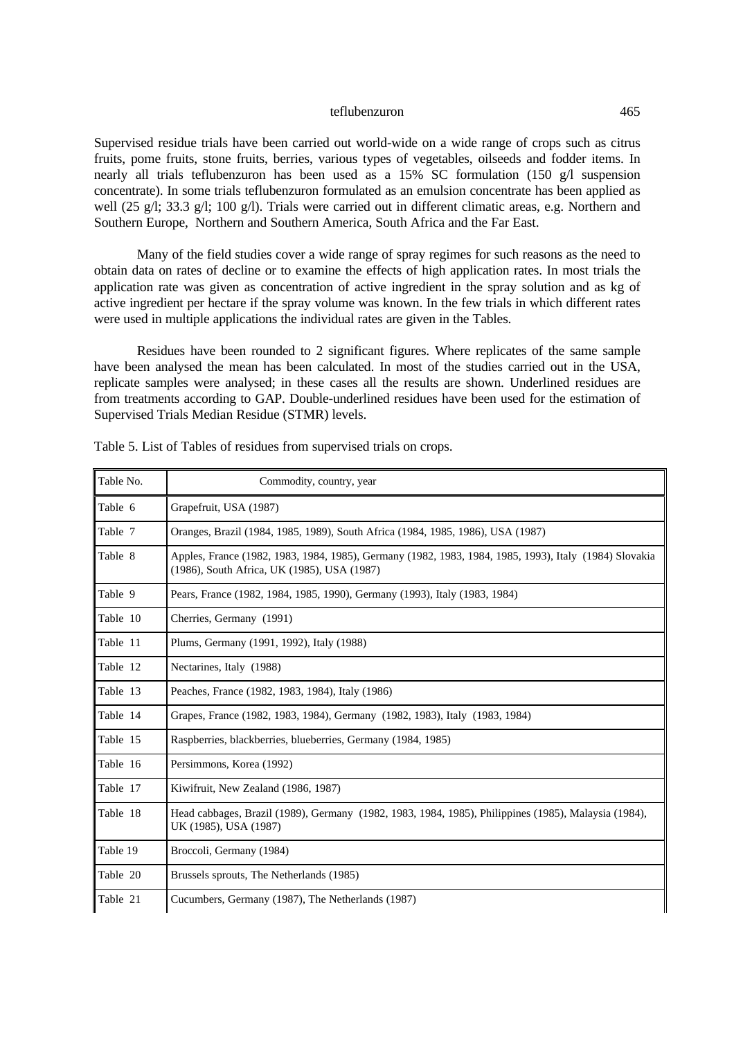Supervised residue trials have been carried out world-wide on a wide range of crops such as citrus fruits, pome fruits, stone fruits, berries, various types of vegetables, oilseeds and fodder items. In nearly all trials teflubenzuron has been used as a 15% SC formulation (150 g/l suspension concentrate). In some trials teflubenzuron formulated as an emulsion concentrate has been applied as well (25 g/l; 33.3 g/l; 100 g/l). Trials were carried out in different climatic areas, e.g. Northern and Southern Europe, Northern and Southern America, South Africa and the Far East.

Many of the field studies cover a wide range of spray regimes for such reasons as the need to obtain data on rates of decline or to examine the effects of high application rates. In most trials the application rate was given as concentration of active ingredient in the spray solution and as kg of active ingredient per hectare if the spray volume was known. In the few trials in which different rates were used in multiple applications the individual rates are given in the Tables.

Residues have been rounded to 2 significant figures. Where replicates of the same sample have been analysed the mean has been calculated. In most of the studies carried out in the USA, replicate samples were analysed; in these cases all the results are shown. Underlined residues are from treatments according to GAP. Double-underlined residues have been used for the estimation of Supervised Trials Median Residue (STMR) levels.

Table 5. List of Tables of residues from supervised trials on crops.

| Table No. | Commodity, country, year |
|---|---|
| Table 6 | Grapefruit, USA (1987) |
| Table 7 | Oranges, Brazil (1984, 1985, 1989), South Africa (1984, 1985, 1986), USA (1987) |
| Table 8 | Apples, France (1982, 1983, 1984, 1985), Germany (1982, 1983, 1984, 1985, 1993), Italy (1984) Slovakia (1986), South Africa, UK (1985), USA (1987) |
| Table 9 | Pears, France (1982, 1984, 1985, 1990), Germany (1993), Italy (1983, 1984) |
| Table 10 | Cherries, Germany (1991) |
| Table 11 | Plums, Germany (1991, 1992), Italy (1988) |
| Table 12 | Nectarines, Italy (1988) |
| Table 13 | Peaches, France (1982, 1983, 1984), Italy (1986) |
| Table 14 | Grapes, France (1982, 1983, 1984), Germany (1982, 1983), Italy (1983, 1984) |
| Table 15 | Raspberries, blackberries, blueberries, Germany (1984, 1985) |
| Table 16 | Persimmons, Korea (1992) |
| Table 17 | Kiwifruit, New Zealand (1986, 1987) |
| Table 18 | Head cabbages, Brazil (1989), Germany (1982, 1983, 1984, 1985), Philippines (1985), Malaysia (1984), UK (1985), USA (1987) |
| Table 19 | Broccoli, Germany (1984) |
| Table 20 | Brussels sprouts, The Netherlands (1985) |
| Table 21 | Cucumbers, Germany (1987), The Netherlands (1987) |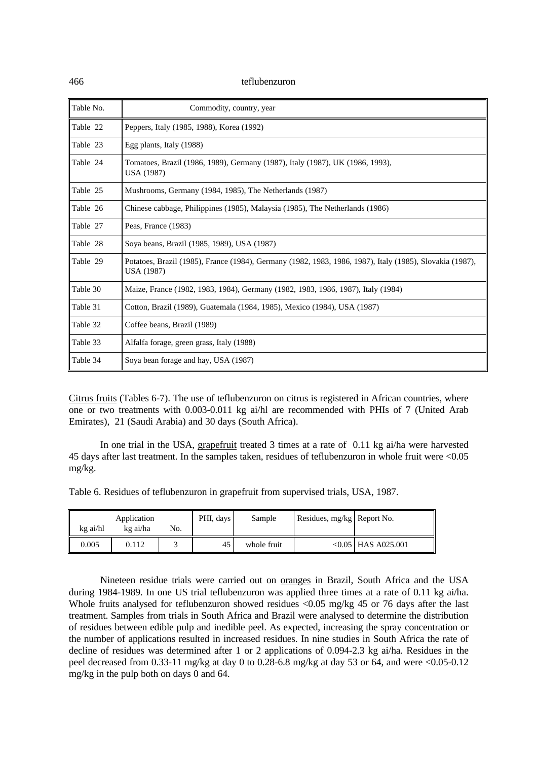| Table No. | Commodity, country, year |
|---|---|
| Table 22 | Peppers, Italy (1985, 1988), Korea (1992) |
| Table 23 | Egg plants, Italy (1988) |
| Table 24 | Tomatoes, Brazil (1986, 1989), Germany (1987), Italy (1987), UK (1986, 1993), USA (1987) |
| Table 25 | Mushrooms, Germany (1984, 1985), The Netherlands (1987) |
| Table 26 | Chinese cabbage, Philippines (1985), Malaysia (1985), The Netherlands (1986) |
| Table 27 | Peas, France (1983) |
| Table 28 | Soya beans, Brazil (1985, 1989), USA (1987) |
| Table 29 | Potatoes, Brazil (1985), France (1984), Germany (1982, 1983, 1986, 1987), Italy (1985), Slovakia (1987), USA (1987) |
| Table 30 | Maize, France (1982, 1983, 1984), Germany (1982, 1983, 1986, 1987), Italy (1984) |
| Table 31 | Cotton, Brazil (1989), Guatemala (1984, 1985), Mexico (1984), USA (1987) |
| Table 32 | Coffee beans, Brazil (1989) |
| Table 33 | Alfalfa forage, green grass, Italy (1988) |
| Table 34 | Soya bean forage and hay, USA (1987) |

Citrus fruits (Tables 6-7). The use of teflubenzuron on citrus is registered in African countries, where one or two treatments with 0.003-0.011 kg ai/hl are recommended with PHIs of 7 (United Arab Emirates), 21 (Saudi Arabia) and 30 days (South Africa).

In one trial in the USA, grapefruit treated 3 times at a rate of 0.11 kg ai/ha were harvested 45 days after last treatment. In the samples taken, residues of teflubenzuron in whole fruit were <0.05 mg/kg.

Table 6. Residues of teflubenzuron in grapefruit from supervised trials, USA, 1987.

| Application | | | PHI, days | Sample | Residues, mg/kg | Report No. |
|---|---|---|---|---|---|---|
| kg ai/hl | kg ai/ha | No. | | | | |
| 0.005 | 0.112 | 3 | 45 | whole fruit | <0.05 | HAS A025.001 |

Nineteen residue trials were carried out on oranges in Brazil, South Africa and the USA during 1984-1989. In one US trial teflubenzuron was applied three times at a rate of 0.11 kg ai/ha. Whole fruits analysed for teflubenzuron showed residues <0.05 mg/kg 45 or 76 days after the last treatment. Samples from trials in South Africa and Brazil were analysed to determine the distribution of residues between edible pulp and inedible peel. As expected, increasing the spray concentration or the number of applications resulted in increased residues. In nine studies in South Africa the rate of decline of residues was determined after 1 or 2 applications of 0.094-2.3 kg ai/ha. Residues in the peel decreased from 0.33-11 mg/kg at day 0 to 0.28-6.8 mg/kg at day 53 or 64, and were <0.05-0.12 mg/kg in the pulp both on days 0 and 64.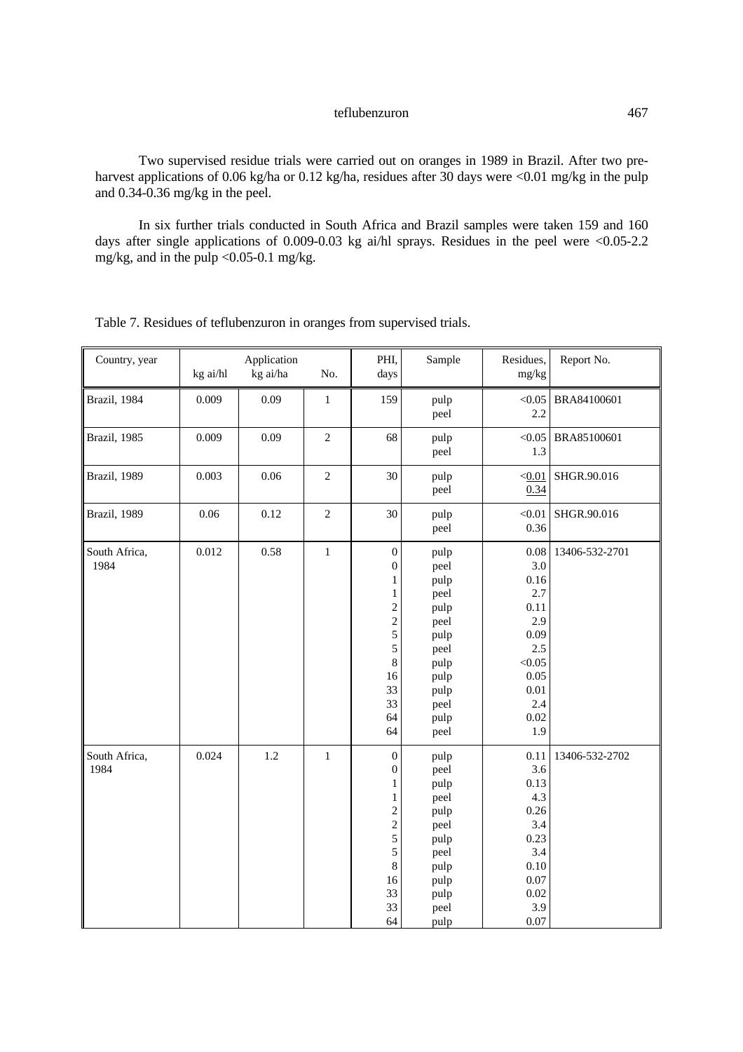Two supervised residue trials were carried out on oranges in 1989 in Brazil. After two pre-harvest applications of 0.06 kg/ha or 0.12 kg/ha, residues after 30 days were <0.01 mg/kg in the pulp and 0.34-0.36 mg/kg in the peel.

In six further trials conducted in South Africa and Brazil samples were taken 159 and 160 days after single applications of 0.009-0.03 kg ai/hl sprays. Residues in the peel were <0.05-2.2 mg/kg, and in the pulp <0.05-0.1 mg/kg.

Table 7. Residues of teflubenzuron in oranges from supervised trials.

| Country, year | Application kg ai/hl | Application kg ai/ha | Application No. | PHI, days | Sample | Residues, mg/kg | Report No. |
|---|---|---|---|---|---|---|---|
| Brazil, 1984 | 0.009 | 0.09 | 1 | 159 | pulp<br>peel | <0.05<br>2.2 | BRA84100601 |
| Brazil, 1985 | 0.009 | 0.09 | 2 | 68 | pulp<br>peel | <0.05<br>1.3 | BRA85100601 |
| Brazil, 1989 | 0.003 | 0.06 | 2 | 30 | pulp<br>peel | <u><0.01</u><br><u>0.34</u> | SHGR.90.016 |
| Brazil, 1989 | 0.06 | 0.12 | 2 | 30 | pulp<br>peel | <0.01<br>0.36 | SHGR.90.016 |
| South Africa, 1984 | 0.012 | 0.58 | 1 | 0<br>0<br>1<br>1<br>2<br>2<br>5<br>5<br>8<br>16<br>33<br>33<br>64<br>64 | pulp<br>peel<br>pulp<br>peel<br>pulp<br>peel<br>pulp<br>peel<br>pulp<br>pulp<br>pulp<br>peel<br>pulp<br>peel | 0.08<br>3.0<br>0.16<br>2.7<br>0.11<br>2.9<br>0.09<br>2.5<br><0.05<br>0.05<br>0.01<br>2.4<br>0.02<br>1.9 | 13406-532-2701 |
| South Africa, 1984 | 0.024 | 1.2 | 1 | 0<br>0<br>1<br>1<br>2<br>2<br>5<br>5<br>8<br>16<br>33<br>33<br>64 | pulp<br>peel<br>pulp<br>peel<br>pulp<br>peel<br>pulp<br>peel<br>pulp<br>pulp<br>pulp<br>peel<br>pulp | 0.11<br>3.6<br>0.13<br>4.3<br>0.26<br>3.4<br>0.23<br>3.4<br>0.10<br>0.07<br>0.02<br>3.9<br>0.07 | 13406-532-2702 |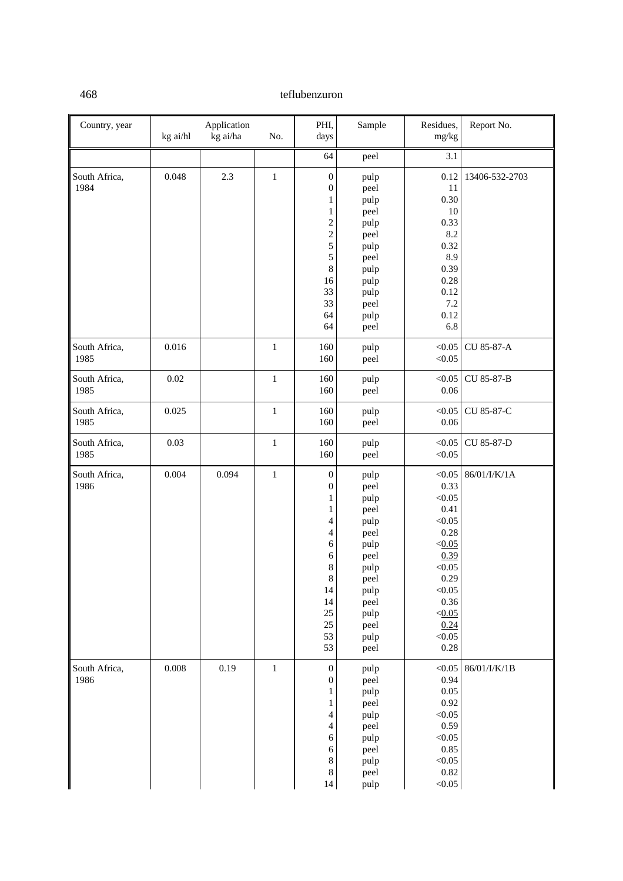| Country, year | Application | | | PHI, days | Sample | Residues, mg/kg | Report No. |
|---|---|---|---|---|---|---|---|
| | kg ai/hl | kg ai/ha | No. | | | | |
| | | | | 64 | peel | 3.1 | |
| South Africa, 1984 | 0.048 | 2.3 | 1 | 0 | pulp | 0.12 | 13406-532-2703 |
| | | | | 0 | peel | 11 | |
| | | | | 1 | pulp | 0.30 | |
| | | | | 1 | peel | 10 | |
| | | | | 2 | pulp | 0.33 | |
| | | | | 2 | peel | 8.2 | |
| | | | | 5 | pulp | 0.32 | |
| | | | | 5 | peel | 8.9 | |
| | | | | 8 | pulp | 0.39 | |
| | | | | 16 | pulp | 0.28 | |
| | | | | 33 | pulp | 0.12 | |
| | | | | 33 | peel | 7.2 | |
| | | | | 64 | pulp | 0.12 | |
| | | | | 64 | peel | 6.8 | |
| South Africa, 1985 | 0.016 | | 1 | 160 | pulp | <0.05 | CU 85-87-A |
| | | | | 160 | peel | <0.05 | |
| South Africa, 1985 | 0.02 | | 1 | 160 | pulp | <0.05 | CU 85-87-B |
| | | | | 160 | peel | 0.06 | |
| South Africa, 1985 | 0.025 | | 1 | 160 | pulp | <0.05 | CU 85-87-C |
| | | | | 160 | peel | 0.06 | |
| South Africa, 1985 | 0.03 | | 1 | 160 | pulp | <0.05 | CU 85-87-D |
| | | | | 160 | peel | <0.05 | |
| South Africa, 1986 | 0.004 | 0.094 | 1 | 0 | pulp | <0.05 | 86/01/I/K/1A |
| | | | | 0 | peel | 0.33 | |
| | | | | 1 | pulp | <0.05 | |
| | | | | 1 | peel | 0.41 | |
| | | | | 4 | pulp | <0.05 | |
| | | | | 4 | peel | 0.28 | |
| | | | | 6 | pulp | <0.05 | |
| | | | | 6 | peel | 0.39 | |
| | | | | 8 | pulp | <0.05 | |
| | | | | 8 | peel | 0.29 | |
| | | | | 14 | pulp | <0.05 | |
| | | | | 14 | peel | 0.36 | |
| | | | | 25 | pulp | <0.05 | |
| | | | | 25 | peel | 0.24 | |
| | | | | 53 | pulp | <0.05 | |
| | | | | 53 | peel | 0.28 | |
| South Africa, 1986 | 0.008 | 0.19 | 1 | 0 | pulp | <0.05 | 86/01/I/K/1B |
| | | | | 0 | peel | 0.94 | |
| | | | | 1 | pulp | 0.05 | |
| | | | | 1 | peel | 0.92 | |
| | | | | 4 | pulp | <0.05 | |
| | | | | 4 | peel | 0.59 | |
| | | | | 6 | pulp | <0.05 | |
| | | | | 6 | peel | 0.85 | |
| | | | | 8 | pulp | <0.05 | |
| | | | | 8 | peel | 0.82 | |
| | | | | 14 | pulp | <0.05 | |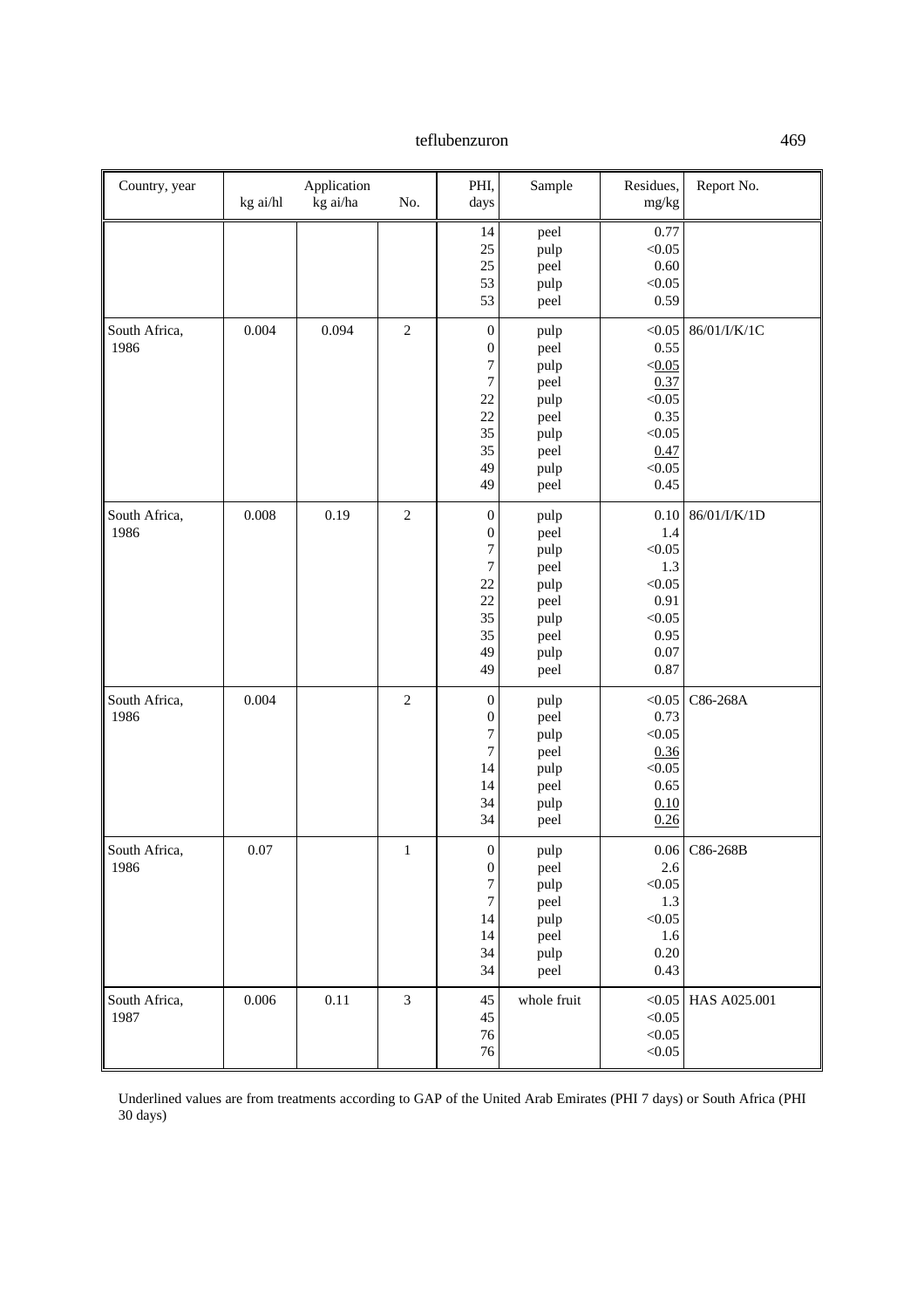| Country, year | Application | | | PHI, days | Sample | Residues, mg/kg | Report No. |
|---|---|---|---|---|---|---|---|
| | kg ai/hl | kg ai/ha | No. | | | | |
| | | | | 14 | peel | 0.77 | |
| | | | | 25 | pulp | <0.05 | |
| | | | | 25 | peel | 0.60 | |
| | | | | 53 | pulp | <0.05 | |
| | | | | 53 | peel | 0.59 | |
| South Africa, 1986 | 0.004 | 0.094 | 2 | 0 | pulp | <0.05 | 86/01/I/K/1C |
| | | | | 0 | peel | 0.55 | |
| | | | | 7 | pulp | <u>0.05</u> | |
| | | | | 7 | peel | <u>0.37</u> | |
| | | | | 22 | pulp | <0.05 | |
| | | | | 22 | peel | 0.35 | |
| | | | | 35 | pulp | <0.05 | |
| | | | | 35 | peel | <u>0.47</u> | |
| | | | | 49 | pulp | <0.05 | |
| | | | | 49 | peel | 0.45 | |
| South Africa, 1986 | 0.008 | 0.19 | 2 | 0 | pulp | 0.10 | 86/01/I/K/1D |
| | | | | 0 | peel | 1.4 | |
| | | | | 7 | pulp | <0.05 | |
| | | | | 7 | peel | 1.3 | |
| | | | | 22 | pulp | <0.05 | |
| | | | | 22 | peel | 0.91 | |
| | | | | 35 | pulp | <0.05 | |
| | | | | 35 | peel | 0.95 | |
| | | | | 49 | pulp | 0.07 | |
| | | | | 49 | peel | 0.87 | |
| South Africa, 1986 | 0.004 | | 2 | 0 | pulp | <0.05 | C86-268A |
| | | | | 0 | peel | 0.73 | |
| | | | | 7 | pulp | <0.05 | |
| | | | | 7 | peel | <u>0.36</u> | |
| | | | | 14 | pulp | <0.05 | |
| | | | | 14 | peel | 0.65 | |
| | | | | 34 | pulp | <u>0.10</u> | |
| | | | | 34 | peel | <u>0.26</u> | |
| South Africa, 1986 | 0.07 | | 1 | 0 | pulp | 0.06 | C86-268B |
| | | | | 0 | peel | 2.6 | |
| | | | | 7 | pulp | <0.05 | |
| | | | | 7 | peel | 1.3 | |
| | | | | 14 | pulp | <0.05 | |
| | | | | 14 | peel | 1.6 | |
| | | | | 34 | pulp | 0.20 | |
| | | | | 34 | peel | 0.43 | |
| South Africa, 1987 | 0.006 | 0.11 | 3 | 45 | whole fruit | <0.05 | HAS A025.001 |
| | | | | 45 | | <0.05 | |
| | | | | 76 | | <0.05 | |
| | | | | 76 | | <0.05 | |

Underlined values are from treatments according to GAP of the United Arab Emirates (PHI 7 days) or South Africa (PHI 30 days)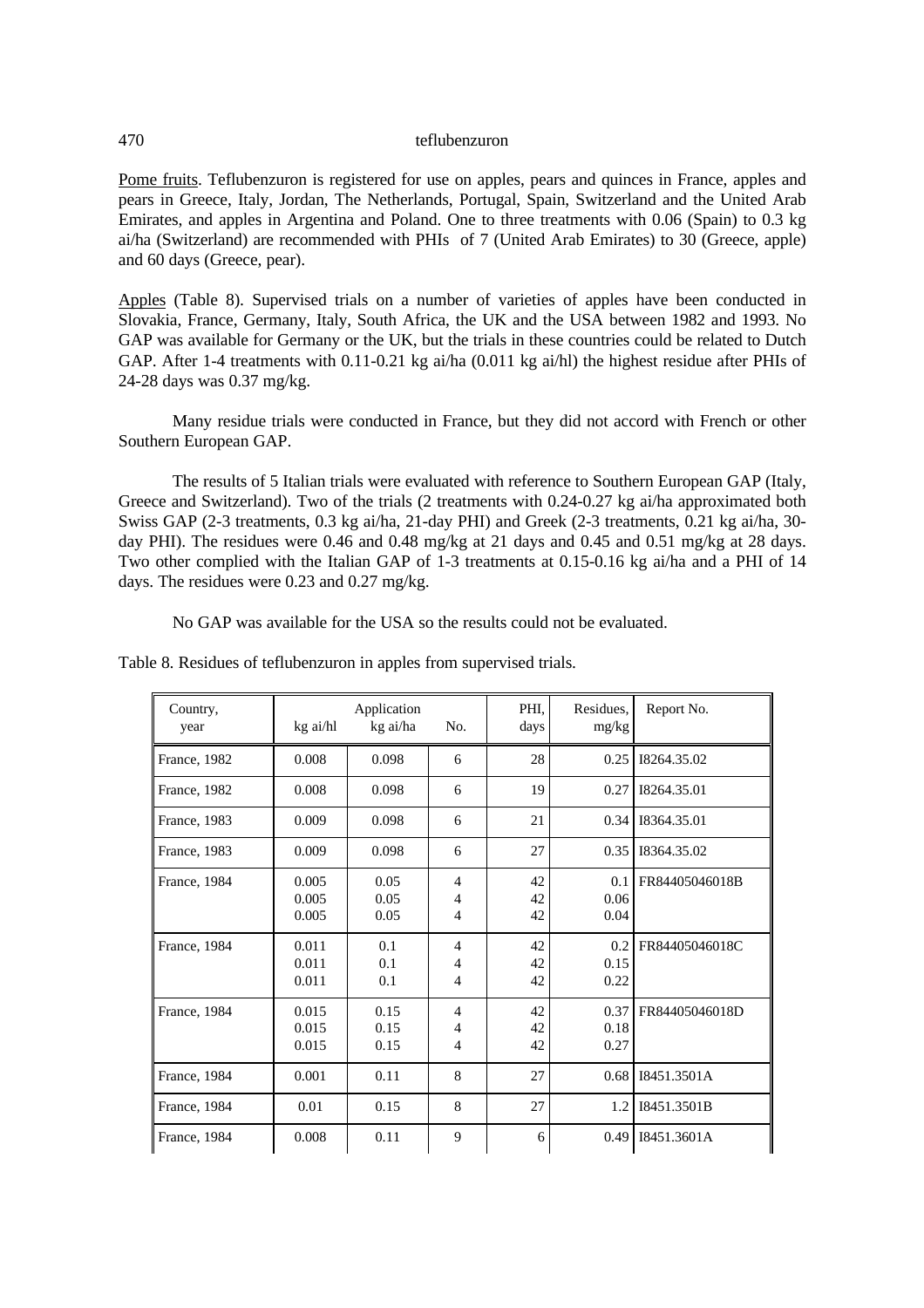<u>Pome fruits</u>. Teflubenzuron is registered for use on apples, pears and quinces in France, apples and pears in Greece, Italy, Jordan, The Netherlands, Portugal, Spain, Switzerland and the United Arab Emirates, and apples in Argentina and Poland. One to three treatments with 0.06 (Spain) to 0.3 kg ai/ha (Switzerland) are recommended with PHIs of 7 (United Arab Emirates) to 30 (Greece, apple) and 60 days (Greece, pear).

<u>Apples</u> (Table 8). Supervised trials on a number of varieties of apples have been conducted in Slovakia, France, Germany, Italy, South Africa, the UK and the USA between 1982 and 1993. No GAP was available for Germany or the UK, but the trials in these countries could be related to Dutch GAP. After 1-4 treatments with 0.11-0.21 kg ai/ha (0.011 kg ai/hl) the highest residue after PHIs of 24-28 days was 0.37 mg/kg.

Many residue trials were conducted in France, but they did not accord with French or other Southern European GAP.

The results of 5 Italian trials were evaluated with reference to Southern European GAP (Italy, Greece and Switzerland). Two of the trials (2 treatments with 0.24-0.27 kg ai/ha approximated both Swiss GAP (2-3 treatments, 0.3 kg ai/ha, 21-day PHI) and Greek (2-3 treatments, 0.21 kg ai/ha, 30-day PHI). The residues were 0.46 and 0.48 mg/kg at 21 days and 0.45 and 0.51 mg/kg at 28 days. Two other complied with the Italian GAP of 1-3 treatments at 0.15-0.16 kg ai/ha and a PHI of 14 days. The residues were 0.23 and 0.27 mg/kg.

No GAP was available for the USA so the results could not be evaluated.

Table 8. Residues of teflubenzuron in apples from supervised trials.

| Country, year | Application kg ai/hl | kg ai/ha | No. | PHI, days | Residues, mg/kg | Report No. |
|---|---|---|---|---|---|---|
| France, 1982 | 0.008 | 0.098 | 6 | 28 | 0.25 | I8264.35.02 |
| France, 1982 | 0.008 | 0.098 | 6 | 19 | 0.27 | I8264.35.01 |
| France, 1983 | 0.009 | 0.098 | 6 | 21 | 0.34 | I8364.35.01 |
| France, 1983 | 0.009 | 0.098 | 6 | 27 | 0.35 | I8364.35.02 |
| France, 1984 | 0.005<br>0.005<br>0.005 | 0.05<br>0.05<br>0.05 | 4<br>4<br>4 | 42<br>42<br>42 | 0.1<br>0.06<br>0.04 | FR84405046018B |
| France, 1984 | 0.011<br>0.011<br>0.011 | 0.1<br>0.1<br>0.1 | 4<br>4<br>4 | 42<br>42<br>42 | 0.2<br>0.15<br>0.22 | FR84405046018C |
| France, 1984 | 0.015<br>0.015<br>0.015 | 0.15<br>0.15<br>0.15 | 4<br>4<br>4 | 42<br>42<br>42 | 0.37<br>0.18<br>0.27 | FR84405046018D |
| France, 1984 | 0.001 | 0.11 | 8 | 27 | 0.68 | I8451.3501A |
| France, 1984 | 0.01 | 0.15 | 8 | 27 | 1.2 | I8451.3501B |
| France, 1984 | 0.008 | 0.11 | 9 | 6 | 0.49 | I8451.3601A |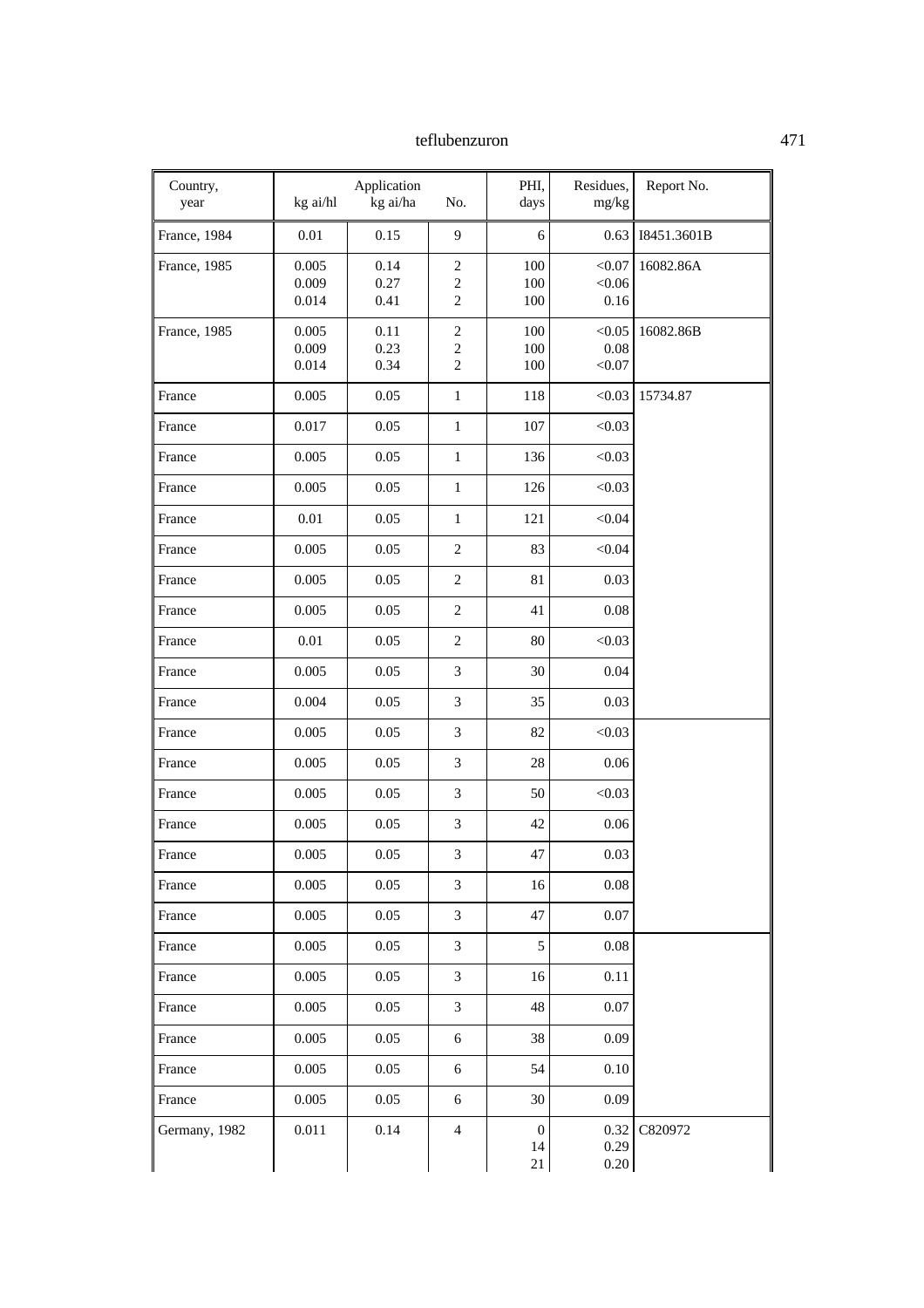| Country, year | Application | | | PHI, days | Residues, mg/kg | Report No. |
|---|---|---|---|---|---|---|
| | kg ai/hl | kg ai/ha | No. | | | |
| France, 1984 | 0.01 | 0.15 | 9 | 6 | 0.63 | I8451.3601B |
| France, 1985 | 0.005<br>0.009<br>0.014 | 0.14<br>0.27<br>0.41 | 2<br>2<br>2 | 100<br>100<br>100 | <0.07<br><0.06<br>0.16 | 16082.86A |
| France, 1985 | 0.005<br>0.009<br>0.014 | 0.11<br>0.23<br>0.34 | 2<br>2<br>2 | 100<br>100<br>100 | <0.05<br>0.08<br><0.07 | 16082.86B |
| France | 0.005 | 0.05 | 1 | 118 | <0.03 | 15734.87 |
| France | 0.017 | 0.05 | 1 | 107 | <0.03 | |
| France | 0.005 | 0.05 | 1 | 136 | <0.03 | |
| France | 0.005 | 0.05 | 1 | 126 | <0.03 | |
| France | 0.01 | 0.05 | 1 | 121 | <0.04 | |
| France | 0.005 | 0.05 | 2 | 83 | <0.04 | |
| France | 0.005 | 0.05 | 2 | 81 | 0.03 | |
| France | 0.005 | 0.05 | 2 | 41 | 0.08 | |
| France | 0.01 | 0.05 | 2 | 80 | <0.03 | |
| France | 0.005 | 0.05 | 3 | 30 | 0.04 | |
| France | 0.004 | 0.05 | 3 | 35 | 0.03 | |
| France | 0.005 | 0.05 | 3 | 82 | <0.03 | |
| France | 0.005 | 0.05 | 3 | 28 | 0.06 | |
| France | 0.005 | 0.05 | 3 | 50 | <0.03 | |
| France | 0.005 | 0.05 | 3 | 42 | 0.06 | |
| France | 0.005 | 0.05 | 3 | 47 | 0.03 | |
| France | 0.005 | 0.05 | 3 | 16 | 0.08 | |
| France | 0.005 | 0.05 | 3 | 47 | 0.07 | |
| France | 0.005 | 0.05 | 3 | 5 | 0.08 | |
| France | 0.005 | 0.05 | 3 | 16 | 0.11 | |
| France | 0.005 | 0.05 | 3 | 48 | 0.07 | |
| France | 0.005 | 0.05 | 6 | 38 | 0.09 | |
| France | 0.005 | 0.05 | 6 | 54 | 0.10 | |
| France | 0.005 | 0.05 | 6 | 30 | 0.09 | |
| Germany, 1982 | 0.011 | 0.14 | 4 | 0<br>14<br>21 | 0.32<br>0.29<br>0.20 | C820972 |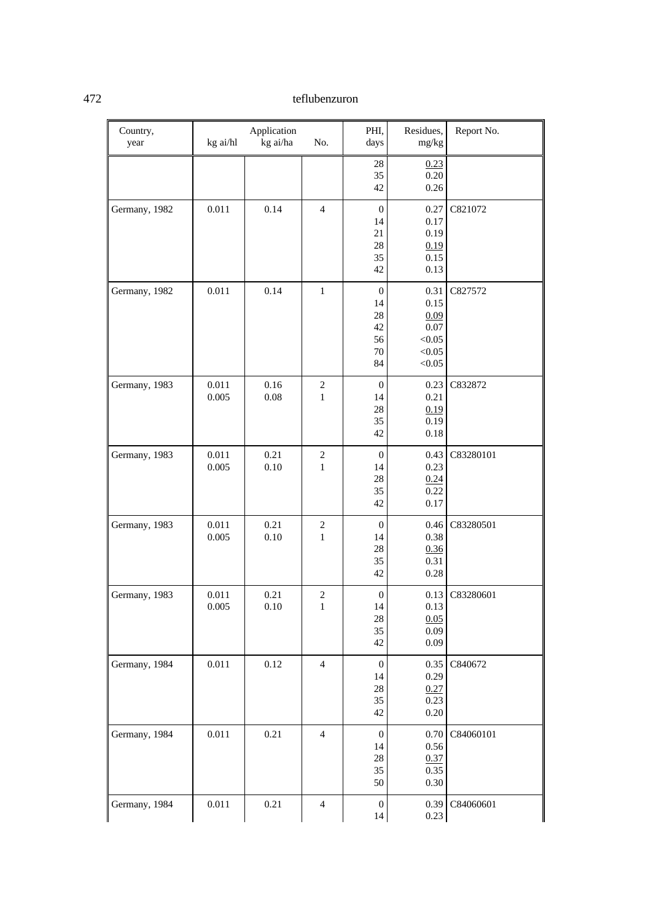| Country, year | Application kg ai/hl | kg ai/ha | No. | PHI, days | Residues, mg/kg | Report No. |
|---|---|---|---|---|---|---|
| | | | | 28<br>35<br>42 | 0.23<br>0.20<br>0.26 | |
| Germany, 1982 | 0.011 | 0.14 | 4 | 0<br>14<br>21<br>28<br>35<br>42 | 0.27<br>0.17<br>0.19<br>0.19<br>0.15<br>0.13 | C821072 |
| Germany, 1982 | 0.011 | 0.14 | 1 | 0<br>14<br>28<br>42<br>56<br>70<br>84 | 0.31<br>0.15<br>0.09<br>0.07<br><0.05<br><0.05<br><0.05 | C827572 |
| Germany, 1983 | 0.011<br>0.005 | 0.16<br>0.08 | 2<br>1 | 0<br>14<br>28<br>35<br>42 | 0.23<br>0.21<br>0.19<br>0.19<br>0.18 | C832872 |
| Germany, 1983 | 0.011<br>0.005 | 0.21<br>0.10 | 2<br>1 | 0<br>14<br>28<br>35<br>42 | 0.43<br>0.23<br>0.24<br>0.22<br>0.17 | C83280101 |
| Germany, 1983 | 0.011<br>0.005 | 0.21<br>0.10 | 2<br>1 | 0<br>14<br>28<br>35<br>42 | 0.46<br>0.38<br>0.36<br>0.31<br>0.28 | C83280501 |
| Germany, 1983 | 0.011<br>0.005 | 0.21<br>0.10 | 2<br>1 | 0<br>14<br>28<br>35<br>42 | 0.13<br>0.13<br>0.05<br>0.09<br>0.09 | C83280601 |
| Germany, 1984 | 0.011 | 0.12 | 4 | 0<br>14<br>28<br>35<br>42 | 0.35<br>0.29<br>0.27<br>0.23<br>0.20 | C840672 |
| Germany, 1984 | 0.011 | 0.21 | 4 | 0<br>14<br>28<br>35<br>50 | 0.70<br>0.56<br>0.37<br>0.35<br>0.30 | C84060101 |
| Germany, 1984 | 0.011 | 0.21 | 4 | 0<br>14 | 0.39<br>0.23 | C84060601 |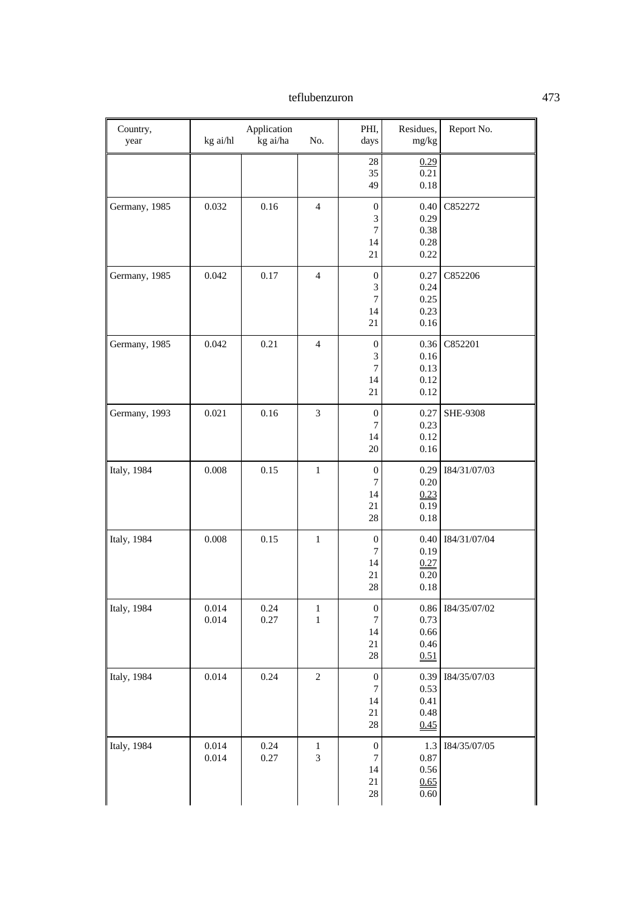| Country, year | Application | | | PHI, days | Residues, mg/kg | Report No. |
|---|---|---|---|---|---|---|
| | kg ai/hl | kg ai/ha | No. | | | |
| | | | | 28<br>35<br>49 | 0.29<br>0.21<br>0.18 | |
| Germany, 1985 | 0.032 | 0.16 | 4 | 0<br>3<br>7<br>14<br>21 | 0.40<br>0.29<br>0.38<br>0.28<br>0.22 | C852272 |
| Germany, 1985 | 0.042 | 0.17 | 4 | 0<br>3<br>7<br>14<br>21 | 0.27<br>0.24<br>0.25<br>0.23<br>0.16 | C852206 |
| Germany, 1985 | 0.042 | 0.21 | 4 | 0<br>3<br>7<br>14<br>21 | 0.36<br>0.16<br>0.13<br>0.12<br>0.12 | C852201 |
| Germany, 1993 | 0.021 | 0.16 | 3 | 0<br>7<br>14<br>20 | 0.27<br>0.23<br>0.12<br>0.16 | SHE-9308 |
| Italy, 1984 | 0.008 | 0.15 | 1 | 0<br>7<br>14<br>21<br>28 | 0.29<br>0.20<br>0.23<br>0.19<br>0.18 | I84/31/07/03 |
| Italy, 1984 | 0.008 | 0.15 | 1 | 0<br>7<br>14<br>21<br>28 | 0.40<br>0.19<br>0.27<br>0.20<br>0.18 | I84/31/07/04 |
| Italy, 1984 | 0.014<br>0.014 | 0.24<br>0.27 | 1<br>1 | 0<br>7<br>14<br>21<br>28 | 0.86<br>0.73<br>0.66<br>0.46<br>0.51 | I84/35/07/02 |
| Italy, 1984 | 0.014 | 0.24 | 2 | 0<br>7<br>14<br>21<br>28 | 0.39<br>0.53<br>0.41<br>0.48<br>0.45 | I84/35/07/03 |
| Italy, 1984 | 0.014<br>0.014 | 0.24<br>0.27 | 1<br>3 | 0<br>7<br>14<br>21<br>28 | 1.3<br>0.87<br>0.56<br>0.65<br>0.60 | I84/35/07/05 |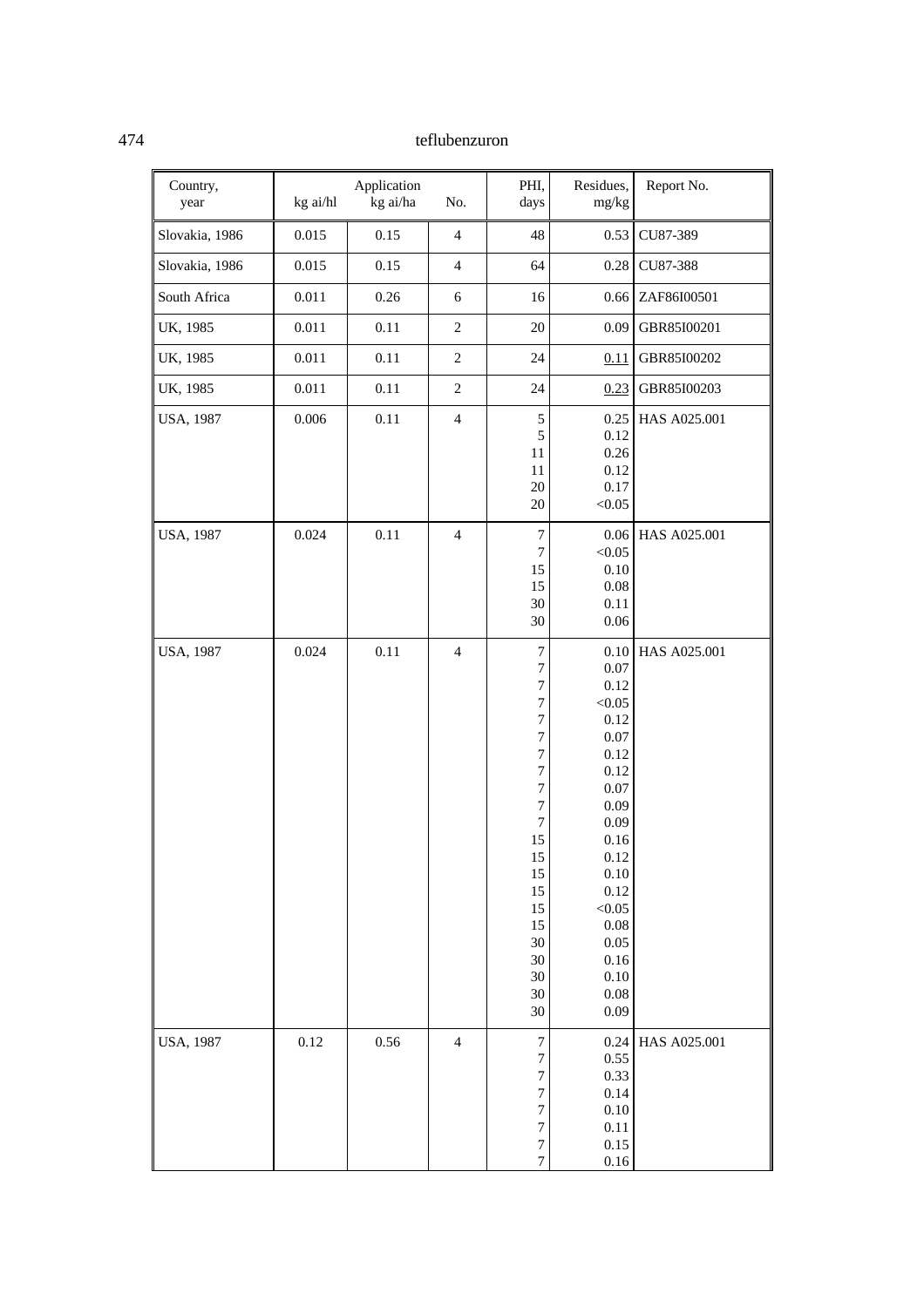| Country, year | Application | | | PHI, days | Residues, mg/kg | Report No. |
|---|---|---|---|---|---|---|
| | kg ai/hl | kg ai/ha | No. | | | |
| Slovakia, 1986 | 0.015 | 0.15 | 4 | 48 | 0.53 | CU87-389 |
| Slovakia, 1986 | 0.015 | 0.15 | 4 | 64 | 0.28 | CU87-388 |
| South Africa | 0.011 | 0.26 | 6 | 16 | 0.66 | ZAF86I00501 |
| UK, 1985 | 0.011 | 0.11 | 2 | 20 | 0.09 | GBR85I00201 |
| UK, 1985 | 0.011 | 0.11 | 2 | 24 | <u>0.11</u> | GBR85I00202 |
| UK, 1985 | 0.011 | 0.11 | 2 | 24 | <u>0.23</u> | GBR85I00203 |
| USA, 1987 | 0.006 | 0.11 | 4 | 5<br>5<br>11<br>11<br>20<br>20 | 0.25<br>0.12<br>0.26<br>0.12<br>0.17<br><0.05 | HAS A025.001 |
| USA, 1987 | 0.024 | 0.11 | 4 | 7<br>7<br>15<br>15<br>30<br>30 | 0.06<br><0.05<br>0.10<br>0.08<br>0.11<br>0.06 | HAS A025.001 |
| USA, 1987 | 0.024 | 0.11 | 4 | 7<br>7<br>7<br>7<br>7<br>7<br>7<br>7<br>7<br>7<br>7<br>15<br>15<br>15<br>15<br>15<br>15<br>30<br>30<br>30<br>30<br>30 | 0.10<br>0.07<br>0.12<br><0.05<br>0.12<br>0.07<br>0.12<br>0.12<br>0.07<br>0.09<br>0.09<br>0.16<br>0.12<br>0.10<br>0.12<br><0.05<br>0.08<br>0.05<br>0.16<br>0.10<br>0.08<br>0.09 | HAS A025.001 |
| USA, 1987 | 0.12 | 0.56 | 4 | 7<br>7<br>7<br>7<br>7<br>7<br>7<br>7 | 0.24<br>0.55<br>0.33<br>0.14<br>0.10<br>0.11<br>0.15<br>0.16 | HAS A025.001 |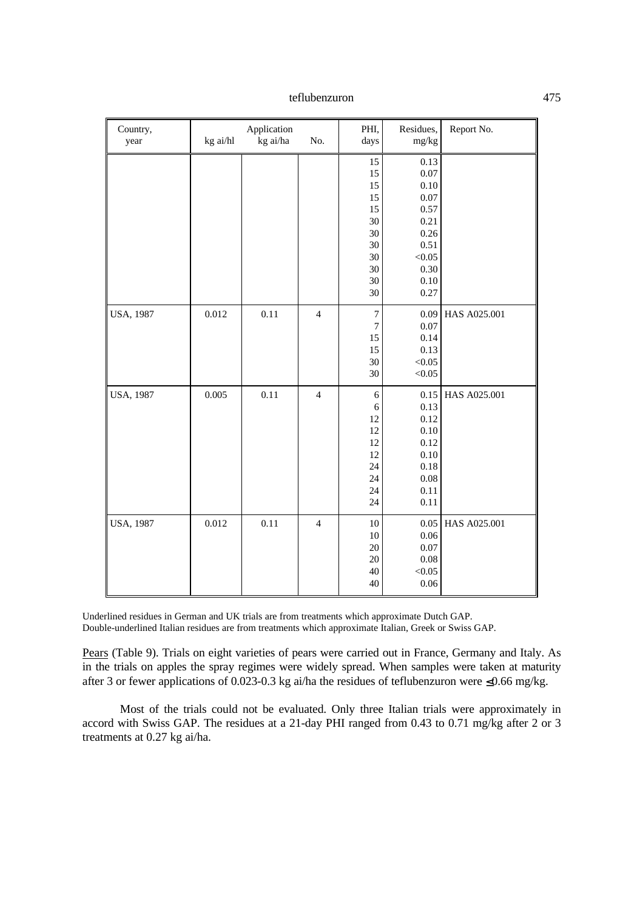| Country, year | kg ai/hl | Application kg ai/ha | No. | PHI, days | Residues, mg/kg | Report No. |
|---|---|---|---|---|---|---|
| | | | | 15 | 0.13 | |
| | | | | 15 | 0.07 | |
| | | | | 15 | 0.10 | |
| | | | | 15 | 0.07 | |
| | | | | 15 | 0.57 | |
| | | | | 30 | 0.21 | |
| | | | | 30 | 0.26 | |
| | | | | 30 | 0.51 | |
| | | | | 30 | <0.05 | |
| | | | | 30 | 0.30 | |
| | | | | 30 | 0.10 | |
| | | | | 30 | 0.27 | |
| USA, 1987 | 0.012 | 0.11 | 4 | 7 | 0.09 | HAS A025.001 |
| | | | | 7 | 0.07 | |
| | | | | 15 | 0.14 | |
| | | | | 15 | 0.13 | |
| | | | | 30 | <0.05 | |
| | | | | 30 | <0.05 | |
| USA, 1987 | 0.005 | 0.11 | 4 | 6 | 0.15 | HAS A025.001 |
| | | | | 6 | 0.13 | |
| | | | | 12 | 0.12 | |
| | | | | 12 | 0.10 | |
| | | | | 12 | 0.12 | |
| | | | | 12 | 0.10 | |
| | | | | 24 | 0.18 | |
| | | | | 24 | 0.08 | |
| | | | | 24 | 0.11 | |
| | | | | 24 | 0.11 | |
| USA, 1987 | 0.012 | 0.11 | 4 | 10 | 0.05 | HAS A025.001 |
| | | | | 10 | 0.06 | |
| | | | | 20 | 0.07 | |
| | | | | 20 | 0.08 | |
| | | | | 40 | <0.05 | |
| | | | | 40 | 0.06 | |

Underlined residues in German and UK trials are from treatments which approximate Dutch GAP.
Double-underlined Italian residues are from treatments which approximate Italian, Greek or Swiss GAP.

Pears (Table 9). Trials on eight varieties of pears were carried out in France, Germany and Italy. As in the trials on apples the spray regimes were widely spread. When samples were taken at maturity after 3 or fewer applications of 0.023-0.3 kg ai/ha the residues of teflubenzuron were ≤0.66 mg/kg.

Most of the trials could not be evaluated. Only three Italian trials were approximately in accord with Swiss GAP. The residues at a 21-day PHI ranged from 0.43 to 0.71 mg/kg after 2 or 3 treatments at 0.27 kg ai/ha.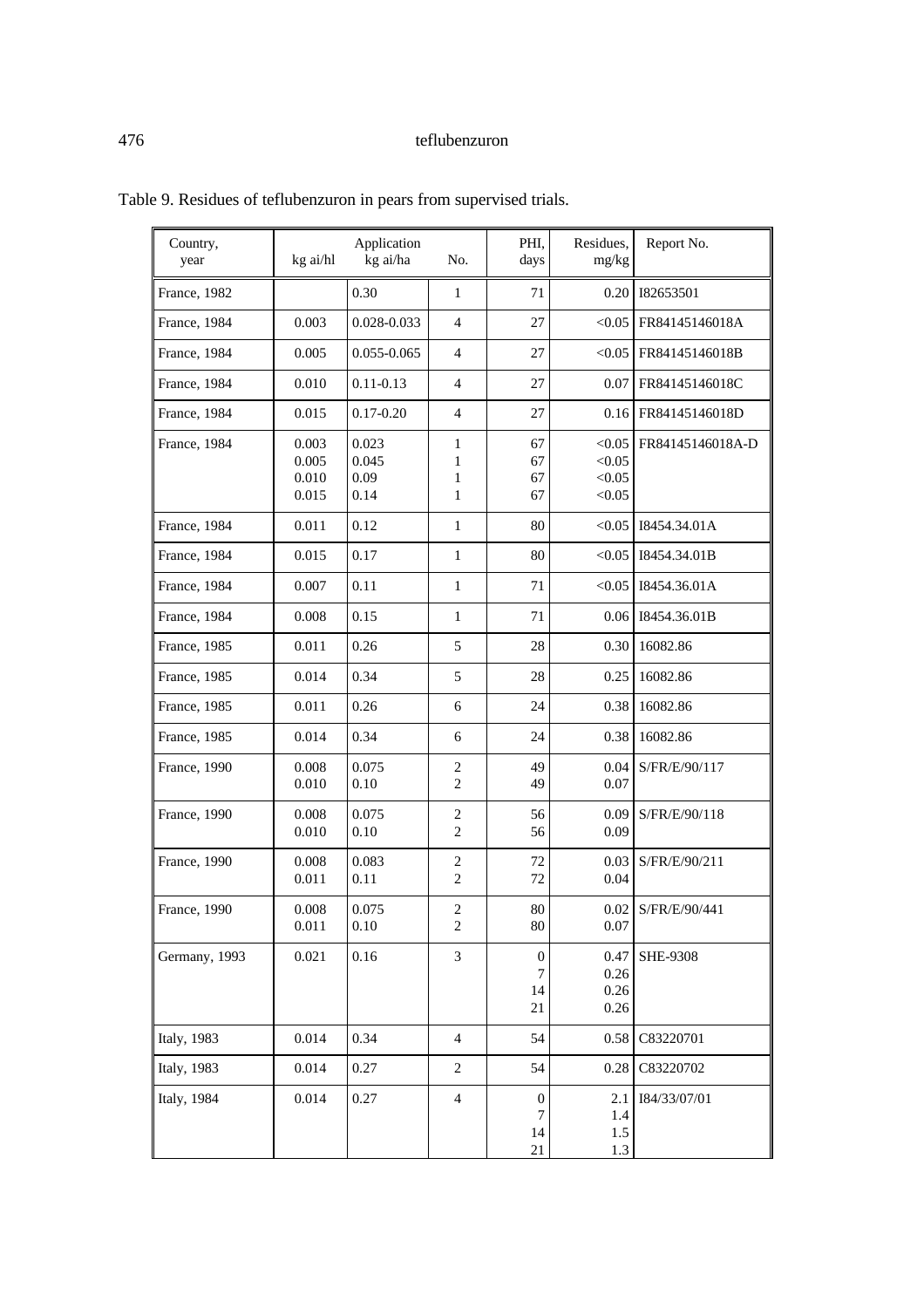Table 9. Residues of teflubenzuron in pears from supervised trials.

| Country, year | Application | | | PHI, days | Residues, mg/kg | Report No. |
|---|---|---|---|---|---|---|
| | kg ai/hl | kg ai/ha | No. | | | |
| France, 1982 | | 0.30 | 1 | 71 | 0.20 | I82653501 |
| France, 1984 | 0.003 | 0.028-0.033 | 4 | 27 | <0.05 | FR84145146018A |
| France, 1984 | 0.005 | 0.055-0.065 | 4 | 27 | <0.05 | FR84145146018B |
| France, 1984 | 0.010 | 0.11-0.13 | 4 | 27 | 0.07 | FR84145146018C |
| France, 1984 | 0.015 | 0.17-0.20 | 4 | 27 | 0.16 | FR84145146018D |
| France, 1984 | 0.003<br>0.005<br>0.010<br>0.015 | 0.023<br>0.045<br>0.09<br>0.14 | 1<br>1<br>1<br>1 | 67<br>67<br>67<br>67 | <0.05<br><0.05<br><0.05<br><0.05 | FR84145146018A-D |
| France, 1984 | 0.011 | 0.12 | 1 | 80 | <0.05 | I8454.34.01A |
| France, 1984 | 0.015 | 0.17 | 1 | 80 | <0.05 | I8454.34.01B |
| France, 1984 | 0.007 | 0.11 | 1 | 71 | <0.05 | I8454.36.01A |
| France, 1984 | 0.008 | 0.15 | 1 | 71 | 0.06 | I8454.36.01B |
| France, 1985 | 0.011 | 0.26 | 5 | 28 | 0.30 | 16082.86 |
| France, 1985 | 0.014 | 0.34 | 5 | 28 | 0.25 | 16082.86 |
| France, 1985 | 0.011 | 0.26 | 6 | 24 | 0.38 | 16082.86 |
| France, 1985 | 0.014 | 0.34 | 6 | 24 | 0.38 | 16082.86 |
| France, 1990 | 0.008<br>0.010 | 0.075<br>0.10 | 2<br>2 | 49<br>49 | 0.04<br>0.07 | S/FR/E/90/117 |
| France, 1990 | 0.008<br>0.010 | 0.075<br>0.10 | 2<br>2 | 56<br>56 | 0.09<br>0.09 | S/FR/E/90/118 |
| France, 1990 | 0.008<br>0.011 | 0.083<br>0.11 | 2<br>2 | 72<br>72 | 0.03<br>0.04 | S/FR/E/90/211 |
| France, 1990 | 0.008<br>0.011 | 0.075<br>0.10 | 2<br>2 | 80<br>80 | 0.02<br>0.07 | S/FR/E/90/441 |
| Germany, 1993 | 0.021 | 0.16 | 3 | 0<br>7<br>14<br>21 | 0.47<br>0.26<br>0.26<br>0.26 | SHE-9308 |
| Italy, 1983 | 0.014 | 0.34 | 4 | 54 | 0.58 | C83220701 |
| Italy, 1983 | 0.014 | 0.27 | 2 | 54 | 0.28 | C83220702 |
| Italy, 1984 | 0.014 | 0.27 | 4 | 0<br>7<br>14<br>21 | 2.1<br>1.4<br>1.5<br>1.3 | I84/33/07/01 |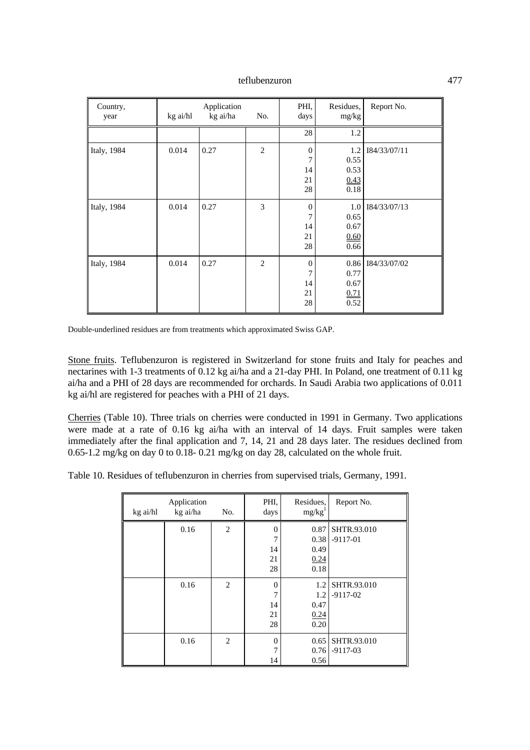| Country, year | Application | | | PHI, days | Residues, mg/kg | Report No. |
|---|---|---|---|---|---|---|
| | kg ai/hl | kg ai/ha | No. | | | |
| | | | | 28 | 1.2 | |
| Italy, 1984 | 0.014 | 0.27 | 2 | 0<br>7<br>14<br>21<br>28 | 1.2<br>0.55<br>0.53<br>0.43<br>0.18 | I84/33/07/11 |
| Italy, 1984 | 0.014 | 0.27 | 3 | 0<br>7<br>14<br>21<br>28 | 1.0<br>0.65<br>0.67<br>0.60<br>0.66 | I84/33/07/13 |
| Italy, 1984 | 0.014 | 0.27 | 2 | 0<br>7<br>14<br>21<br>28 | 0.86<br>0.77<br>0.67<br>0.71<br>0.52 | I84/33/07/02 |

Double-underlined residues are from treatments which approximated Swiss GAP.

Stone fruits. Teflubenzuron is registered in Switzerland for stone fruits and Italy for peaches and nectarines with 1-3 treatments of 0.12 kg ai/ha and a 21-day PHI. In Poland, one treatment of 0.11 kg ai/ha and a PHI of 28 days are recommended for orchards. In Saudi Arabia two applications of 0.011 kg ai/hl are registered for peaches with a PHI of 21 days.

Cherries (Table 10). Three trials on cherries were conducted in 1991 in Germany. Two applications were made at a rate of 0.16 kg ai/ha with an interval of 14 days. Fruit samples were taken immediately after the final application and 7, 14, 21 and 28 days later. The residues declined from 0.65-1.2 mg/kg on day 0 to 0.18- 0.21 mg/kg on day 28, calculated on the whole fruit.

Table 10. Residues of teflubenzuron in cherries from supervised trials, Germany, 1991.

| Application | | | PHI, days | Residues, mg/kg[1] | Report No. |
|---|---|---|---|---|---|
| kg ai/hl | kg ai/ha | No. | | | |
| | 0.16 | 2 | 0<br>7<br>14<br>21<br>28 | 0.87<br>0.38<br>0.49<br>0.24<br>0.18 | SHTR.93.010<br>-9117-01 |
| | 0.16 | 2 | 0<br>7<br>14<br>21<br>28 | 1.2<br>1.2<br>0.47<br>0.24<br>0.20 | SHTR.93.010<br>-9117-02 |
| | 0.16 | 2 | 0<br>7<br>14 | 0.65<br>0.76<br>0.56 | SHTR.93.010<br>-9117-03 |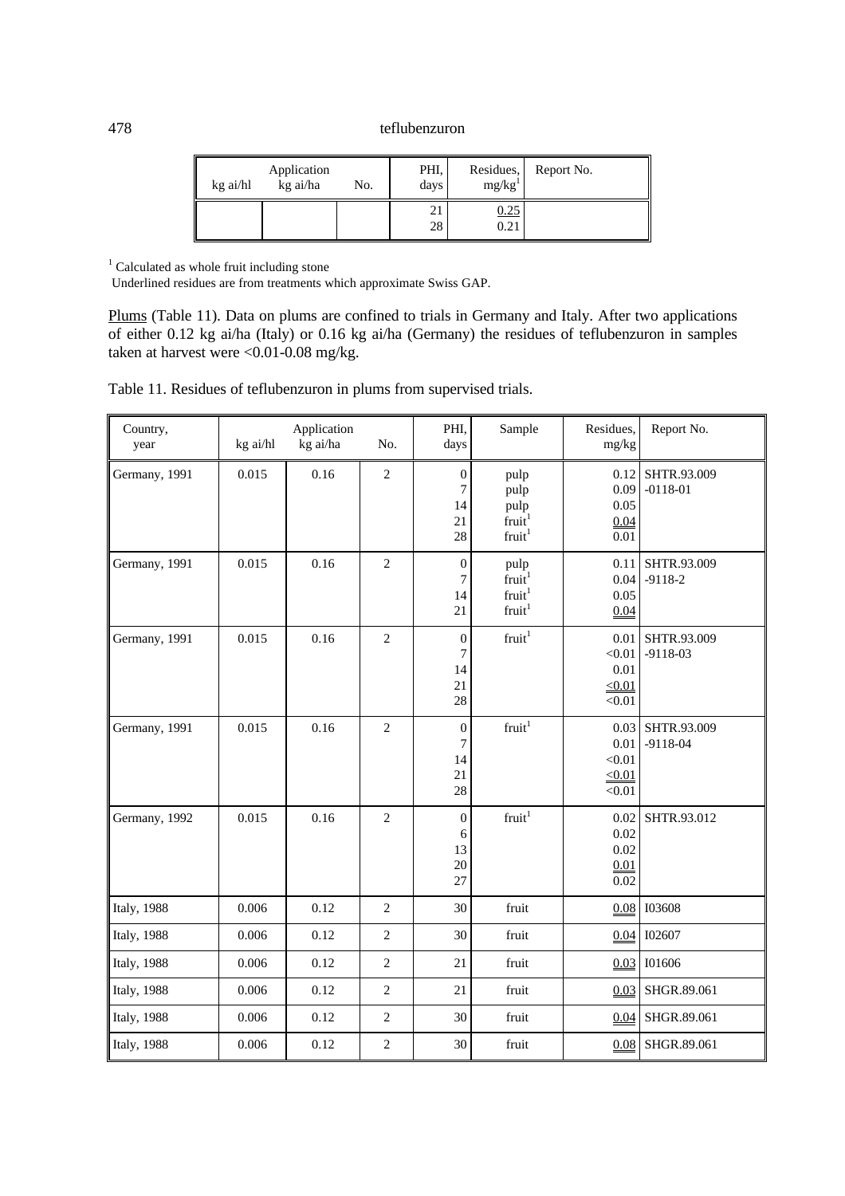| Application | | | PHI, days | Residues, mg/kg[1] | Report No. |
|---|---|---|---|---|---|
| kg ai/hl | kg ai/ha | No. | | | |
| | | | 21<br>28 | 0.25<br>0.21 | |

[1] Calculated as whole fruit including stone

Underlined residues are from treatments which approximate Swiss GAP.

Plums (Table 11). Data on plums are confined to trials in Germany and Italy. After two applications of either 0.12 kg ai/ha (Italy) or 0.16 kg ai/ha (Germany) the residues of teflubenzuron in samples taken at harvest were <0.01-0.08 mg/kg.

Table 11. Residues of teflubenzuron in plums from supervised trials.

| Country, year | Application | | | PHI, days | Sample | Residues, mg/kg | Report No. |
|---|---|---|---|---|---|---|---|
| | kg ai/hl | kg ai/ha | No. | | | | |
| Germany, 1991 | 0.015 | 0.16 | 2 | 0<br>7<br>14<br>21<br>28 | pulp<br>pulp<br>pulp<br>fruit[1]<br>fruit[1] | 0.12<br>0.09<br>0.05<br>0.04<br>0.01 | SHTR.93.009<br>-0118-01 |
| Germany, 1991 | 0.015 | 0.16 | 2 | 0<br>7<br>14<br>21 | pulp<br>fruit[1]<br>fruit[1]<br>fruit[1] | 0.11<br>0.04<br>0.05<br>0.04 | SHTR.93.009<br>-9118-2 |
| Germany, 1991 | 0.015 | 0.16 | 2 | 0<br>7<br>14<br>21<br>28 | fruit[1] | 0.01<br><0.01<br>0.01<br><0.01<br><0.01 | SHTR.93.009<br>-9118-03 |
| Germany, 1991 | 0.015 | 0.16 | 2 | 0<br>7<br>14<br>21<br>28 | fruit[1] | 0.03<br>0.01<br><0.01<br><0.01<br><0.01 | SHTR.93.009<br>-9118-04 |
| Germany, 1992 | 0.015 | 0.16 | 2 | 0<br>6<br>13<br>20<br>27 | fruit[1] | 0.02<br>0.02<br>0.02<br>0.01<br>0.02 | SHTR.93.012 |
| Italy, 1988 | 0.006 | 0.12 | 2 | 30 | fruit | 0.08 | I03608 |
| Italy, 1988 | 0.006 | 0.12 | 2 | 30 | fruit | 0.04 | I02607 |
| Italy, 1988 | 0.006 | 0.12 | 2 | 21 | fruit | 0.03 | I01606 |
| Italy, 1988 | 0.006 | 0.12 | 2 | 21 | fruit | 0.03 | SHGR.89.061 |
| Italy, 1988 | 0.006 | 0.12 | 2 | 30 | fruit | 0.04 | SHGR.89.061 |
| Italy, 1988 | 0.006 | 0.12 | 2 | 30 | fruit | 0.08 | SHGR.89.061 |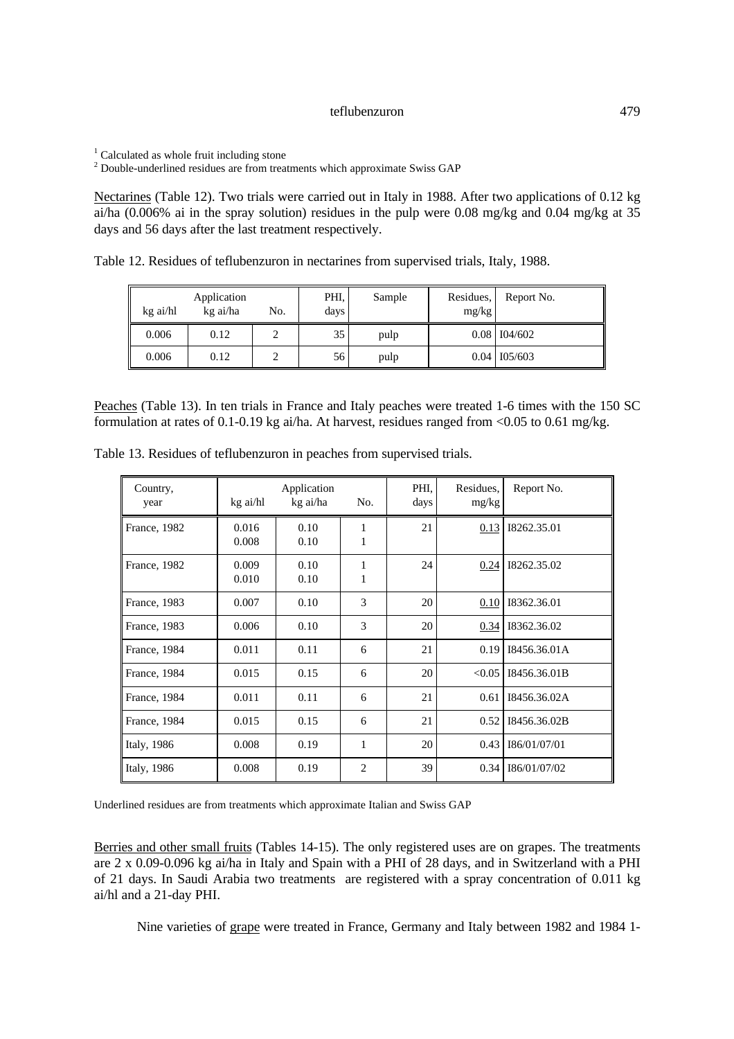[1] Calculated as whole fruit including stone
[2] Double-underlined residues are from treatments which approximate Swiss GAP

Nectarines (Table 12). Two trials were carried out in Italy in 1988. After two applications of 0.12 kg ai/ha (0.006% ai in the spray solution) residues in the pulp were 0.08 mg/kg and 0.04 mg/kg at 35 days and 56 days after the last treatment respectively.

Table 12. Residues of teflubenzuron in nectarines from supervised trials, Italy, 1988.

| Application | | | PHI, | Sample | Residues, | Report No. |
|---|---|---|---|---|---|---|
| kg ai/hl | kg ai/ha | No. | days | | mg/kg | |
| 0.006 | 0.12 | 2 | 35 | pulp | 0.08 | I04/602 |
| 0.006 | 0.12 | 2 | 56 | pulp | 0.04 | I05/603 |

Peaches (Table 13). In ten trials in France and Italy peaches were treated 1-6 times with the 150 SC formulation at rates of 0.1-0.19 kg ai/ha. At harvest, residues ranged from <0.05 to 0.61 mg/kg.

Table 13. Residues of teflubenzuron in peaches from supervised trials.

| Country, year | Application | | | PHI, days | Residues, mg/kg | Report No. |
|---|---|---|---|---|---|---|
| | kg ai/hl | kg ai/ha | No. | | | |
| France, 1982 | 0.016<br>0.008 | 0.10<br>0.10 | 1<br>1 | 21 | <u>0.13</u> | I8262.35.01 |
| France, 1982 | 0.009<br>0.010 | 0.10<br>0.10 | 1<br>1 | 24 | <u>0.24</u> | I8262.35.02 |
| France, 1983 | 0.007 | 0.10 | 3 | 20 | <u>0.10</u> | I8362.36.01 |
| France, 1983 | 0.006 | 0.10 | 3 | 20 | <u>0.34</u> | I8362.36.02 |
| France, 1984 | 0.011 | 0.11 | 6 | 21 | 0.19 | I8456.36.01A |
| France, 1984 | 0.015 | 0.15 | 6 | 20 | <0.05 | I8456.36.01B |
| France, 1984 | 0.011 | 0.11 | 6 | 21 | 0.61 | I8456.36.02A |
| France, 1984 | 0.015 | 0.15 | 6 | 21 | 0.52 | I8456.36.02B |
| Italy, 1986 | 0.008 | 0.19 | 1 | 20 | 0.43 | I86/01/07/01 |
| Italy, 1986 | 0.008 | 0.19 | 2 | 39 | 0.34 | I86/01/07/02 |

Underlined residues are from treatments which approximate Italian and Swiss GAP

Berries and other small fruits (Tables 14-15). The only registered uses are on grapes. The treatments are 2 x 0.09-0.096 kg ai/ha in Italy and Spain with a PHI of 28 days, and in Switzerland with a PHI of 21 days. In Saudi Arabia two treatments are registered with a spray concentration of 0.011 kg ai/hl and a 21-day PHI.

Nine varieties of grape were treated in France, Germany and Italy between 1982 and 1984 1-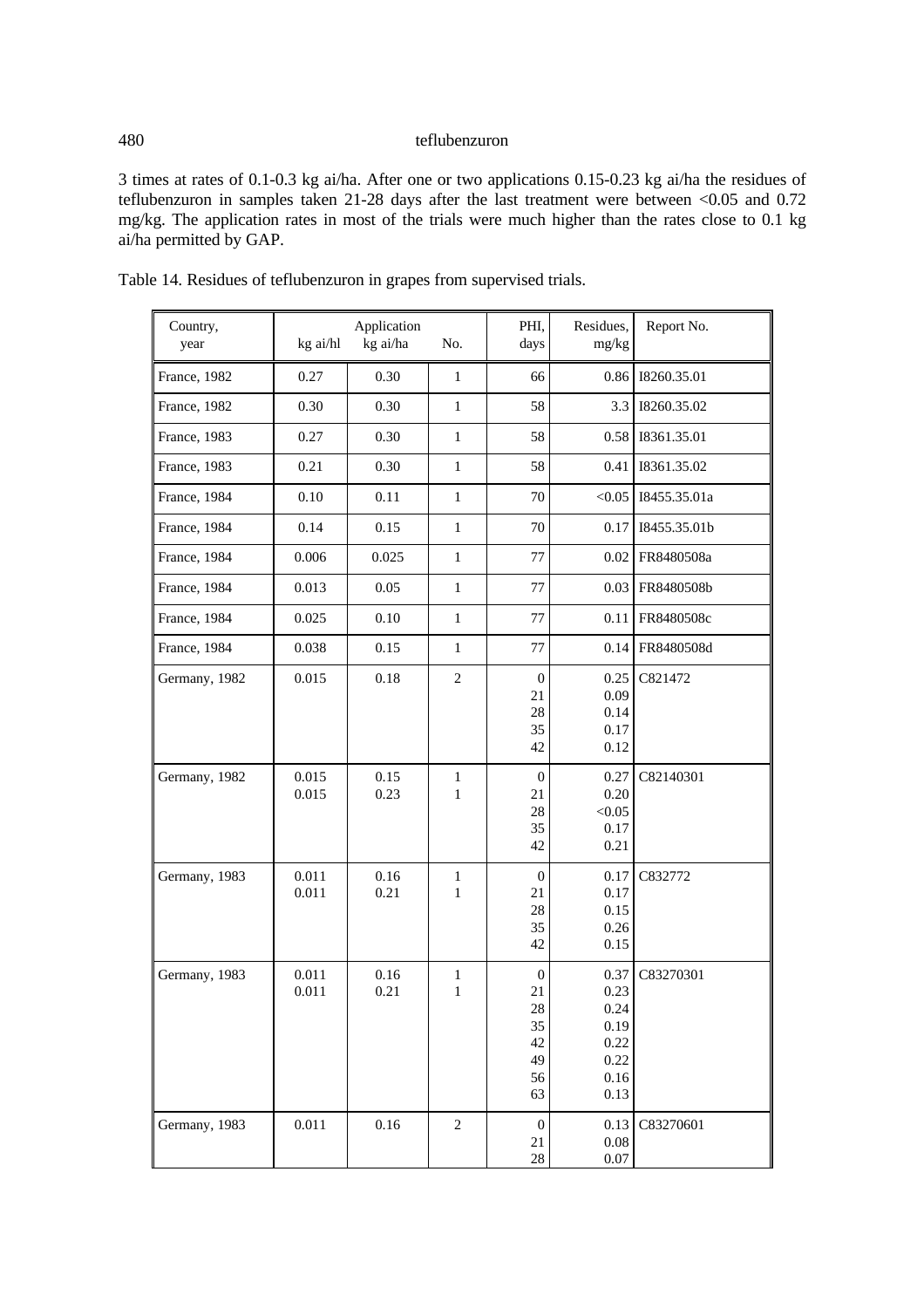3 times at rates of 0.1-0.3 kg ai/ha. After one or two applications 0.15-0.23 kg ai/ha the residues of teflubenzuron in samples taken 21-28 days after the last treatment were between <0.05 and 0.72 mg/kg. The application rates in most of the trials were much higher than the rates close to 0.1 kg ai/ha permitted by GAP.

Table 14. Residues of teflubenzuron in grapes from supervised trials.

| Country, year | Application kg ai/hl | kg ai/ha | No. | PHI, days | Residues, mg/kg | Report No. |
|---|---|---|---|---|---|---|
| France, 1982 | 0.27 | 0.30 | 1 | 66 | 0.86 | I8260.35.01 |
| France, 1982 | 0.30 | 0.30 | 1 | 58 | 3.3 | I8260.35.02 |
| France, 1983 | 0.27 | 0.30 | 1 | 58 | 0.58 | I8361.35.01 |
| France, 1983 | 0.21 | 0.30 | 1 | 58 | 0.41 | I8361.35.02 |
| France, 1984 | 0.10 | 0.11 | 1 | 70 | <0.05 | I8455.35.01a |
| France, 1984 | 0.14 | 0.15 | 1 | 70 | 0.17 | I8455.35.01b |
| France, 1984 | 0.006 | 0.025 | 1 | 77 | 0.02 | FR8480508a |
| France, 1984 | 0.013 | 0.05 | 1 | 77 | 0.03 | FR8480508b |
| France, 1984 | 0.025 | 0.10 | 1 | 77 | 0.11 | FR8480508c |
| France, 1984 | 0.038 | 0.15 | 1 | 77 | 0.14 | FR8480508d |
| Germany, 1982 | 0.015 | 0.18 | 2 | 0<br>21<br>28<br>35<br>42 | 0.25<br>0.09<br>0.14<br>0.17<br>0.12 | C821472 |
| Germany, 1982 | 0.015<br>0.015 | 0.15<br>0.23 | 1<br>1 | 0<br>21<br>28<br>35<br>42 | 0.27<br>0.20<br><0.05<br>0.17<br>0.21 | C82140301 |
| Germany, 1983 | 0.011<br>0.011 | 0.16<br>0.21 | 1<br>1 | 0<br>21<br>28<br>35<br>42 | 0.17<br>0.17<br>0.15<br>0.26<br>0.15 | C832772 |
| Germany, 1983 | 0.011<br>0.011 | 0.16<br>0.21 | 1<br>1 | 0<br>21<br>28<br>35<br>42<br>49<br>56<br>63 | 0.37<br>0.23<br>0.24<br>0.19<br>0.22<br>0.22<br>0.16<br>0.13 | C83270301 |
| Germany, 1983 | 0.011 | 0.16 | 2 | 0<br>21<br>28 | 0.13<br>0.08<br>0.07 | C83270601 |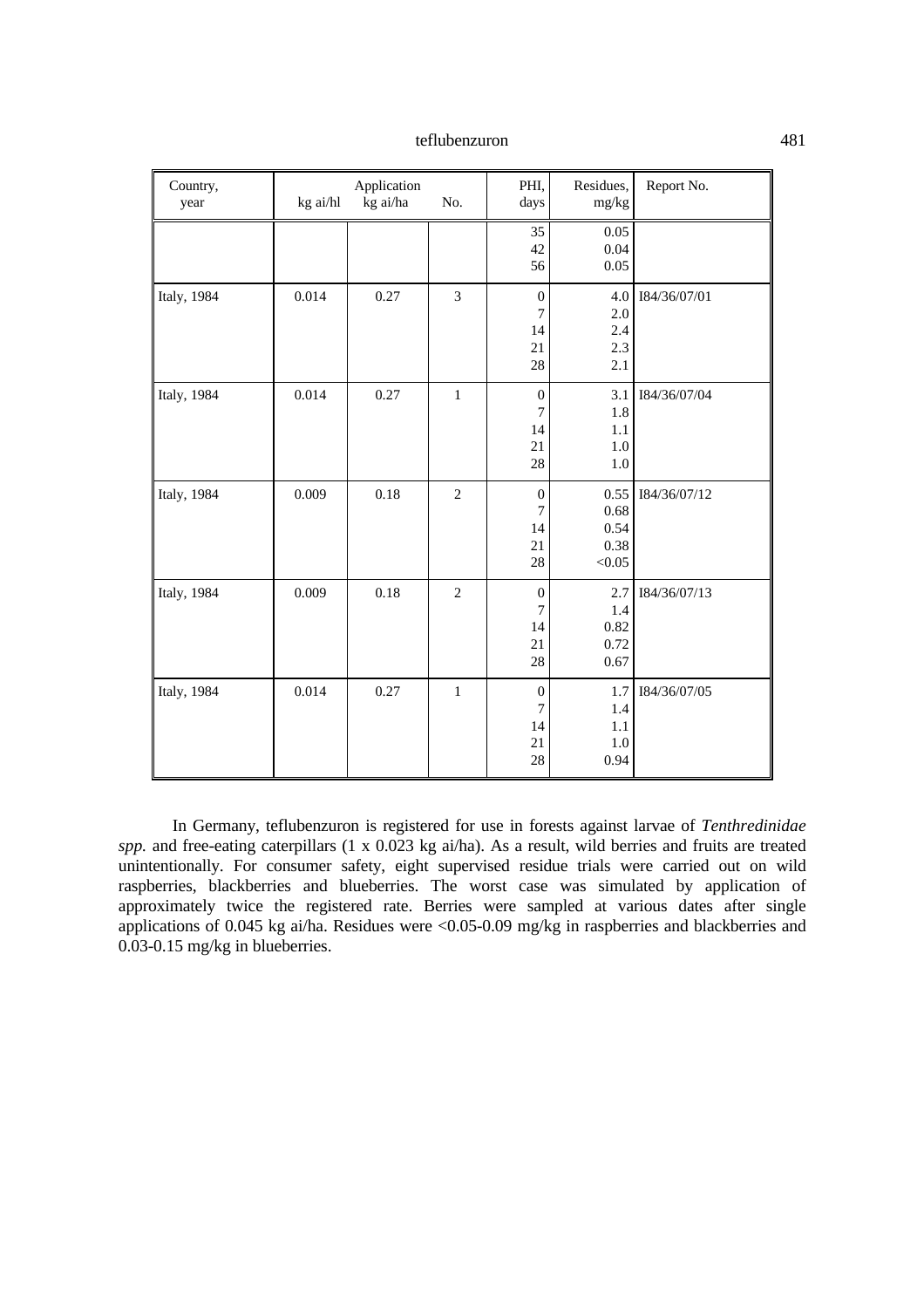| Country, year | Application kg ai/hl | kg ai/ha | No. | PHI, days | Residues, mg/kg | Report No. |
|---|---|---|---|---|---|---|
| | | | | 35<br>42<br>56 | 0.05<br>0.04<br>0.05 | |
| Italy, 1984 | 0.014 | 0.27 | 3 | 0<br>7<br>14<br>21<br>28 | 4.0<br>2.0<br>2.4<br>2.3<br>2.1 | I84/36/07/01 |
| Italy, 1984 | 0.014 | 0.27 | 1 | 0<br>7<br>14<br>21<br>28 | 3.1<br>1.8<br>1.1<br>1.0<br>1.0 | I84/36/07/04 |
| Italy, 1984 | 0.009 | 0.18 | 2 | 0<br>7<br>14<br>21<br>28 | 0.55<br>0.68<br>0.54<br>0.38<br><0.05 | I84/36/07/12 |
| Italy, 1984 | 0.009 | 0.18 | 2 | 0<br>7<br>14<br>21<br>28 | 2.7<br>1.4<br>0.82<br>0.72<br>0.67 | I84/36/07/13 |
| Italy, 1984 | 0.014 | 0.27 | 1 | 0<br>7<br>14<br>21<br>28 | 1.7<br>1.4<br>1.1<br>1.0<br>0.94 | I84/36/07/05 |

In Germany, teflubenzuron is registered for use in forests against larvae of *Tenthredinidae spp.* and free-eating caterpillars (1 x 0.023 kg ai/ha). As a result, wild berries and fruits are treated unintentionally. For consumer safety, eight supervised residue trials were carried out on wild raspberries, blackberries and blueberries. The worst case was simulated by application of approximately twice the registered rate. Berries were sampled at various dates after single applications of 0.045 kg ai/ha. Residues were <0.05-0.09 mg/kg in raspberries and blackberries and 0.03-0.15 mg/kg in blueberries.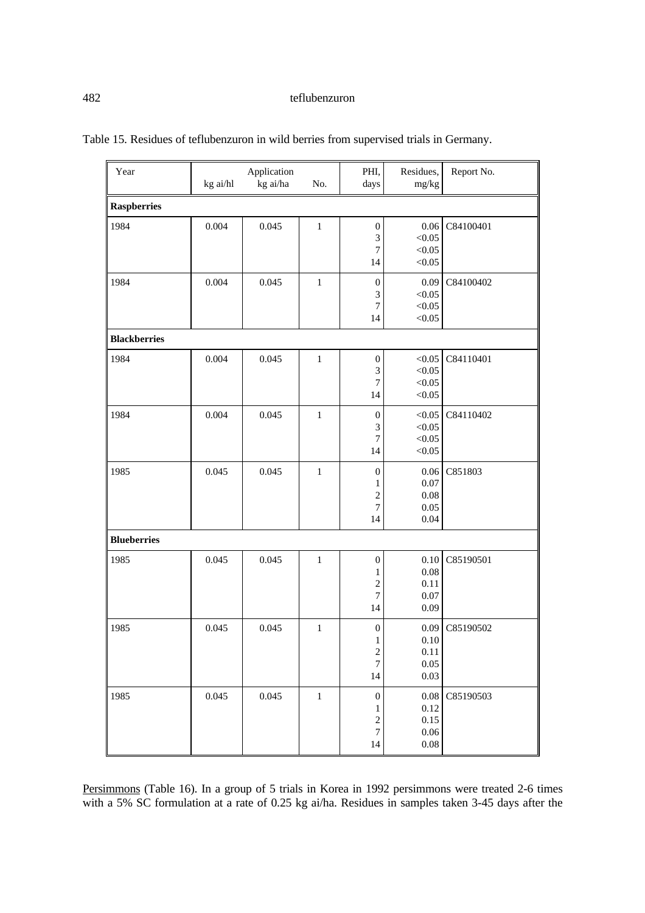Table 15. Residues of teflubenzuron in wild berries from supervised trials in Germany.

| Year | Application | | | PHI, | Residues, | Report No. |
|---|---|---|---|---|---|---|
| | kg ai/hl | kg ai/ha | No. | days | mg/kg | |
| **Raspberries** | | | | | | |
| 1984 | 0.004 | 0.045 | 1 | 0<br>3<br>7<br>14 | 0.06<br><0.05<br><0.05<br><0.05 | C84100401 |
| 1984 | 0.004 | 0.045 | 1 | 0<br>3<br>7<br>14 | 0.09<br><0.05<br><0.05<br><0.05 | C84100402 |
| **Blackberries** | | | | | | |
| 1984 | 0.004 | 0.045 | 1 | 0<br>3<br>7<br>14 | <0.05<br><0.05<br><0.05<br><0.05 | C84110401 |
| 1984 | 0.004 | 0.045 | 1 | 0<br>3<br>7<br>14 | <0.05<br><0.05<br><0.05<br><0.05 | C84110402 |
| 1985 | 0.045 | 0.045 | 1 | 0<br>1<br>2<br>7<br>14 | 0.06<br>0.07<br>0.08<br>0.05<br>0.04 | C851803 |
| **Blueberries** | | | | | | |
| 1985 | 0.045 | 0.045 | 1 | 0<br>1<br>2<br>7<br>14 | 0.10<br>0.08<br>0.11<br>0.07<br>0.09 | C85190501 |
| 1985 | 0.045 | 0.045 | 1 | 0<br>1<br>2<br>7<br>14 | 0.09<br>0.10<br>0.11<br>0.05<br>0.03 | C85190502 |
| 1985 | 0.045 | 0.045 | 1 | 0<br>1<br>2<br>7<br>14 | 0.08<br>0.12<br>0.15<br>0.06<br>0.08 | C85190503 |

Persimmons (Table 16). In a group of 5 trials in Korea in 1992 persimmons were treated 2-6 times with a 5% SC formulation at a rate of 0.25 kg ai/ha. Residues in samples taken 3-45 days after the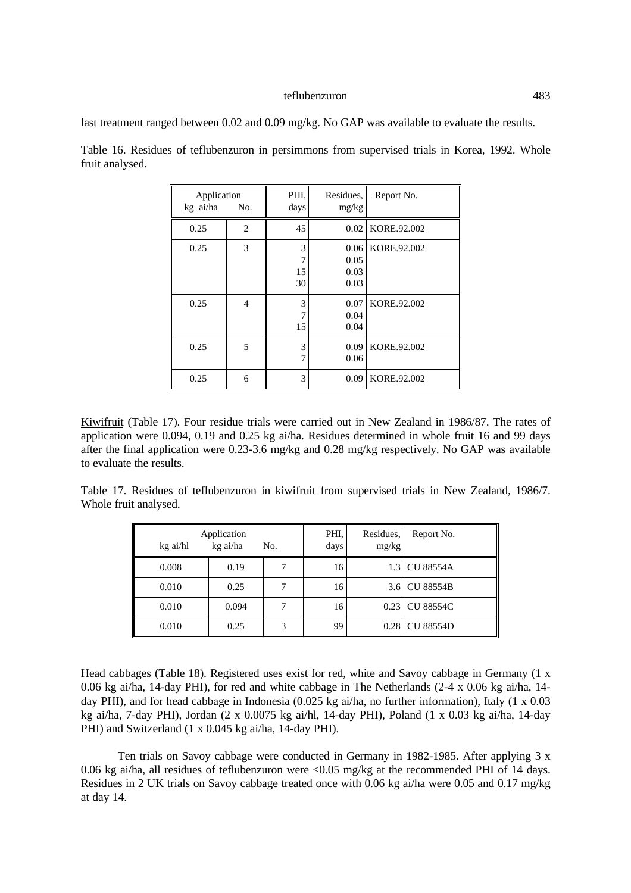last treatment ranged between 0.02 and 0.09 mg/kg. No GAP was available to evaluate the results.

Table 16. Residues of teflubenzuron in persimmons from supervised trials in Korea, 1992. Whole fruit analysed.

| Application kg ai/ha | No. | PHI, days | Residues, mg/kg | Report No. |
|---|---|---|---|---|
| 0.25 | 2 | 45 | 0.02 | KORE.92.002 |
| 0.25 | 3 | 3<br>7<br>15<br>30 | 0.06<br>0.05<br>0.03<br>0.03 | KORE.92.002 |
| 0.25 | 4 | 3<br>7<br>15 | 0.07<br>0.04<br>0.04 | KORE.92.002 |
| 0.25 | 5 | 3<br>7 | 0.09<br>0.06 | KORE.92.002 |
| 0.25 | 6 | 3 | 0.09 | KORE.92.002 |

Kiwifruit (Table 17). Four residue trials were carried out in New Zealand in 1986/87. The rates of application were 0.094, 0.19 and 0.25 kg ai/ha. Residues determined in whole fruit 16 and 99 days after the final application were 0.23-3.6 mg/kg and 0.28 mg/kg respectively. No GAP was available to evaluate the results.

Table 17. Residues of teflubenzuron in kiwifruit from supervised trials in New Zealand, 1986/7. Whole fruit analysed.

| Application kg ai/hl | kg ai/ha | No. | PHI, days | Residues, mg/kg | Report No. |
|---|---|---|---|---|---|
| 0.008 | 0.19 | 7 | 16 | 1.3 | CU 88554A |
| 0.010 | 0.25 | 7 | 16 | 3.6 | CU 88554B |
| 0.010 | 0.094 | 7 | 16 | 0.23 | CU 88554C |
| 0.010 | 0.25 | 3 | 99 | 0.28 | CU 88554D |

Head cabbages (Table 18). Registered uses exist for red, white and Savoy cabbage in Germany (1 x 0.06 kg ai/ha, 14-day PHI), for red and white cabbage in The Netherlands (2-4 x 0.06 kg ai/ha, 14-day PHI), and for head cabbage in Indonesia (0.025 kg ai/ha, no further information), Italy (1 x 0.03 kg ai/ha, 7-day PHI), Jordan (2 x 0.0075 kg ai/hl, 14-day PHI), Poland (1 x 0.03 kg ai/ha, 14-day PHI) and Switzerland (1 x 0.045 kg ai/ha, 14-day PHI).

Ten trials on Savoy cabbage were conducted in Germany in 1982-1985. After applying 3 x 0.06 kg ai/ha, all residues of teflubenzuron were <0.05 mg/kg at the recommended PHI of 14 days. Residues in 2 UK trials on Savoy cabbage treated once with 0.06 kg ai/ha were 0.05 and 0.17 mg/kg at day 14.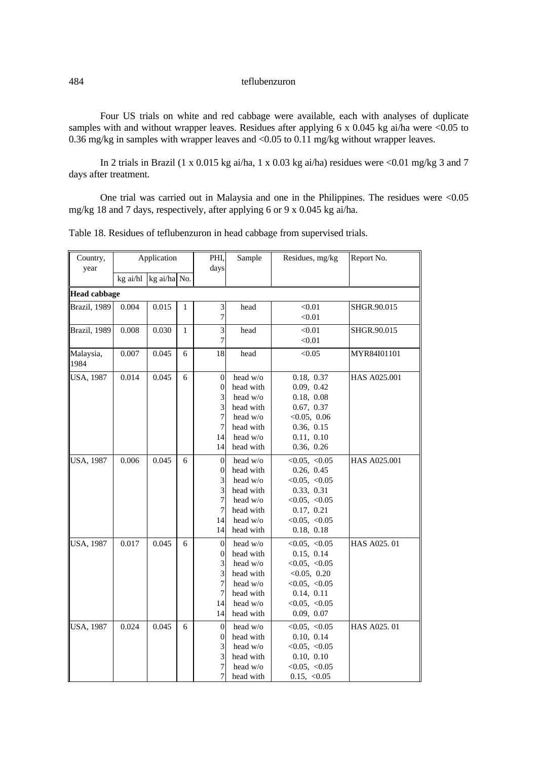Four US trials on white and red cabbage were available, each with analyses of duplicate samples with and without wrapper leaves. Residues after applying 6 x 0.045 kg ai/ha were <0.05 to 0.36 mg/kg in samples with wrapper leaves and <0.05 to 0.11 mg/kg without wrapper leaves.

In 2 trials in Brazil (1 x 0.015 kg ai/ha, 1 x 0.03 kg ai/ha) residues were <0.01 mg/kg 3 and 7 days after treatment.

One trial was carried out in Malaysia and one in the Philippines. The residues were <0.05 mg/kg 18 and 7 days, respectively, after applying 6 or 9 x 0.045 kg ai/ha.

Table 18. Residues of teflubenzuron in head cabbage from supervised trials.

| Country, year | Application | | | PHI, days | Sample | Residues, mg/kg | Report No. |
|---|---|---|---|---|---|---|---|
| | kg ai/hl | kg ai/ha | No. | | | | |
| **Head cabbage** | | | | | | | |
| Brazil, 1989 | 0.004 | 0.015 | 1 | 3<br>7 | head | <0.01<br><0.01 | SHGR.90.015 |
| Brazil, 1989 | 0.008 | 0.030 | 1 | 3<br>7 | head | <0.01<br><0.01 | SHGR.90.015 |
| Malaysia, 1984 | 0.007 | 0.045 | 6 | 18 | head | <0.05 | MYR84I01101 |
| USA, 1987 | 0.014 | 0.045 | 6 | 0<br>0<br>3<br>3<br>7<br>7<br>14<br>14 | head w/o<br>head with<br>head w/o<br>head with<br>head w/o<br>head with<br>head w/o<br>head with | 0.18, 0.37<br>0.09, 0.42<br>0.18, 0.08<br>0.67, 0.37<br><0.05, 0.06<br>0.36, 0.15<br>0.11, 0.10<br>0.36, 0.26 | HAS A025.001 |
| USA, 1987 | 0.006 | 0.045 | 6 | 0<br>0<br>3<br>3<br>7<br>7<br>14<br>14 | head w/o<br>head with<br>head w/o<br>head with<br>head w/o<br>head with<br>head w/o<br>head with | <0.05, <0.05<br>0.26, 0.45<br><0.05, <0.05<br>0.33, 0.31<br><0.05, <0.05<br>0.17, 0.21<br><0.05, <0.05<br>0.18, 0.18 | HAS A025.001 |
| USA, 1987 | 0.017 | 0.045 | 6 | 0<br>0<br>3<br>3<br>7<br>7<br>14<br>14 | head w/o<br>head with<br>head w/o<br>head with<br>head w/o<br>head with<br>head w/o<br>head with | <0.05, <0.05<br>0.15, 0.14<br><0.05, <0.05<br><0.05, 0.20<br><0.05, <0.05<br>0.14, 0.11<br><0.05, <0.05<br>0.09, 0.07 | HAS A025. 01 |
| USA, 1987 | 0.024 | 0.045 | 6 | 0<br>0<br>3<br>3<br>7<br>7 | head w/o<br>head with<br>head w/o<br>head with<br>head w/o<br>head with | <0.05, <0.05<br>0.10, 0.14<br><0.05, <0.05<br>0.10, 0.10<br><0.05, <0.05<br>0.15, <0.05 | HAS A025. 01 |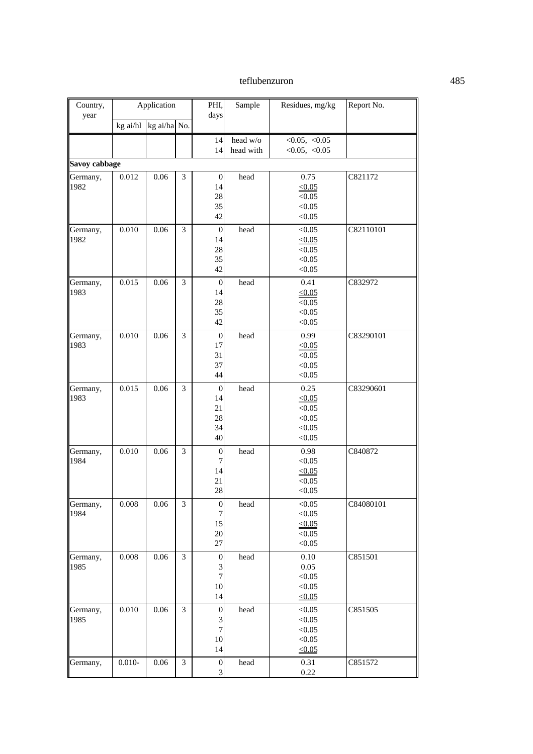| Country, year | Application | | | PHI, days | Sample | Residues, mg/kg | Report No. |
|---|---|---|---|---|---|---|---|
| | kg ai/hl | kg ai/ha | No. | | | | |
| | | | | 14<br>14 | head w/o<br>head with | <0.05, <0.05<br><0.05, <0.05 | |
| **Savoy cabbage** | | | | | | | |
| Germany, 1982 | 0.012 | 0.06 | 3 | 0<br>14<br>28<br>35<br>42 | head | 0.75<br><u>≤0.05</u><br><0.05<br><0.05<br><0.05 | C821172 |
| Germany, 1982 | 0.010 | 0.06 | 3 | 0<br>14<br>28<br>35<br>42 | head | <0.05<br><u>≤0.05</u><br><0.05<br><0.05<br><0.05 | C82110101 |
| Germany, 1983 | 0.015 | 0.06 | 3 | 0<br>14<br>28<br>35<br>42 | head | 0.41<br><u>≤0.05</u><br><0.05<br><0.05<br><0.05 | C832972 |
| Germany, 1983 | 0.010 | 0.06 | 3 | 0<br>17<br>31<br>37<br>44 | head | 0.99<br><u>≤0.05</u><br><0.05<br><0.05<br><0.05 | C83290101 |
| Germany, 1983 | 0.015 | 0.06 | 3 | 0<br>14<br>21<br>28<br>34<br>40 | head | 0.25<br><u>≤0.05</u><br><0.05<br><0.05<br><0.05<br><0.05 | C83290601 |
| Germany, 1984 | 0.010 | 0.06 | 3 | 0<br>7<br>14<br>21<br>28 | head | 0.98<br><0.05<br><u>≤0.05</u><br><0.05<br><0.05 | C840872 |
| Germany, 1984 | 0.008 | 0.06 | 3 | 0<br>7<br>15<br>20<br>27 | head | <0.05<br><0.05<br><u>≤0.05</u><br><0.05<br><0.05 | C84080101 |
| Germany, 1985 | 0.008 | 0.06 | 3 | 0<br>3<br>7<br>10<br>14 | head | 0.10<br>0.05<br><0.05<br><0.05<br><u>≤0.05</u> | C851501 |
| Germany, 1985 | 0.010 | 0.06 | 3 | 0<br>3<br>7<br>10<br>14 | head | <0.05<br><0.05<br><0.05<br><0.05<br><u>≤0.05</u> | C851505 |
| Germany, | 0.010- | 0.06 | 3 | 0<br>3 | head | 0.31<br>0.22 | C851572 |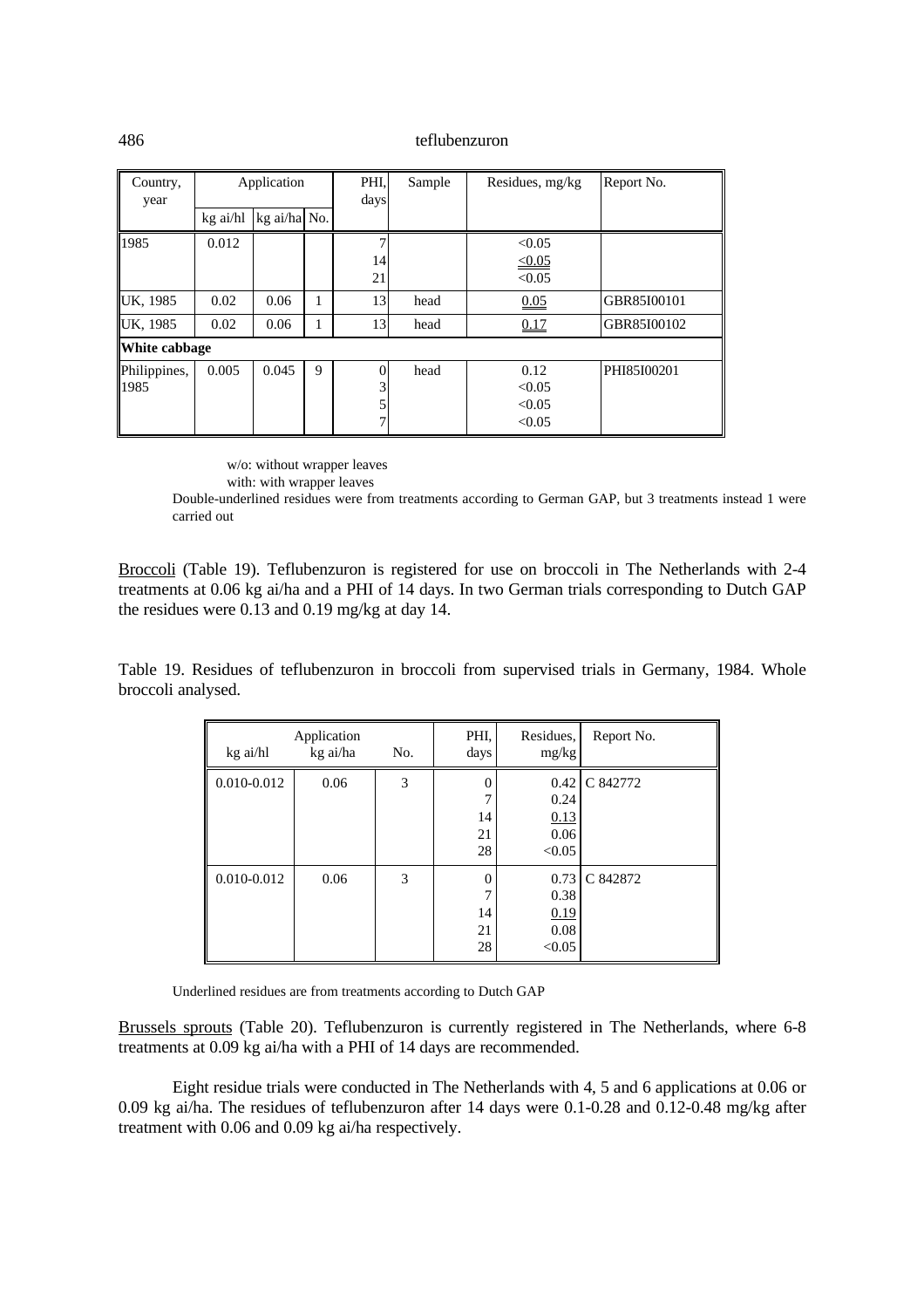| Country, year | Application | | | PHI, days | Sample | Residues, mg/kg | Report No. |
|---|---|---|---|---|---|---|---|
| | kg ai/hl | kg ai/ha | No. | | | | |
| 1985 | 0.012 | | | 7<br>14<br>21 | | <0.05<br><u>≤0.05</u><br><0.05 | |
| UK, 1985 | 0.02 | 0.06 | 1 | 13 | head | <u>0.05</u> | GBR85I00101 |
| UK, 1985 | 0.02 | 0.06 | 1 | 13 | head | <u>0.17</u> | GBR85I00102 |
| **White cabbage** | | | | | | | |
| Philippines, 1985 | 0.005 | 0.045 | 9 | 0<br>3<br>5<br>7 | head | 0.12<br><0.05<br><0.05<br><0.05 | PHI85I00201 |

w/o: without wrapper leaves
with: with wrapper leaves
Double-underlined residues were from treatments according to German GAP, but 3 treatments instead 1 were carried out

<u>Broccoli</u> (Table 19). Teflubenzuron is registered for use on broccoli in The Netherlands with 2-4 treatments at 0.06 kg ai/ha and a PHI of 14 days. In two German trials corresponding to Dutch GAP the residues were 0.13 and 0.19 mg/kg at day 14.

Table 19. Residues of teflubenzuron in broccoli from supervised trials in Germany, 1984. Whole broccoli analysed.

| Application | | | PHI, days | Residues, mg/kg | Report No. |
|---|---|---|---|---|---|
| kg ai/hl | kg ai/ha | No. | | | |
| 0.010-0.012 | 0.06 | 3 | 0<br>7<br>14<br>21<br>28 | 0.42<br>0.24<br><u>0.13</u><br>0.06<br><0.05 | C 842772 |
| 0.010-0.012 | 0.06 | 3 | 0<br>7<br>14<br>21<br>28 | 0.73<br>0.38<br><u>0.19</u><br>0.08<br><0.05 | C 842872 |

Underlined residues are from treatments according to Dutch GAP

<u>Brussels sprouts</u> (Table 20). Teflubenzuron is currently registered in The Netherlands, where 6-8 treatments at 0.09 kg ai/ha with a PHI of 14 days are recommended.

Eight residue trials were conducted in The Netherlands with 4, 5 and 6 applications at 0.06 or 0.09 kg ai/ha. The residues of teflubenzuron after 14 days were 0.1-0.28 and 0.12-0.48 mg/kg after treatment with 0.06 and 0.09 kg ai/ha respectively.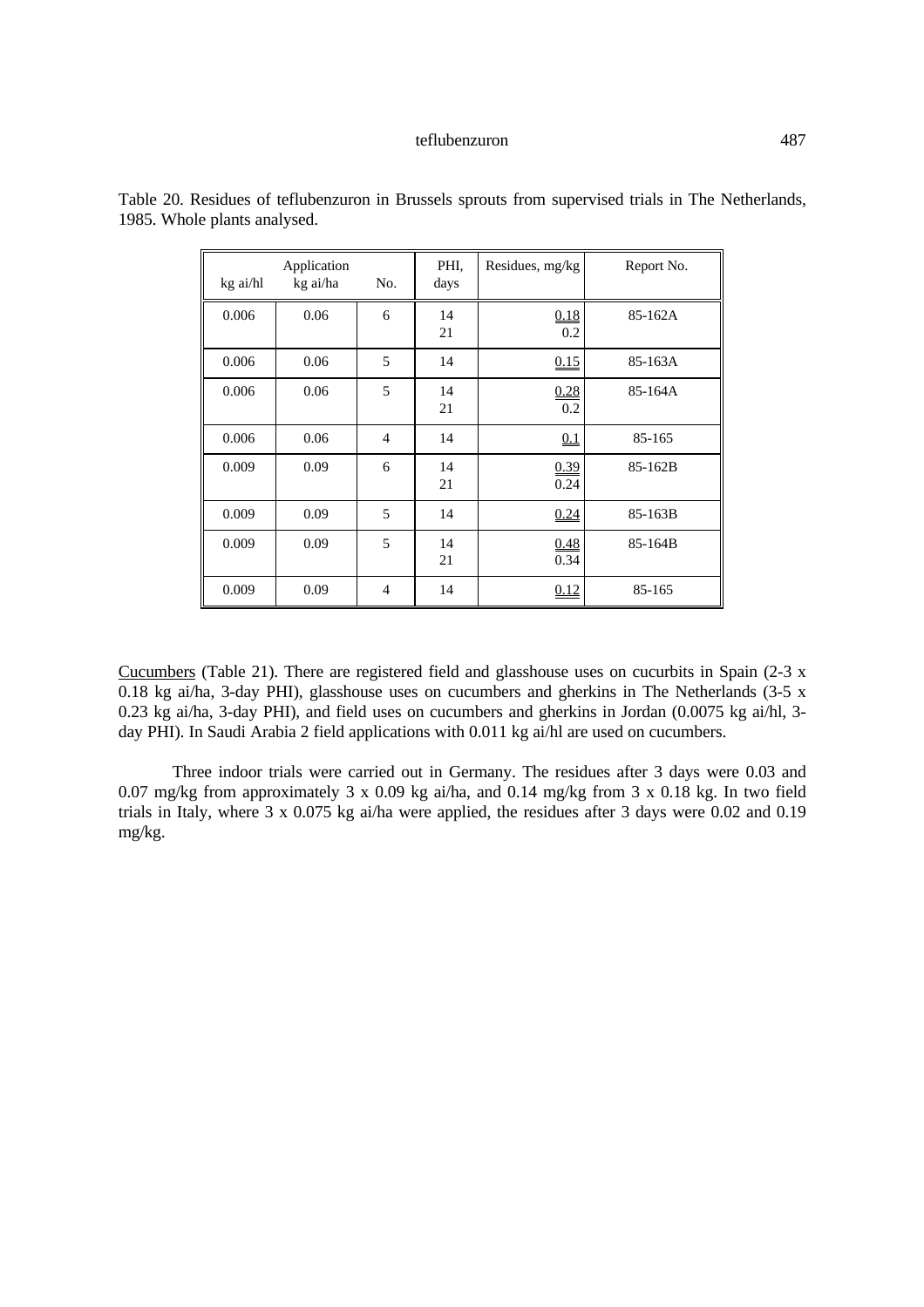Table 20. Residues of teflubenzuron in Brussels sprouts from supervised trials in The Netherlands, 1985. Whole plants analysed.

| Application | | | PHI, days | Residues, mg/kg | Report No. |
|---|---|---|---|---|---|
| kg ai/hl | kg ai/ha | No. | | | |
| 0.006 | 0.06 | 6 | 14<br>21 | 0.18<br>0.2 | 85-162A |
| 0.006 | 0.06 | 5 | 14 | 0.15 | 85-163A |
| 0.006 | 0.06 | 5 | 14<br>21 | 0.28<br>0.2 | 85-164A |
| 0.006 | 0.06 | 4 | 14 | 0.1 | 85-165 |
| 0.009 | 0.09 | 6 | 14<br>21 | 0.39<br>0.24 | 85-162B |
| 0.009 | 0.09 | 5 | 14 | 0.24 | 85-163B |
| 0.009 | 0.09 | 5 | 14<br>21 | 0.48<br>0.34 | 85-164B |
| 0.009 | 0.09 | 4 | 14 | 0.12 | 85-165 |

Cucumbers (Table 21). There are registered field and glasshouse uses on cucurbits in Spain (2-3 x 0.18 kg ai/ha, 3-day PHI), glasshouse uses on cucumbers and gherkins in The Netherlands (3-5 x 0.23 kg ai/ha, 3-day PHI), and field uses on cucumbers and gherkins in Jordan (0.0075 kg ai/hl, 3-day PHI). In Saudi Arabia 2 field applications with 0.011 kg ai/hl are used on cucumbers.

Three indoor trials were carried out in Germany. The residues after 3 days were 0.03 and 0.07 mg/kg from approximately 3 x 0.09 kg ai/ha, and 0.14 mg/kg from 3 x 0.18 kg. In two field trials in Italy, where 3 x 0.075 kg ai/ha were applied, the residues after 3 days were 0.02 and 0.19 mg/kg.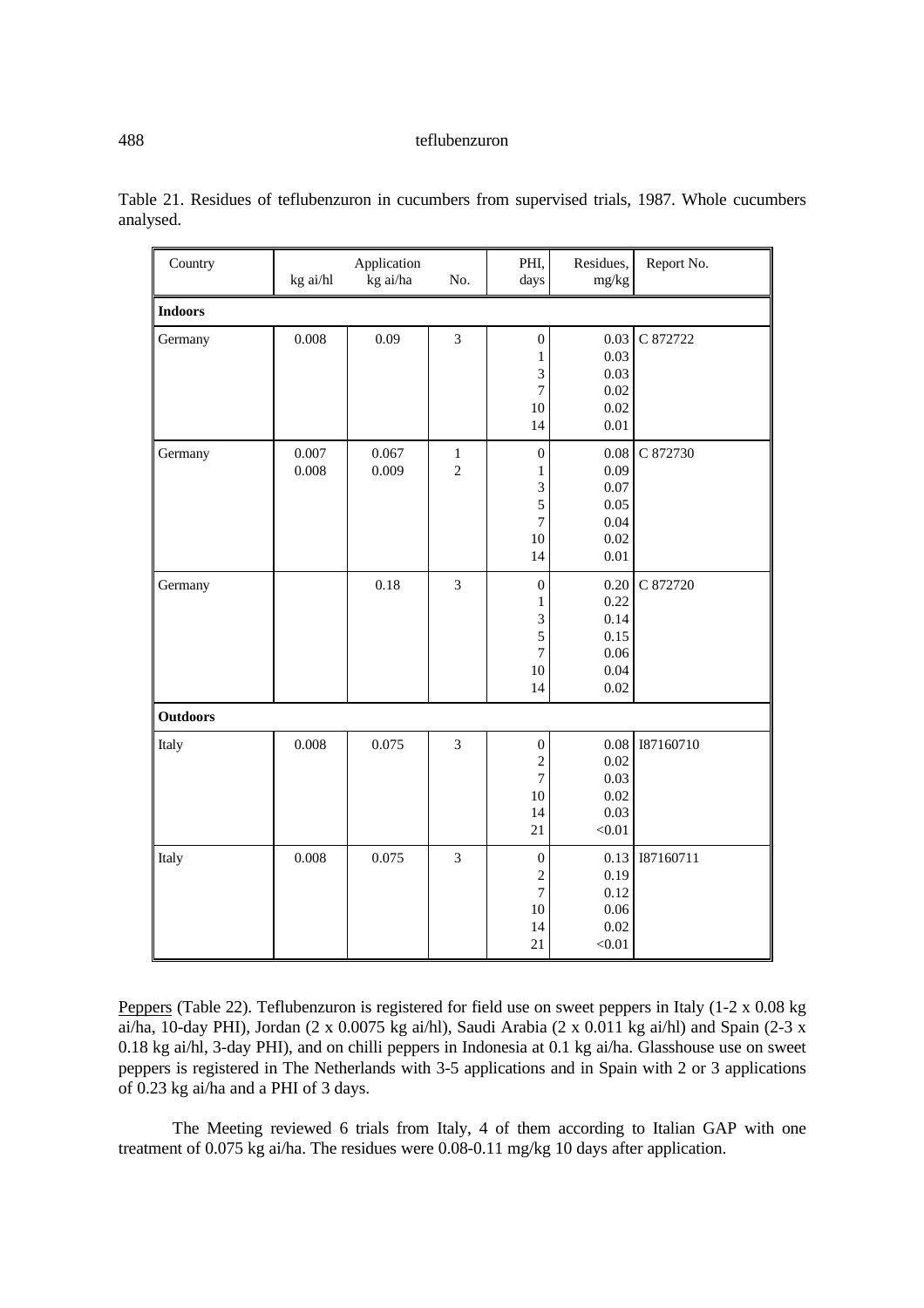Table 21. Residues of teflubenzuron in cucumbers from supervised trials, 1987. Whole cucumbers analysed.

| Country | Application | | | PHI, days | Residues, mg/kg | Report No. |
|---|---|---|---|---|---|---|
| | kg ai/hl | kg ai/ha | No. | | | |
| **Indoors** | | | | | | |
| Germany | 0.008 | 0.09 | 3 | 0<br>1<br>3<br>7<br>10<br>14 | 0.03<br>0.03<br>0.03<br>0.02<br>0.02<br>0.01 | C 872722 |
| Germany | 0.007<br>0.008 | 0.067<br>0.009 | 1<br>2 | 0<br>1<br>3<br>5<br>7<br>10<br>14 | 0.08<br>0.09<br>0.07<br>0.05<br>0.04<br>0.02<br>0.01 | C 872730 |
| Germany | | 0.18 | 3 | 0<br>1<br>3<br>5<br>7<br>10<br>14 | 0.20<br>0.22<br>0.14<br>0.15<br>0.06<br>0.04<br>0.02 | C 872720 |
| **Outdoors** | | | | | | |
| Italy | 0.008 | 0.075 | 3 | 0<br>2<br>7<br>10<br>14<br>21 | 0.08<br>0.02<br>0.03<br>0.02<br>0.03<br><0.01 | I87160710 |
| Italy | 0.008 | 0.075 | 3 | 0<br>2<br>7<br>10<br>14<br>21 | 0.13<br>0.19<br>0.12<br>0.06<br>0.02<br><0.01 | I87160711 |

Peppers (Table 22). Teflubenzuron is registered for field use on sweet peppers in Italy (1-2 x 0.08 kg ai/ha, 10-day PHI), Jordan (2 x 0.0075 kg ai/hl), Saudi Arabia (2 x 0.011 kg ai/hl) and Spain (2-3 x 0.18 kg ai/hl, 3-day PHI), and on chilli peppers in Indonesia at 0.1 kg ai/ha. Glasshouse use on sweet peppers is registered in The Netherlands with 3-5 applications and in Spain with 2 or 3 applications of 0.23 kg ai/ha and a PHI of 3 days.

The Meeting reviewed 6 trials from Italy, 4 of them according to Italian GAP with one treatment of 0.075 kg ai/ha. The residues were 0.08-0.11 mg/kg 10 days after application.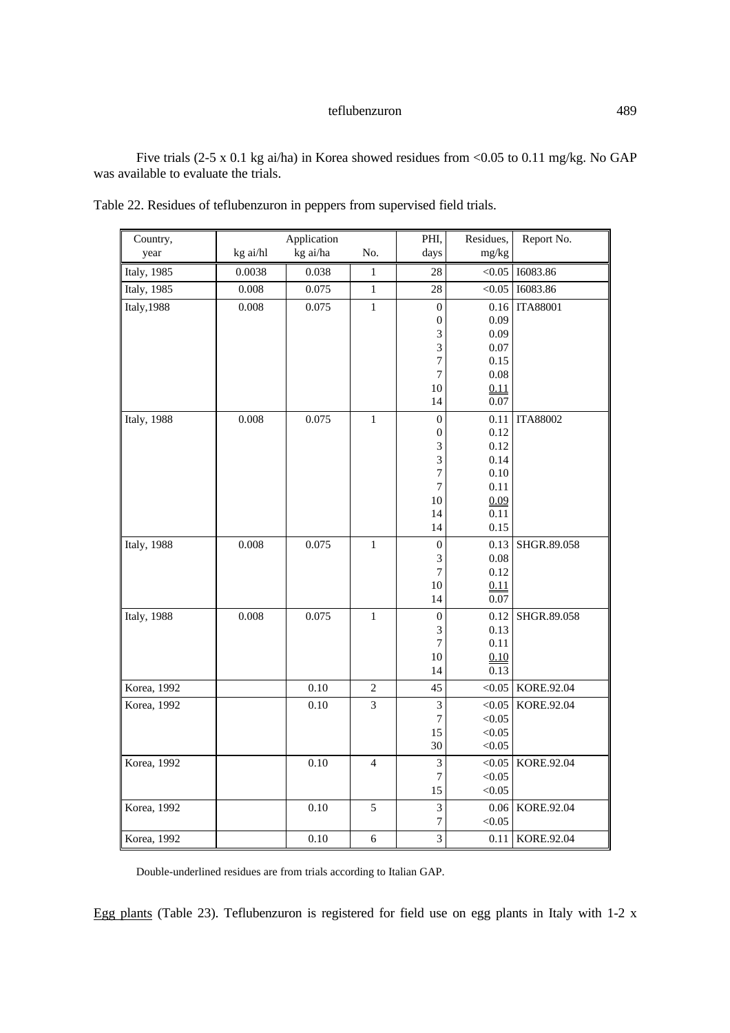Five trials (2-5 x 0.1 kg ai/ha) in Korea showed residues from <0.05 to 0.11 mg/kg. No GAP was available to evaluate the trials.

Table 22. Residues of teflubenzuron in peppers from supervised field trials.

| Country, year | Application kg ai/hl | kg ai/ha | No. | PHI, days | Residues, mg/kg | Report No. |
|---|---|---|---|---|---|---|
| Italy, 1985 | 0.0038 | 0.038 | 1 | 28 | <0.05 | I6083.86 |
| Italy, 1985 | 0.008 | 0.075 | 1 | 28 | <0.05 | I6083.86 |
| Italy,1988 | 0.008 | 0.075 | 1 | 0<br>0<br>3<br>3<br>7<br>7<br>10<br>14 | 0.16<br>0.09<br>0.09<br>0.07<br>0.15<br>0.08<br>0.11<br>0.07 | ITA88001 |
| Italy, 1988 | 0.008 | 0.075 | 1 | 0<br>0<br>3<br>3<br>7<br>7<br>10<br>14<br>14 | 0.11<br>0.12<br>0.12<br>0.14<br>0.10<br>0.11<br>0.09<br>0.11<br>0.15 | ITA88002 |
| Italy, 1988 | 0.008 | 0.075 | 1 | 0<br>3<br>7<br>10<br>14 | 0.13<br>0.08<br>0.12<br>0.11<br>0.07 | SHGR.89.058 |
| Italy, 1988 | 0.008 | 0.075 | 1 | 0<br>3<br>7<br>10<br>14 | 0.12<br>0.13<br>0.11<br>0.10<br>0.13 | SHGR.89.058 |
| Korea, 1992 | | 0.10 | 2 | 45 | <0.05 | KORE.92.04 |
| Korea, 1992 | | 0.10 | 3 | 3<br>7<br>15<br>30 | <0.05<br><0.05<br><0.05<br><0.05 | KORE.92.04 |
| Korea, 1992 | | 0.10 | 4 | 3<br>7<br>15 | <0.05<br><0.05<br><0.05 | KORE.92.04 |
| Korea, 1992 | | 0.10 | 5 | 3<br>7 | 0.06<br><0.05 | KORE.92.04 |
| Korea, 1992 | | 0.10 | 6 | 3 | 0.11 | KORE.92.04 |

Double-underlined residues are from trials according to Italian GAP.

Egg plants (Table 23). Teflubenzuron is registered for field use on egg plants in Italy with 1-2 x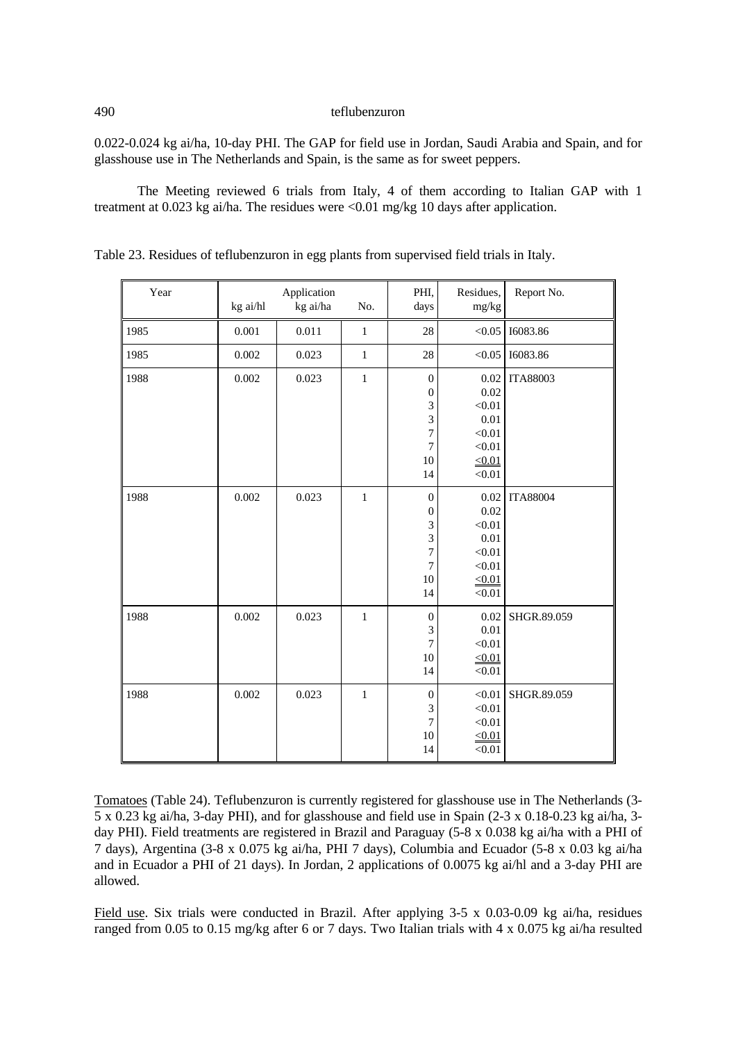0.022-0.024 kg ai/ha, 10-day PHI. The GAP for field use in Jordan, Saudi Arabia and Spain, and for glasshouse use in The Netherlands and Spain, is the same as for sweet peppers.

The Meeting reviewed 6 trials from Italy, 4 of them according to Italian GAP with 1 treatment at 0.023 kg ai/ha. The residues were <0.01 mg/kg 10 days after application.

Table 23. Residues of teflubenzuron in egg plants from supervised field trials in Italy.

| Year | Application | | | PHI, days | Residues, mg/kg | Report No. |
|---|---|---|---|---|---|---|
| | kg ai/hl | kg ai/ha | No. | | | |
| 1985 | 0.001 | 0.011 | 1 | 28 | <0.05 | I6083.86 |
| 1985 | 0.002 | 0.023 | 1 | 28 | <0.05 | I6083.86 |
| 1988 | 0.002 | 0.023 | 1 | 0<br>0<br>3<br>3<br>7<br>7<br>10<br>14 | 0.02<br>0.02<br><0.01<br>0.01<br><0.01<br><0.01<br><0.01<br><0.01 | ITA88003 |
| 1988 | 0.002 | 0.023 | 1 | 0<br>0<br>3<br>3<br>7<br>7<br>10<br>14 | 0.02<br>0.02<br><0.01<br>0.01<br><0.01<br><0.01<br><0.01<br><0.01 | ITA88004 |
| 1988 | 0.002 | 0.023 | 1 | 0<br>3<br>7<br>10<br>14 | 0.02<br>0.01<br><0.01<br><0.01<br><0.01 | SHGR.89.059 |
| 1988 | 0.002 | 0.023 | 1 | 0<br>3<br>7<br>10<br>14 | <0.01<br><0.01<br><0.01<br><0.01<br><0.01 | SHGR.89.059 |

Tomatoes (Table 24). Teflubenzuron is currently registered for glasshouse use in The Netherlands (3-5 x 0.23 kg ai/ha, 3-day PHI), and for glasshouse and field use in Spain (2-3 x 0.18-0.23 kg ai/ha, 3-day PHI). Field treatments are registered in Brazil and Paraguay (5-8 x 0.038 kg ai/ha with a PHI of 7 days), Argentina (3-8 x 0.075 kg ai/ha, PHI 7 days), Columbia and Ecuador (5-8 x 0.03 kg ai/ha and in Ecuador a PHI of 21 days). In Jordan, 2 applications of 0.0075 kg ai/hl and a 3-day PHI are allowed.

Field use. Six trials were conducted in Brazil. After applying 3-5 x 0.03-0.09 kg ai/ha, residues ranged from 0.05 to 0.15 mg/kg after 6 or 7 days. Two Italian trials with 4 x 0.075 kg ai/ha resulted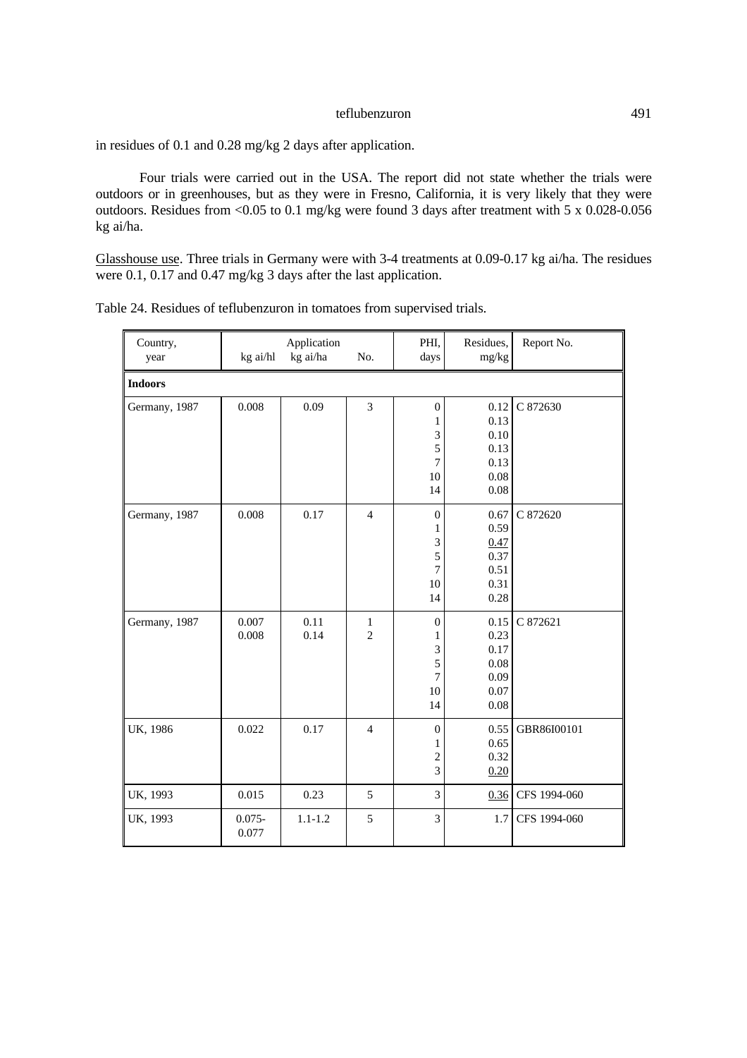in residues of 0.1 and 0.28 mg/kg 2 days after application.

Four trials were carried out in the USA. The report did not state whether the trials were outdoors or in greenhouses, but as they were in Fresno, California, it is very likely that they were outdoors. Residues from <0.05 to 0.1 mg/kg were found 3 days after treatment with 5 x 0.028-0.056 kg ai/ha.

Glasshouse use. Three trials in Germany were with 3-4 treatments at 0.09-0.17 kg ai/ha. The residues were 0.1, 0.17 and 0.47 mg/kg 3 days after the last application.

Table 24. Residues of teflubenzuron in tomatoes from supervised trials.

| Country, year | Application kg ai/hl | kg ai/ha | No. | PHI, days | Residues, mg/kg | Report No. |
|---|---|---|---|---|---|---|
| **Indoors** | | | | | | |
| Germany, 1987 | 0.008 | 0.09 | 3 | 0<br>1<br>3<br>5<br>7<br>10<br>14 | 0.12<br>0.13<br>0.10<br>0.13<br>0.13<br>0.08<br>0.08 | C 872630 |
| Germany, 1987 | 0.008 | 0.17 | 4 | 0<br>1<br>3<br>5<br>7<br>10<br>14 | 0.67<br>0.59<br>0.47<br>0.37<br>0.51<br>0.31<br>0.28 | C 872620 |
| Germany, 1987 | 0.007<br>0.008 | 0.11<br>0.14 | 1<br>2 | 0<br>1<br>3<br>5<br>7<br>10<br>14 | 0.15<br>0.23<br>0.17<br>0.08<br>0.09<br>0.07<br>0.08 | C 872621 |
| UK, 1986 | 0.022 | 0.17 | 4 | 0<br>1<br>2<br>3 | 0.55<br>0.65<br>0.32<br>0.20 | GBR86I00101 |
| UK, 1993 | 0.015 | 0.23 | 5 | 3 | 0.36 | CFS 1994-060 |
| UK, 1993 | 0.075-0.077 | 1.1-1.2 | 5 | 3 | 1.7 | CFS 1994-060 |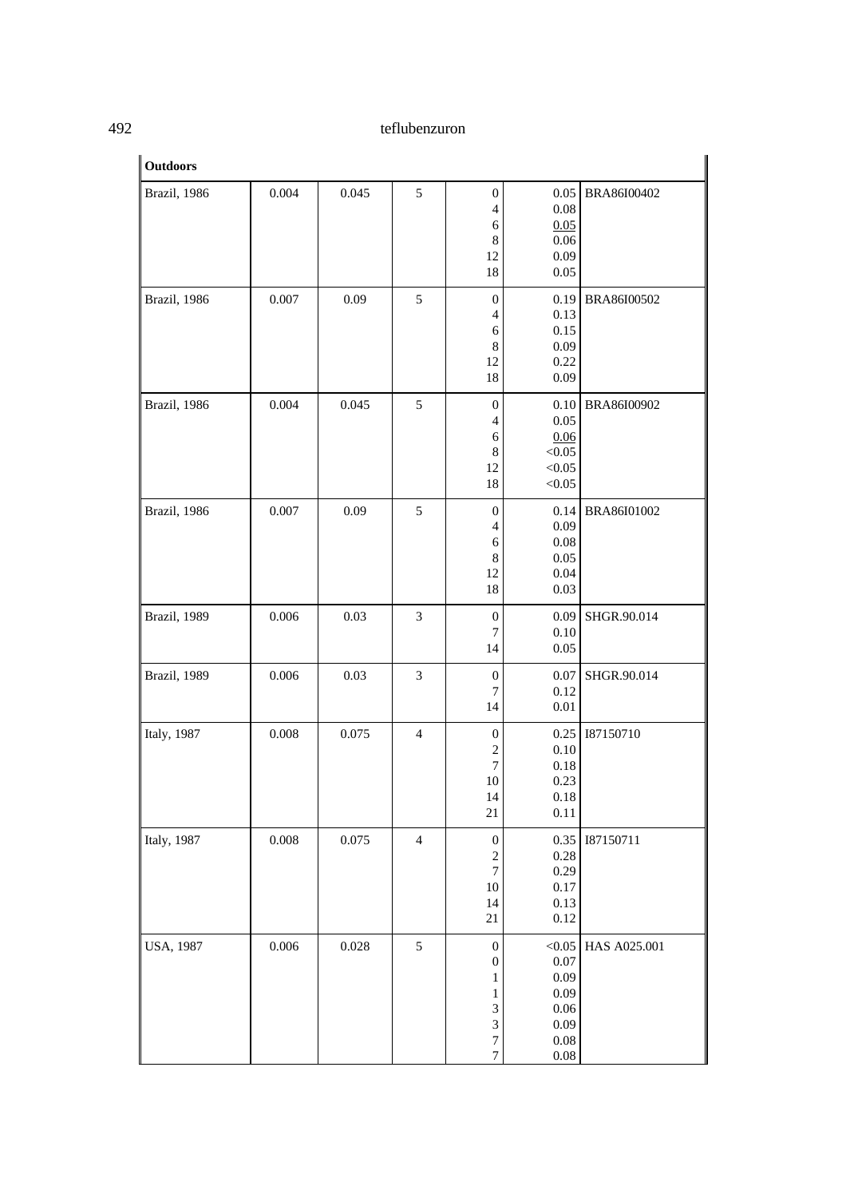| Outdoors | | | | | | |
|---|---|---|---|---|---|---|
| Brazil, 1986 | 0.004 | 0.045 | 5 | 0<br>4<br>6<br>8<br>12<br>18 | 0.05<br>0.08<br><u>0.05</u><br>0.06<br>0.09<br>0.05 | BRA86I00402 |
| Brazil, 1986 | 0.007 | 0.09 | 5 | 0<br>4<br>6<br>8<br>12<br>18 | 0.19<br>0.13<br>0.15<br>0.09<br>0.22<br>0.09 | BRA86I00502 |
| Brazil, 1986 | 0.004 | 0.045 | 5 | 0<br>4<br>6<br>8<br>12<br>18 | 0.10<br>0.05<br><u>0.06</u><br><0.05<br><0.05<br><0.05 | BRA86I00902 |
| Brazil, 1986 | 0.007 | 0.09 | 5 | 0<br>4<br>6<br>8<br>12<br>18 | 0.14<br>0.09<br>0.08<br>0.05<br>0.04<br>0.03 | BRA86I01002 |
| Brazil, 1989 | 0.006 | 0.03 | 3 | 0<br>7<br>14 | 0.09<br>0.10<br>0.05 | SHGR.90.014 |
| Brazil, 1989 | 0.006 | 0.03 | 3 | 0<br>7<br>14 | 0.07<br>0.12<br>0.01 | SHGR.90.014 |
| Italy, 1987 | 0.008 | 0.075 | 4 | 0<br>2<br>7<br>10<br>14<br>21 | 0.25<br>0.10<br>0.18<br>0.23<br>0.18<br>0.11 | I87150710 |
| Italy, 1987 | 0.008 | 0.075 | 4 | 0<br>2<br>7<br>10<br>14<br>21 | 0.35<br>0.28<br>0.29<br>0.17<br>0.13<br>0.12 | I87150711 |
| USA, 1987 | 0.006 | 0.028 | 5 | 0<br>0<br>1<br>1<br>3<br>3<br>7<br>7 | <0.05<br>0.07<br>0.09<br>0.09<br>0.06<br>0.09<br>0.08<br>0.08 | HAS A025.001 |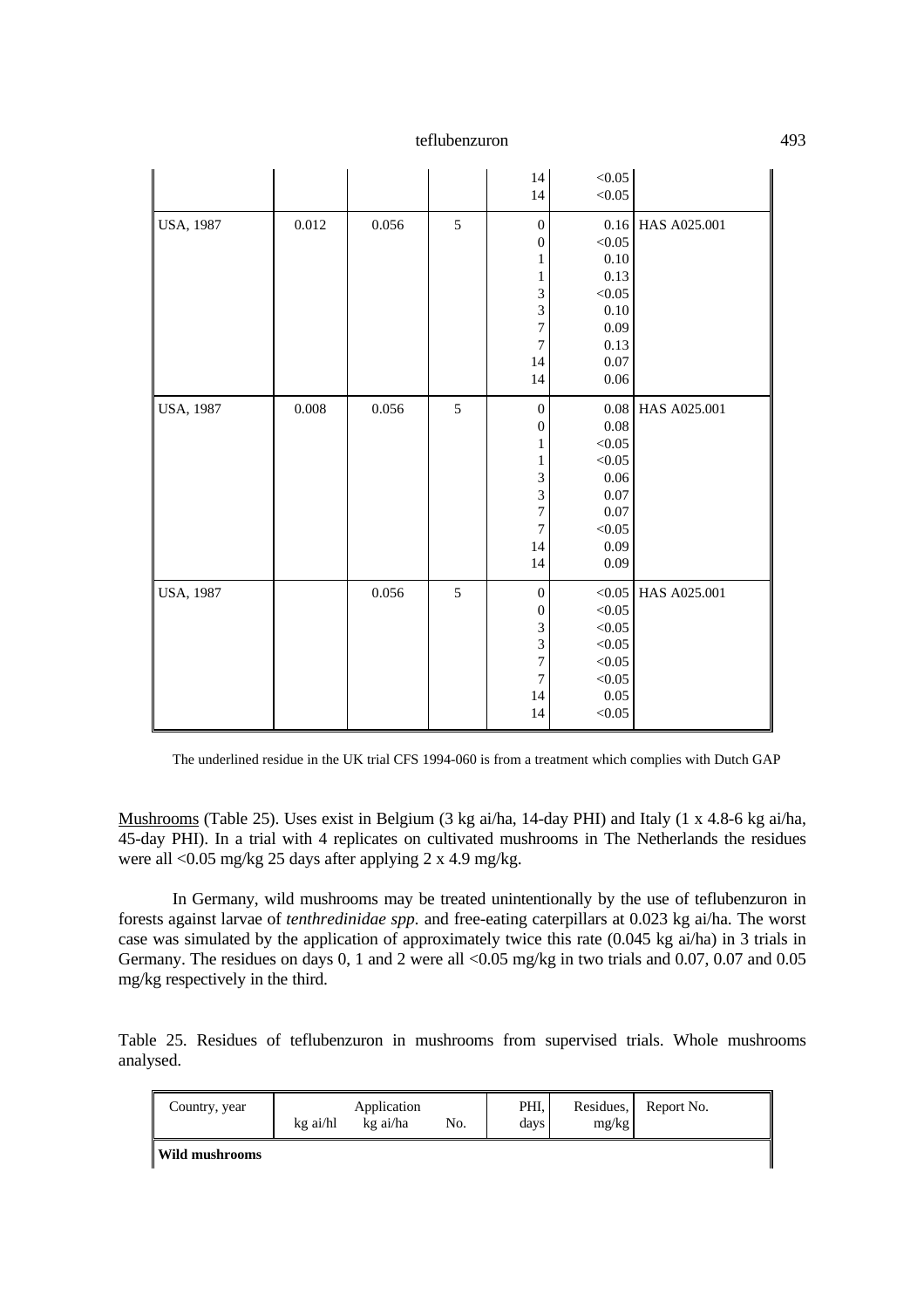| Country, year | kg ai/hl | kg ai/ha | No. | PHI, days | Residues, mg/kg | Report No. |
|---|---|---|---|---|---|---|
| | | | | 14 | <0.05 | |
| | | | | 14 | <0.05 | |
| USA, 1987 | 0.012 | 0.056 | 5 | 0 | 0.16 | HAS A025.001 |
| | | | | 0 | <0.05 | |
| | | | | 1 | 0.10 | |
| | | | | 1 | 0.13 | |
| | | | | 3 | <0.05 | |
| | | | | 3 | 0.10 | |
| | | | | 7 | 0.09 | |
| | | | | 7 | 0.13 | |
| | | | | 14 | 0.07 | |
| | | | | 14 | 0.06 | |
| USA, 1987 | 0.008 | 0.056 | 5 | 0 | 0.08 | HAS A025.001 |
| | | | | 0 | 0.08 | |
| | | | | 1 | <0.05 | |
| | | | | 1 | <0.05 | |
| | | | | 3 | 0.06 | |
| | | | | 3 | 0.07 | |
| | | | | 7 | 0.07 | |
| | | | | 7 | <0.05 | |
| | | | | 14 | 0.09 | |
| | | | | 14 | 0.09 | |
| USA, 1987 | | 0.056 | 5 | 0 | <0.05 | HAS A025.001 |
| | | | | 0 | <0.05 | |
| | | | | 3 | <0.05 | |
| | | | | 3 | <0.05 | |
| | | | | 7 | <0.05 | |
| | | | | 7 | <0.05 | |
| | | | | 14 | 0.05 | |
| | | | | 14 | <0.05 | |

The underlined residue in the UK trial CFS 1994-060 is from a treatment which complies with Dutch GAP

Mushrooms (Table 25). Uses exist in Belgium (3 kg ai/ha, 14-day PHI) and Italy (1 x 4.8-6 kg ai/ha, 45-day PHI). In a trial with 4 replicates on cultivated mushrooms in The Netherlands the residues were all <0.05 mg/kg 25 days after applying 2 x 4.9 mg/kg.

In Germany, wild mushrooms may be treated unintentionally by the use of teflubenzuron in forests against larvae of *tenthredinidae spp.* and free-eating caterpillars at 0.023 kg ai/ha. The worst case was simulated by the application of approximately twice this rate (0.045 kg ai/ha) in 3 trials in Germany. The residues on days 0, 1 and 2 were all <0.05 mg/kg in two trials and 0.07, 0.07 and 0.05 mg/kg respectively in the third.

Table 25. Residues of teflubenzuron in mushrooms from supervised trials. Whole mushrooms analysed.

| Country, year | Application kg ai/hl | kg ai/ha | No. | PHI, days | Residues, mg/kg | Report No. |
|---|---|---|---|---|---|---|
| **Wild mushrooms** | | | | | | |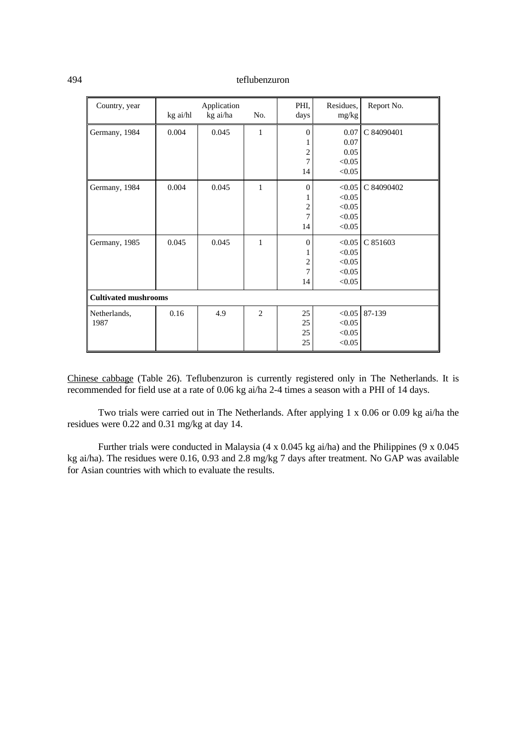| Country, year | Application kg ai/hl | kg ai/ha | No. | PHI, days | Residues, mg/kg | Report No. |
|---|---|---|---|---|---|---|
| Germany, 1984 | 0.004 | 0.045 | 1 | 0<br>1<br>2<br>7<br>14 | 0.07<br>0.07<br>0.05<br><0.05<br><0.05 | C 84090401 |
| Germany, 1984 | 0.004 | 0.045 | 1 | 0<br>1<br>2<br>7<br>14 | <0.05<br><0.05<br><0.05<br><0.05<br><0.05 | C 84090402 |
| Germany, 1985 | 0.045 | 0.045 | 1 | 0<br>1<br>2<br>7<br>14 | <0.05<br><0.05<br><0.05<br><0.05<br><0.05 | C 851603 |
| **Cultivated mushrooms** | | | | | | |
| Netherlands, 1987 | 0.16 | 4.9 | 2 | 25<br>25<br>25<br>25 | <0.05<br><0.05<br><0.05<br><0.05 | 87-139 |

Chinese cabbage (Table 26). Teflubenzuron is currently registered only in The Netherlands. It is recommended for field use at a rate of 0.06 kg ai/ha 2-4 times a season with a PHI of 14 days.

Two trials were carried out in The Netherlands. After applying 1 x 0.06 or 0.09 kg ai/ha the residues were 0.22 and 0.31 mg/kg at day 14.

Further trials were conducted in Malaysia (4 x 0.045 kg ai/ha) and the Philippines (9 x 0.045 kg ai/ha). The residues were 0.16, 0.93 and 2.8 mg/kg 7 days after treatment. No GAP was available for Asian countries with which to evaluate the results.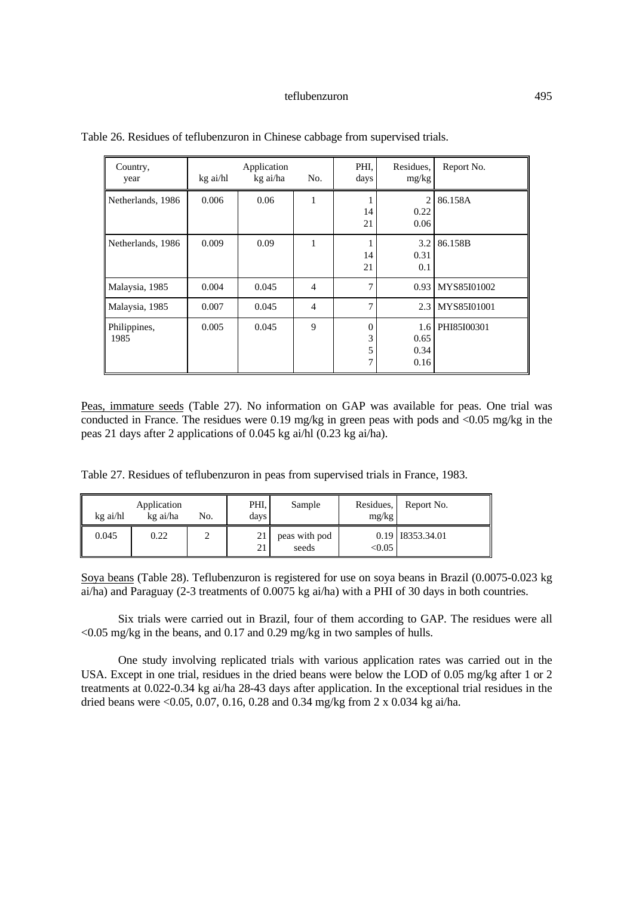Table 26. Residues of teflubenzuron in Chinese cabbage from supervised trials.

| Country, year | Application | | | PHI, days | Residues, mg/kg | Report No. |
|---|---|---|---|---|---|---|
| | kg ai/hl | kg ai/ha | No. | | | |
| Netherlands, 1986 | 0.006 | 0.06 | 1 | 1<br>14<br>21 | 2<br>0.22<br>0.06 | 86.158A |
| Netherlands, 1986 | 0.009 | 0.09 | 1 | 1<br>14<br>21 | 3.2<br>0.31<br>0.1 | 86.158B |
| Malaysia, 1985 | 0.004 | 0.045 | 4 | 7 | 0.93 | MYS85I01002 |
| Malaysia, 1985 | 0.007 | 0.045 | 4 | 7 | 2.3 | MYS85I01001 |
| Philippines, 1985 | 0.005 | 0.045 | 9 | 0<br>3<br>5<br>7 | 1.6<br>0.65<br>0.34<br>0.16 | PHI85I00301 |

Peas, immature seeds (Table 27). No information on GAP was available for peas. One trial was conducted in France. The residues were 0.19 mg/kg in green peas with pods and <0.05 mg/kg in the peas 21 days after 2 applications of 0.045 kg ai/hl (0.23 kg ai/ha).

Table 27. Residues of teflubenzuron in peas from supervised trials in France, 1983.

| Application | | | PHI, days | Sample | Residues, mg/kg | Report No. |
|---|---|---|---|---|---|---|
| kg ai/hl | kg ai/ha | No. | | | | |
| 0.045 | 0.22 | 2 | 21<br>21 | peas with pod<br>seeds | 0.19<br><0.05 | I8353.34.01 |

Soya beans (Table 28). Teflubenzuron is registered for use on soya beans in Brazil (0.0075-0.023 kg ai/ha) and Paraguay (2-3 treatments of 0.0075 kg ai/ha) with a PHI of 30 days in both countries.

Six trials were carried out in Brazil, four of them according to GAP. The residues were all <0.05 mg/kg in the beans, and 0.17 and 0.29 mg/kg in two samples of hulls.

One study involving replicated trials with various application rates was carried out in the USA. Except in one trial, residues in the dried beans were below the LOD of 0.05 mg/kg after 1 or 2 treatments at 0.022-0.34 kg ai/ha 28-43 days after application. In the exceptional trial residues in the dried beans were <0.05, 0.07, 0.16, 0.28 and 0.34 mg/kg from 2 x 0.034 kg ai/ha.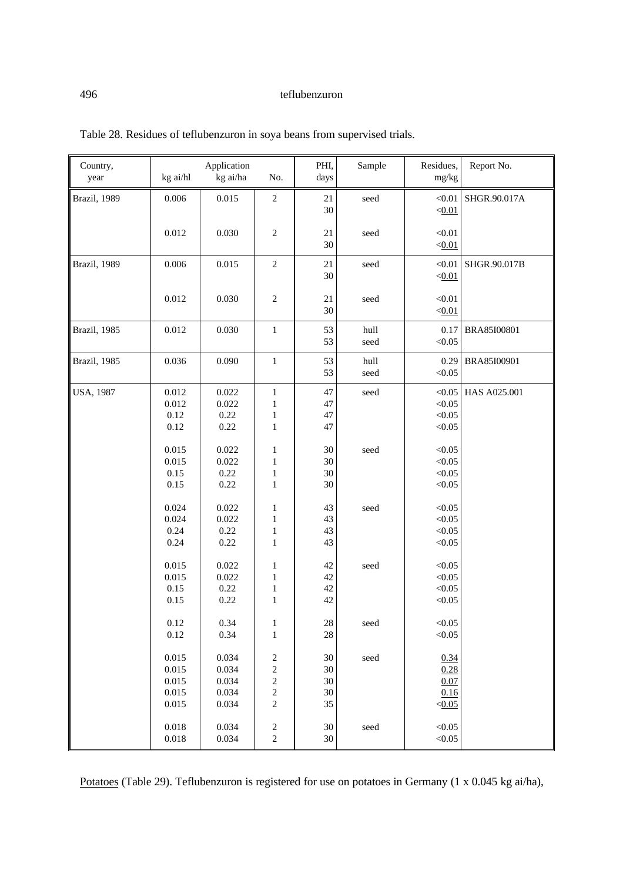Table 28. Residues of teflubenzuron in soya beans from supervised trials.

| Country, year | Application kg ai/hl | kg ai/ha | No. | PHI, days | Sample | Residues, mg/kg | Report No. |
|---|---|---|---|---|---|---|---|
| Brazil, 1989 | 0.006 | 0.015 | 2 | 21 | seed | <0.01 | SHGR.90.017A |
| | | | | 30 | | <0.01 | |
| | 0.012 | 0.030 | 2 | 21 | seed | <0.01 | |
| | | | | 30 | | <0.01 | |
| Brazil, 1989 | 0.006 | 0.015 | 2 | 21 | seed | <0.01 | SHGR.90.017B |
| | | | | 30 | | <0.01 | |
| | 0.012 | 0.030 | 2 | 21 | seed | <0.01 | |
| | | | | 30 | | <0.01 | |
| Brazil, 1985 | 0.012 | 0.030 | 1 | 53 | hull | 0.17 | BRA85I00801 |
| | | | | 53 | seed | <0.05 | |
| Brazil, 1985 | 0.036 | 0.090 | 1 | 53 | hull | 0.29 | BRA85I00901 |
| | | | | 53 | seed | <0.05 | |
| USA, 1987 | 0.012 | 0.022 | 1 | 47 | seed | <0.05 | HAS A025.001 |
| | 0.012 | 0.022 | 1 | 47 | | <0.05 | |
| | 0.12 | 0.22 | 1 | 47 | | <0.05 | |
| | 0.12 | 0.22 | 1 | 47 | | <0.05 | |
| | 0.015 | 0.022 | 1 | 30 | seed | <0.05 | |
| | 0.015 | 0.022 | 1 | 30 | | <0.05 | |
| | 0.15 | 0.22 | 1 | 30 | | <0.05 | |
| | 0.15 | 0.22 | 1 | 30 | | <0.05 | |
| | 0.024 | 0.022 | 1 | 43 | seed | <0.05 | |
| | 0.024 | 0.022 | 1 | 43 | | <0.05 | |
| | 0.24 | 0.22 | 1 | 43 | | <0.05 | |
| | 0.24 | 0.22 | 1 | 43 | | <0.05 | |
| | 0.015 | 0.022 | 1 | 42 | seed | <0.05 | |
| | 0.015 | 0.022 | 1 | 42 | | <0.05 | |
| | 0.15 | 0.22 | 1 | 42 | | <0.05 | |
| | 0.15 | 0.22 | 1 | 42 | | <0.05 | |
| | 0.12 | 0.34 | 1 | 28 | seed | <0.05 | |
| | 0.12 | 0.34 | 1 | 28 | | <0.05 | |
| | 0.015 | 0.034 | 2 | 30 | seed | 0.34 | |
| | 0.015 | 0.034 | 2 | 30 | | 0.28 | |
| | 0.015 | 0.034 | 2 | 30 | | 0.07 | |
| | 0.015 | 0.034 | 2 | 30 | | 0.16 | |
| | 0.015 | 0.034 | 2 | 35 | | <0.05 | |
| | 0.018 | 0.034 | 2 | 30 | seed | <0.05 | |
| | 0.018 | 0.034 | 2 | 30 | | <0.05 | |

Potatoes (Table 29). Teflubenzuron is registered for use on potatoes in Germany (1 x 0.045 kg ai/ha),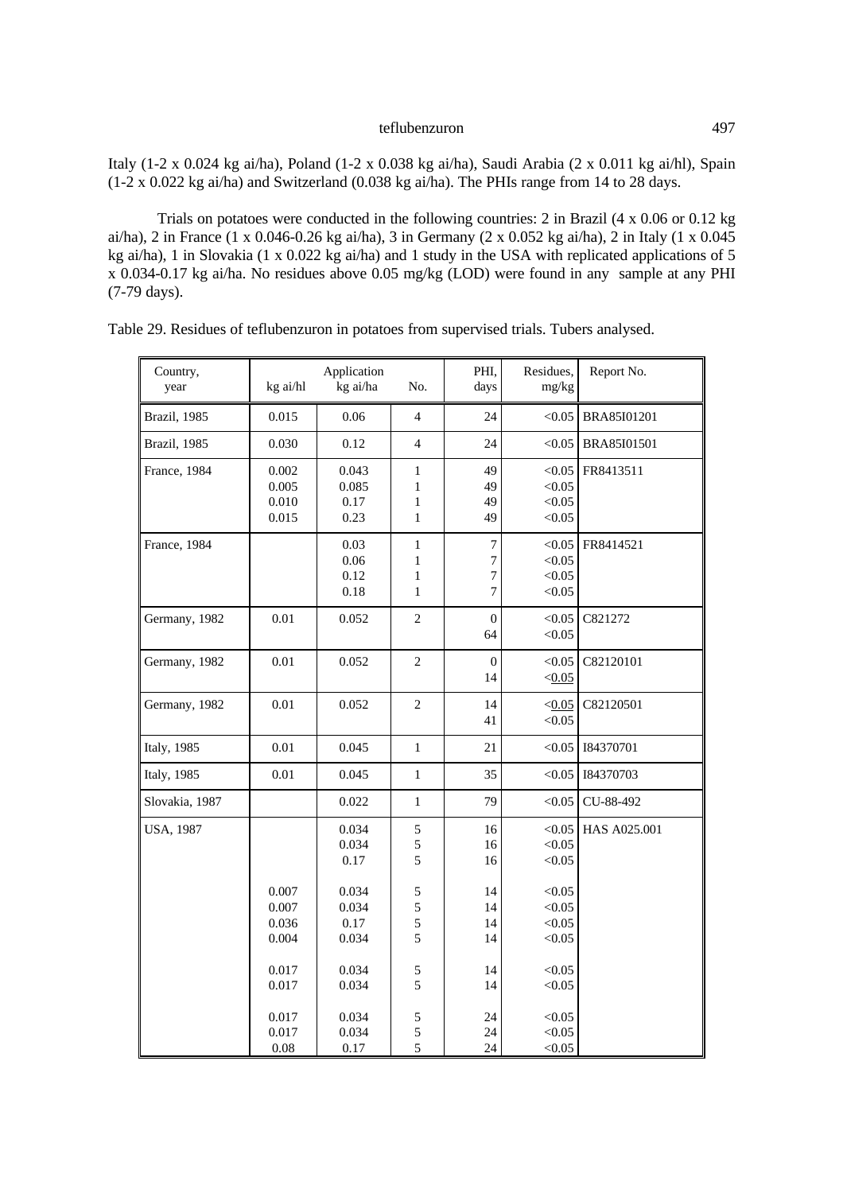Italy (1-2 x 0.024 kg ai/ha), Poland (1-2 x 0.038 kg ai/ha), Saudi Arabia (2 x 0.011 kg ai/hl), Spain (1-2 x 0.022 kg ai/ha) and Switzerland (0.038 kg ai/ha). The PHIs range from 14 to 28 days.

Trials on potatoes were conducted in the following countries: 2 in Brazil (4 x 0.06 or 0.12 kg ai/ha), 2 in France (1 x 0.046-0.26 kg ai/ha), 3 in Germany (2 x 0.052 kg ai/ha), 2 in Italy (1 x 0.045 kg ai/ha), 1 in Slovakia (1 x 0.022 kg ai/ha) and 1 study in the USA with replicated applications of 5 x 0.034-0.17 kg ai/ha. No residues above 0.05 mg/kg (LOD) were found in any sample at any PHI (7-79 days).

Table 29. Residues of teflubenzuron in potatoes from supervised trials. Tubers analysed.

| Country, year | Application kg ai/hl | kg ai/ha | No. | PHI, days | Residues, mg/kg | Report No. |
|---|---|---|---|---|---|---|
| Brazil, 1985 | 0.015 | 0.06 | 4 | 24 | <0.05 | BRA85I01201 |
| Brazil, 1985 | 0.030 | 0.12 | 4 | 24 | <0.05 | BRA85I01501 |
| France, 1984 | 0.002 | 0.043 | 1 | 49 | <0.05 | FR8413511 |
| | 0.005 | 0.085 | 1 | 49 | <0.05 | |
| | 0.010 | 0.17 | 1 | 49 | <0.05 | |
| | 0.015 | 0.23 | 1 | 49 | <0.05 | |
| France, 1984 | | 0.03 | 1 | 7 | <0.05 | FR8414521 |
| | | 0.06 | 1 | 7 | <0.05 | |
| | | 0.12 | 1 | 7 | <0.05 | |
| | | 0.18 | 1 | 7 | <0.05 | |
| Germany, 1982 | 0.01 | 0.052 | 2 | 0 | <0.05 | C821272 |
| | | | | 64 | <0.05 | |
| Germany, 1982 | 0.01 | 0.052 | 2 | 0 | <0.05 | C82120101 |
| | | | | 14 | <0.05 | |
| Germany, 1982 | 0.01 | 0.052 | 2 | 14 | <0.05 | C82120501 |
| | | | | 41 | <0.05 | |
| Italy, 1985 | 0.01 | 0.045 | 1 | 21 | <0.05 | I84370701 |
| Italy, 1985 | 0.01 | 0.045 | 1 | 35 | <0.05 | I84370703 |
| Slovakia, 1987 | | 0.022 | 1 | 79 | <0.05 | CU-88-492 |
| USA, 1987 | | 0.034 | 5 | 16 | <0.05 | HAS A025.001 |
| | | 0.034 | 5 | 16 | <0.05 | |
| | | 0.17 | 5 | 16 | <0.05 | |
| | 0.007 | 0.034 | 5 | 14 | <0.05 | |
| | 0.007 | 0.034 | 5 | 14 | <0.05 | |
| | 0.036 | 0.17 | 5 | 14 | <0.05 | |
| | 0.004 | 0.034 | 5 | 14 | <0.05 | |
| | 0.017 | 0.034 | 5 | 14 | <0.05 | |
| | 0.017 | 0.034 | 5 | 14 | <0.05 | |
| | 0.017 | 0.034 | 5 | 24 | <0.05 | |
| | 0.017 | 0.034 | 5 | 24 | <0.05 | |
| | 0.08 | 0.17 | 5 | 24 | <0.05 | |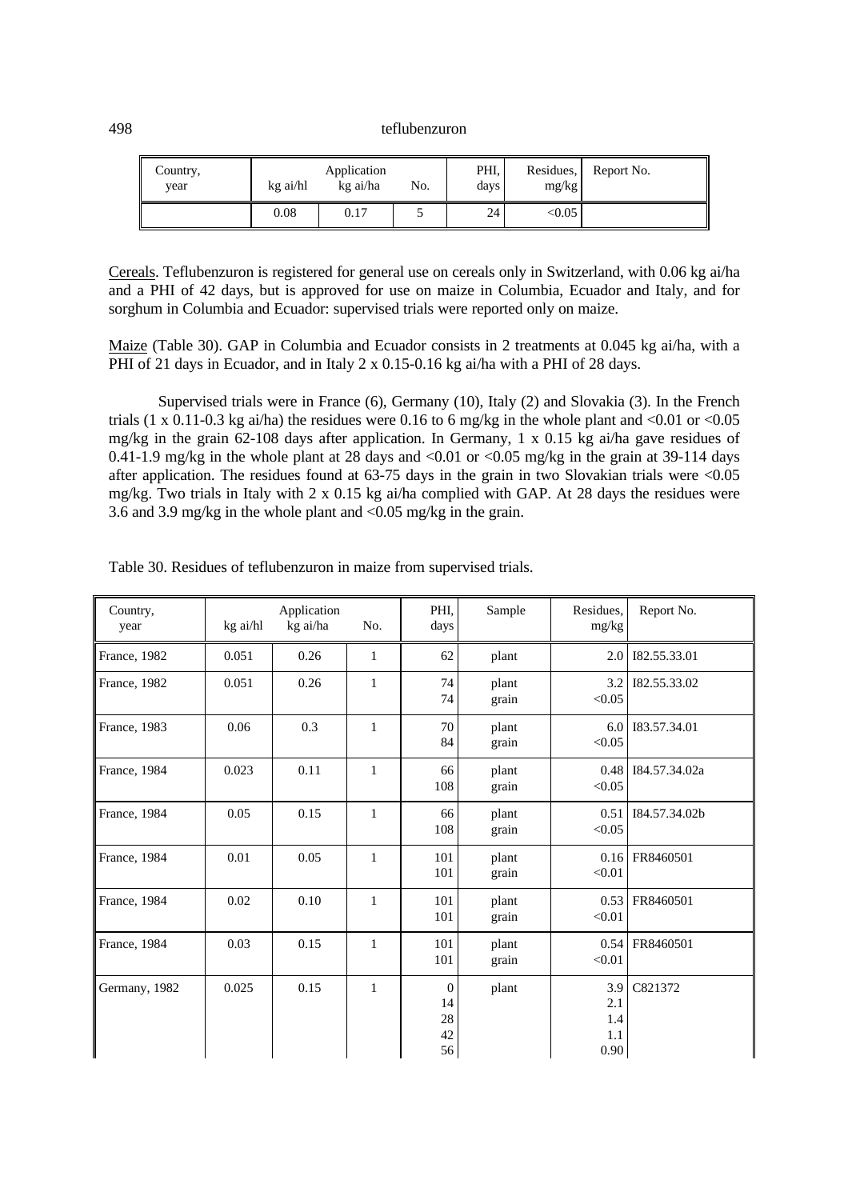| Country, year | Application kg ai/hl | kg ai/ha | No. | PHI, days | Residues, mg/kg | Report No. |
|---|---|---|---|---|---|---|
| | 0.08 | 0.17 | 5 | 24 | <0.05 | |

Cereals. Teflubenzuron is registered for general use on cereals only in Switzerland, with 0.06 kg ai/ha and a PHI of 42 days, but is approved for use on maize in Columbia, Ecuador and Italy, and for sorghum in Columbia and Ecuador: supervised trials were reported only on maize.

Maize (Table 30). GAP in Columbia and Ecuador consists in 2 treatments at 0.045 kg ai/ha, with a PHI of 21 days in Ecuador, and in Italy 2 x 0.15-0.16 kg ai/ha with a PHI of 28 days.

Supervised trials were in France (6), Germany (10), Italy (2) and Slovakia (3). In the French trials (1 x 0.11-0.3 kg ai/ha) the residues were 0.16 to 6 mg/kg in the whole plant and <0.01 or <0.05 mg/kg in the grain 62-108 days after application. In Germany, 1 x 0.15 kg ai/ha gave residues of 0.41-1.9 mg/kg in the whole plant at 28 days and <0.01 or <0.05 mg/kg in the grain at 39-114 days after application. The residues found at 63-75 days in the grain in two Slovakian trials were <0.05 mg/kg. Two trials in Italy with 2 x 0.15 kg ai/ha complied with GAP. At 28 days the residues were 3.6 and 3.9 mg/kg in the whole plant and <0.05 mg/kg in the grain.

Table 30. Residues of teflubenzuron in maize from supervised trials.

| Country, year | Application kg ai/hl | kg ai/ha | No. | PHI, days | Sample | Residues, mg/kg | Report No. |
|---|---|---|---|---|---|---|---|
| France, 1982 | 0.051 | 0.26 | 1 | 62 | plant | 2.0 | I82.55.33.01 |
| France, 1982 | 0.051 | 0.26 | 1 | 74<br>74 | plant<br>grain | 3.2<br><0.05 | I82.55.33.02 |
| France, 1983 | 0.06 | 0.3 | 1 | 70<br>84 | plant<br>grain | 6.0<br><0.05 | I83.57.34.01 |
| France, 1984 | 0.023 | 0.11 | 1 | 66<br>108 | plant<br>grain | 0.48<br><0.05 | I84.57.34.02a |
| France, 1984 | 0.05 | 0.15 | 1 | 66<br>108 | plant<br>grain | 0.51<br><0.05 | I84.57.34.02b |
| France, 1984 | 0.01 | 0.05 | 1 | 101<br>101 | plant<br>grain | 0.16<br><0.01 | FR8460501 |
| France, 1984 | 0.02 | 0.10 | 1 | 101<br>101 | plant<br>grain | 0.53<br><0.01 | FR8460501 |
| France, 1984 | 0.03 | 0.15 | 1 | 101<br>101 | plant<br>grain | 0.54<br><0.01 | FR8460501 |
| Germany, 1982 | 0.025 | 0.15 | 1 | 0<br>14<br>28<br>42<br>56 | plant | 3.9<br>2.1<br>1.4<br>1.1<br>0.90 | C821372 |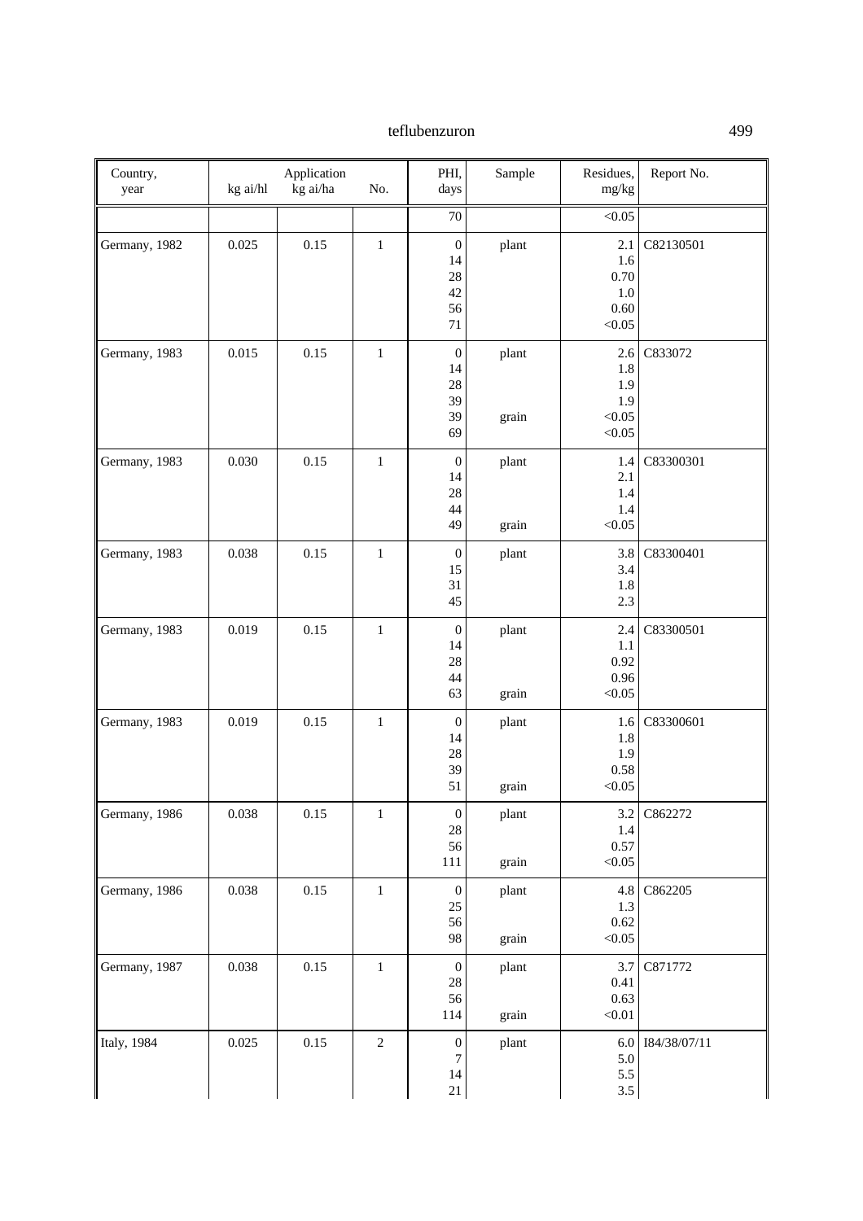| Country, year | Application kg ai/hl | kg ai/ha | No. | PHI, days | Sample | Residues, mg/kg | Report No. |
|---|---|---|---|---|---|---|---|
| | | | | 70 | | <0.05 | |
| Germany, 1982 | 0.025 | 0.15 | 1 | 0 | plant | 2.1 | C82130501 |
| | | | | 14 | | 1.6 | |
| | | | | 28 | | 0.70 | |
| | | | | 42 | | 1.0 | |
| | | | | 56 | | 0.60 | |
| | | | | 71 | | <0.05 | |
| Germany, 1983 | 0.015 | 0.15 | 1 | 0 | plant | 2.6 | C833072 |
| | | | | 14 | | 1.8 | |
| | | | | 28 | | 1.9 | |
| | | | | 39 | | 1.9 | |
| | | | | 39 | grain | <0.05 | |
| | | | | 69 | | <0.05 | |
| Germany, 1983 | 0.030 | 0.15 | 1 | 0 | plant | 1.4 | C83300301 |
| | | | | 14 | | 2.1 | |
| | | | | 28 | | 1.4 | |
| | | | | 44 | | 1.4 | |
| | | | | 49 | grain | <0.05 | |
| Germany, 1983 | 0.038 | 0.15 | 1 | 0 | plant | 3.8 | C83300401 |
| | | | | 15 | | 3.4 | |
| | | | | 31 | | 1.8 | |
| | | | | 45 | | 2.3 | |
| Germany, 1983 | 0.019 | 0.15 | 1 | 0 | plant | 2.4 | C83300501 |
| | | | | 14 | | 1.1 | |
| | | | | 28 | | 0.92 | |
| | | | | 44 | | 0.96 | |
| | | | | 63 | grain | <0.05 | |
| Germany, 1983 | 0.019 | 0.15 | 1 | 0 | plant | 1.6 | C83300601 |
| | | | | 14 | | 1.8 | |
| | | | | 28 | | 1.9 | |
| | | | | 39 | | 0.58 | |
| | | | | 51 | grain | <0.05 | |
| Germany, 1986 | 0.038 | 0.15 | 1 | 0 | plant | 3.2 | C862272 |
| | | | | 28 | | 1.4 | |
| | | | | 56 | | 0.57 | |
| | | | | 111 | grain | <0.05 | |
| Germany, 1986 | 0.038 | 0.15 | 1 | 0 | plant | 4.8 | C862205 |
| | | | | 25 | | 1.3 | |
| | | | | 56 | | 0.62 | |
| | | | | 98 | grain | <0.05 | |
| Germany, 1987 | 0.038 | 0.15 | 1 | 0 | plant | 3.7 | C871772 |
| | | | | 28 | | 0.41 | |
| | | | | 56 | | 0.63 | |
| | | | | 114 | grain | <0.01 | |
| Italy, 1984 | 0.025 | 0.15 | 2 | 0 | plant | 6.0 | I84/38/07/11 |
| | | | | 7 | | 5.0 | |
| | | | | 14 | | 5.5 | |
| | | | | 21 | | 3.5 | |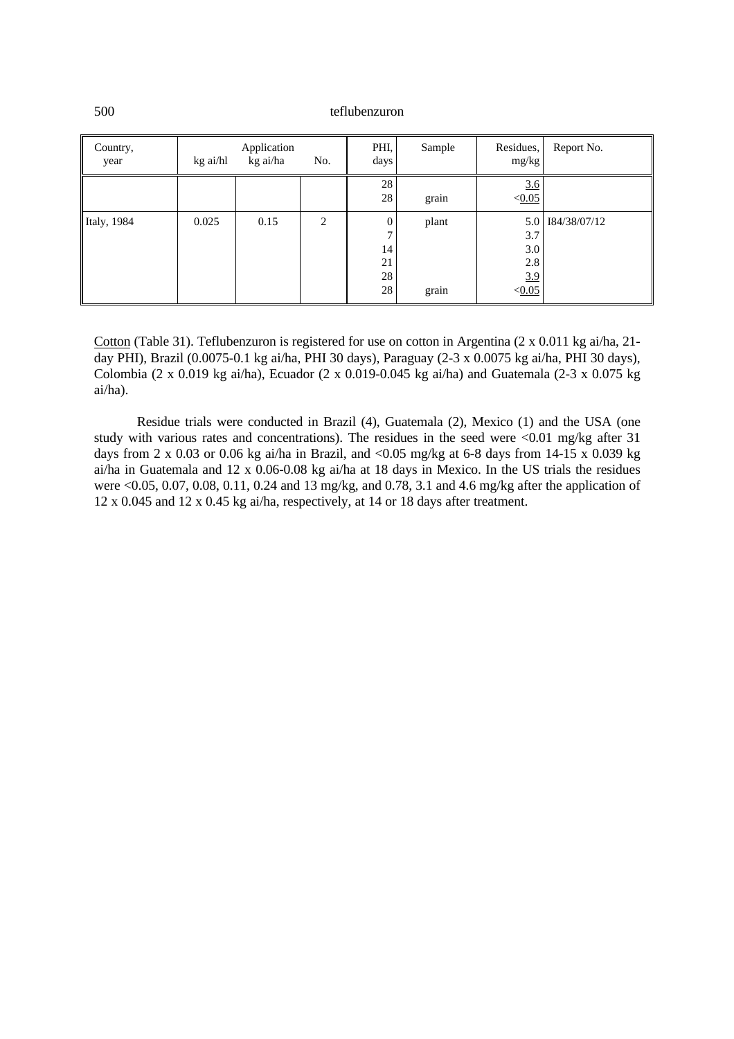| Country, year | kg ai/hl | Application kg ai/ha | No. | PHI, days | Sample | Residues, mg/kg | Report No. |
|---|---|---|---|---|---|---|---|
| | | | | 28 | | <u>3.6</u> | |
| | | | | 28 | grain | <<u>0.05</u> | |
| Italy, 1984 | 0.025 | 0.15 | 2 | 0 | plant | 5.0 | I84/38/07/12 |
| | | | | 7 | | 3.7 | |
| | | | | 14 | | 3.0 | |
| | | | | 21 | | 2.8 | |
| | | | | 28 | | <u>3.9</u> | |
| | | | | 28 | grain | <<u>0.05</u> | |

<u>Cotton</u> (Table 31). Teflubenzuron is registered for use on cotton in Argentina (2 x 0.011 kg ai/ha, 21-day PHI), Brazil (0.0075-0.1 kg ai/ha, PHI 30 days), Paraguay (2-3 x 0.0075 kg ai/ha, PHI 30 days), Colombia (2 x 0.019 kg ai/ha), Ecuador (2 x 0.019-0.045 kg ai/ha) and Guatemala (2-3 x 0.075 kg ai/ha).

Residue trials were conducted in Brazil (4), Guatemala (2), Mexico (1) and the USA (one study with various rates and concentrations). The residues in the seed were <0.01 mg/kg after 31 days from 2 x 0.03 or 0.06 kg ai/ha in Brazil, and <0.05 mg/kg at 6-8 days from 14-15 x 0.039 kg ai/ha in Guatemala and 12 x 0.06-0.08 kg ai/ha at 18 days in Mexico. In the US trials the residues were <0.05, 0.07, 0.08, 0.11, 0.24 and 13 mg/kg, and 0.78, 3.1 and 4.6 mg/kg after the application of 12 x 0.045 and 12 x 0.45 kg ai/ha, respectively, at 14 or 18 days after treatment.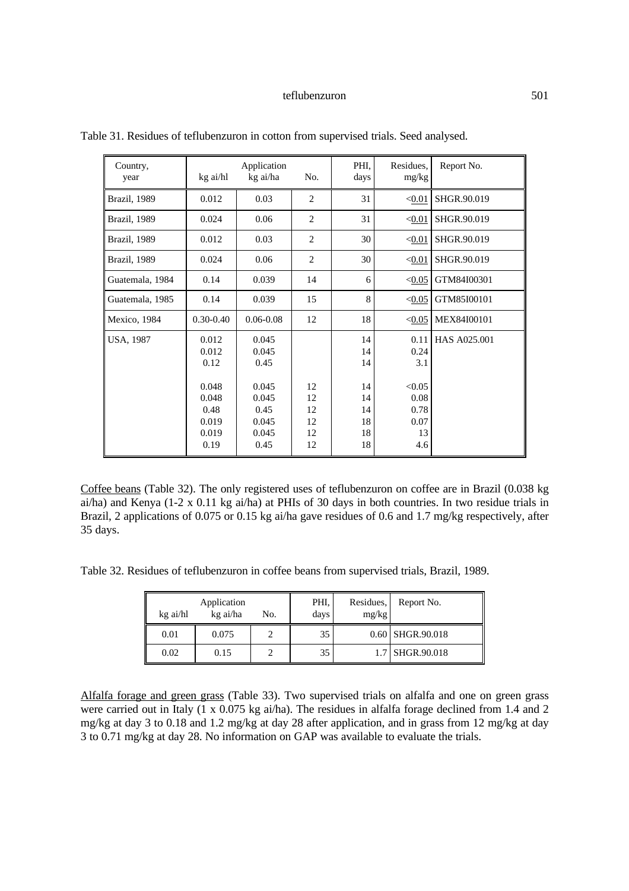Table 31. Residues of teflubenzuron in cotton from supervised trials. Seed analysed.

| Country, year | Application kg ai/hl | kg ai/ha | No. | PHI, days | Residues, mg/kg | Report No. |
|---|---|---|---|---|---|---|
| Brazil, 1989 | 0.012 | 0.03 | 2 | 31 | <0.01 | SHGR.90.019 |
| Brazil, 1989 | 0.024 | 0.06 | 2 | 31 | <0.01 | SHGR.90.019 |
| Brazil, 1989 | 0.012 | 0.03 | 2 | 30 | <0.01 | SHGR.90.019 |
| Brazil, 1989 | 0.024 | 0.06 | 2 | 30 | <0.01 | SHGR.90.019 |
| Guatemala, 1984 | 0.14 | 0.039 | 14 | 6 | <0.05 | GTM84I00301 |
| Guatemala, 1985 | 0.14 | 0.039 | 15 | 8 | <0.05 | GTM85I00101 |
| Mexico, 1984 | 0.30-0.40 | 0.06-0.08 | 12 | 18 | <0.05 | MEX84I00101 |
| USA, 1987 | 0.012 | 0.045 | | 14 | 0.11 | HAS A025.001 |
| | 0.012 | 0.045 | | 14 | 0.24 | |
| | 0.12 | 0.45 | | 14 | 3.1 | |
| | 0.048 | 0.045 | 12 | 14 | <0.05 | |
| | 0.048 | 0.045 | 12 | 14 | 0.08 | |
| | 0.48 | 0.45 | 12 | 14 | 0.78 | |
| | 0.019 | 0.045 | 12 | 18 | 0.07 | |
| | 0.019 | 0.045 | 12 | 18 | 13 | |
| | 0.19 | 0.45 | 12 | 18 | 4.6 | |

Coffee beans (Table 32). The only registered uses of teflubenzuron on coffee are in Brazil (0.038 kg ai/ha) and Kenya (1-2 x 0.11 kg ai/ha) at PHIs of 30 days in both countries. In two residue trials in Brazil, 2 applications of 0.075 or 0.15 kg ai/ha gave residues of 0.6 and 1.7 mg/kg respectively, after 35 days.

Table 32. Residues of teflubenzuron in coffee beans from supervised trials, Brazil, 1989.

| Application kg ai/hl | kg ai/ha | No. | PHI, days | Residues, mg/kg | Report No. |
|---|---|---|---|---|---|
| 0.01 | 0.075 | 2 | 35 | 0.60 | SHGR.90.018 |
| 0.02 | 0.15 | 2 | 35 | 1.7 | SHGR.90.018 |

Alfalfa forage and green grass (Table 33). Two supervised trials on alfalfa and one on green grass were carried out in Italy (1 x 0.075 kg ai/ha). The residues in alfalfa forage declined from 1.4 and 2 mg/kg at day 3 to 0.18 and 1.2 mg/kg at day 28 after application, and in grass from 12 mg/kg at day 3 to 0.71 mg/kg at day 28. No information on GAP was available to evaluate the trials.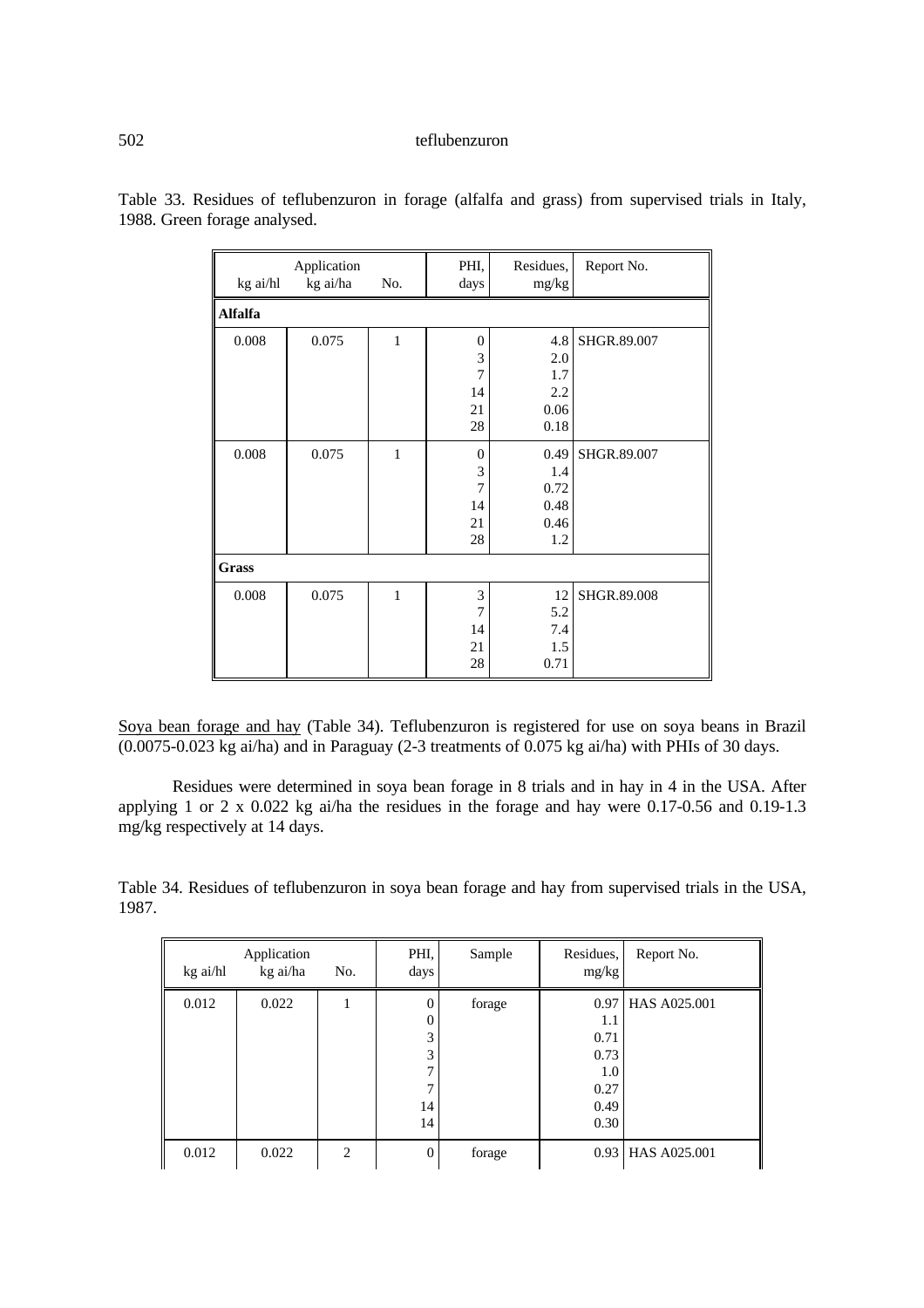Table 33. Residues of teflubenzuron in forage (alfalfa and grass) from supervised trials in Italy, 1988. Green forage analysed.

| Application | | | PHI, | Residues, | Report No. |
|---|---|---|---|---|---|
| kg ai/hl | kg ai/ha | No. | days | mg/kg | |
| **Alfalfa** | | | | | |
| 0.008 | 0.075 | 1 | 0 | 4.8 | SHGR.89.007 |
| | | | 3 | 2.0 | |
| | | | 7 | 1.7 | |
| | | | 14 | 2.2 | |
| | | | 21 | 0.06 | |
| | | | 28 | 0.18 | |
| 0.008 | 0.075 | 1 | 0 | 0.49 | SHGR.89.007 |
| | | | 3 | 1.4 | |
| | | | 7 | 0.72 | |
| | | | 14 | 0.48 | |
| | | | 21 | 0.46 | |
| | | | 28 | 1.2 | |
| **Grass** | | | | | |
| 0.008 | 0.075 | 1 | 3 | 12 | SHGR.89.008 |
| | | | 7 | 5.2 | |
| | | | 14 | 7.4 | |
| | | | 21 | 1.5 | |
| | | | 28 | 0.71 | |

Soya bean forage and hay (Table 34). Teflubenzuron is registered for use on soya beans in Brazil (0.0075-0.023 kg ai/ha) and in Paraguay (2-3 treatments of 0.075 kg ai/ha) with PHIs of 30 days.

Residues were determined in soya bean forage in 8 trials and in hay in 4 in the USA. After applying 1 or 2 x 0.022 kg ai/ha the residues in the forage and hay were 0.17-0.56 and 0.19-1.3 mg/kg respectively at 14 days.

Table 34. Residues of teflubenzuron in soya bean forage and hay from supervised trials in the USA, 1987.

| Application | | | PHI, | Sample | Residues, | Report No. |
|---|---|---|---|---|---|---|
| kg ai/hl | kg ai/ha | No. | days | | mg/kg | |
| 0.012 | 0.022 | 1 | 0 | forage | 0.97 | HAS A025.001 |
| | | | 0 | | 1.1 | |
| | | | 3 | | 0.71 | |
| | | | 3 | | 0.73 | |
| | | | 7 | | 1.0 | |
| | | | 7 | | 0.27 | |
| | | | 14 | | 0.49 | |
| | | | 14 | | 0.30 | |
| 0.012 | 0.022 | 2 | 0 | forage | 0.93 | HAS A025.001 |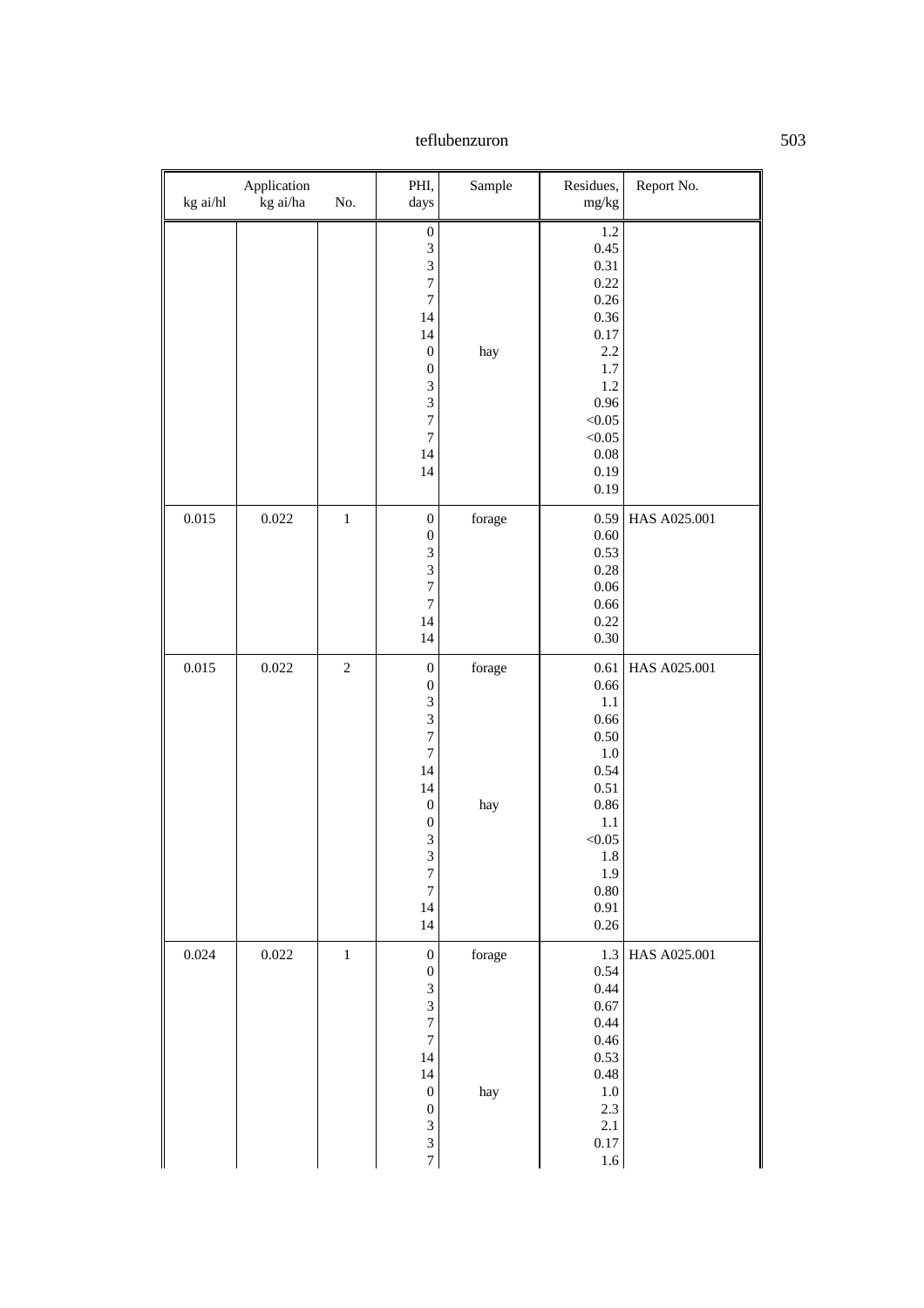| Application | | | PHI, days | Sample | Residues, mg/kg | Report No. |
|---|---|---|---|---|---|---|
| kg ai/hl | kg ai/ha | No. | | | | |
| | | | 0 | | 1.2 | |
| | | | 3 | | 0.45 | |
| | | | 3 | | 0.31 | |
| | | | 7 | | 0.22 | |
| | | | 7 | | 0.26 | |
| | | | 14 | | 0.36 | |
| | | | 14 | | 0.17 | |
| | | | 0 | hay | 2.2 | |
| | | | 0 | | 1.7 | |
| | | | 3 | | 1.2 | |
| | | | 3 | | 0.96 | |
| | | | 7 | | <0.05 | |
| | | | 7 | | <0.05 | |
| | | | 14 | | 0.08 | |
| | | | 14 | | 0.19 | |
| | | | | | 0.19 | |
| 0.015 | 0.022 | 1 | 0 | forage | 0.59 | HAS A025.001 |
| | | | 0 | | 0.60 | |
| | | | 3 | | 0.53 | |
| | | | 3 | | 0.28 | |
| | | | 7 | | 0.06 | |
| | | | 7 | | 0.66 | |
| | | | 14 | | 0.22 | |
| | | | 14 | | 0.30 | |
| 0.015 | 0.022 | 2 | 0 | forage | 0.61 | HAS A025.001 |
| | | | 0 | | 0.66 | |
| | | | 3 | | 1.1 | |
| | | | 3 | | 0.66 | |
| | | | 7 | | 0.50 | |
| | | | 7 | | 1.0 | |
| | | | 14 | | 0.54 | |
| | | | 14 | | 0.51 | |
| | | | 0 | hay | 0.86 | |
| | | | 0 | | 1.1 | |
| | | | 3 | | <0.05 | |
| | | | 3 | | 1.8 | |
| | | | 7 | | 1.9 | |
| | | | 7 | | 0.80 | |
| | | | 14 | | 0.91 | |
| | | | 14 | | 0.26 | |
| 0.024 | 0.022 | 1 | 0 | forage | 1.3 | HAS A025.001 |
| | | | 0 | | 0.54 | |
| | | | 3 | | 0.44 | |
| | | | 3 | | 0.67 | |
| | | | 7 | | 0.44 | |
| | | | 7 | | 0.46 | |
| | | | 14 | | 0.53 | |
| | | | 14 | | 0.48 | |
| | | | 0 | hay | 1.0 | |
| | | | 0 | | 2.3 | |
| | | | 3 | | 2.1 | |
| | | | 3 | | 0.17 | |
| | | | 7 | | 1.6 | |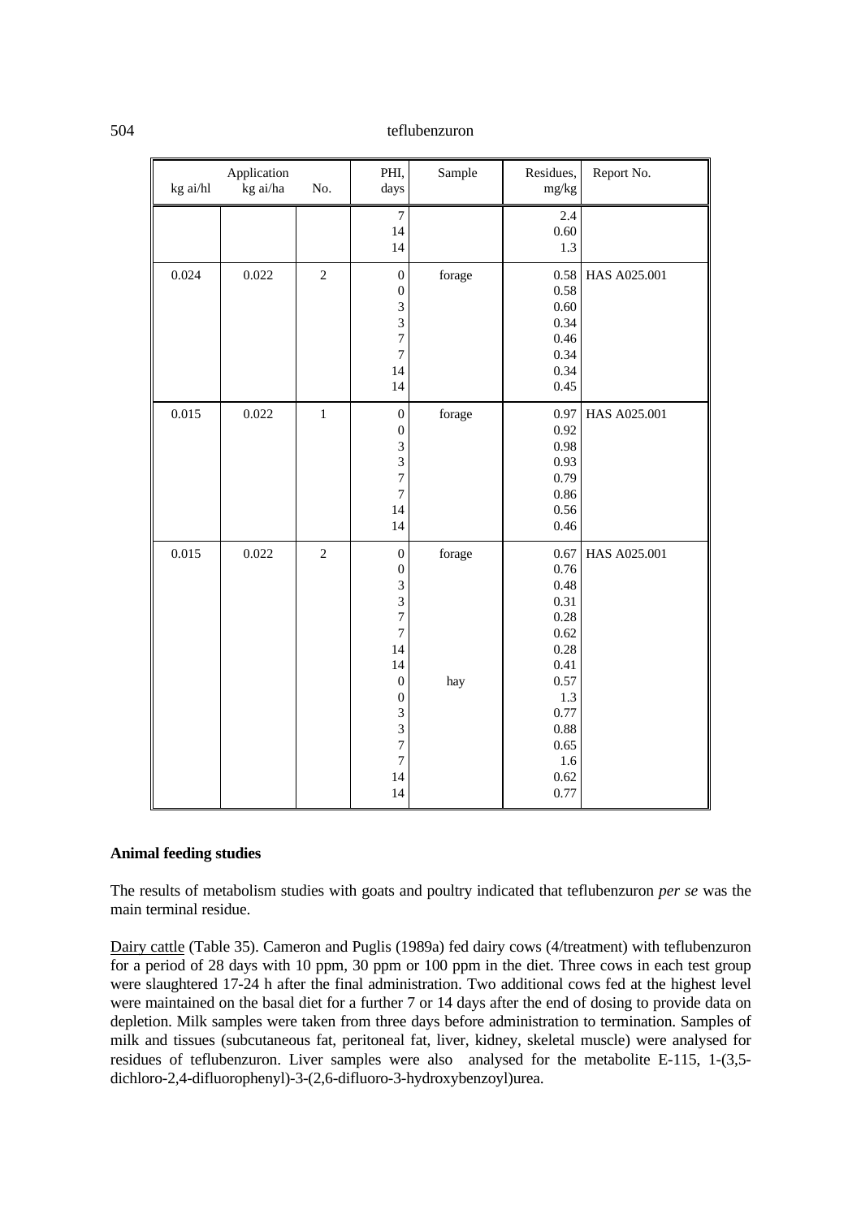| Application | | | PHI, days | Sample | Residues, mg/kg | Report No. |
|---|---|---|---|---|---|---|
| kg ai/hl | kg ai/ha | No. | | | | |
| | | | 7 | | 2.4 | |
| | | | 14 | | 0.60 | |
| | | | 14 | | 1.3 | |
| 0.024 | 0.022 | 2 | 0 | forage | 0.58 | HAS A025.001 |
| | | | 0 | | 0.58 | |
| | | | 3 | | 0.60 | |
| | | | 3 | | 0.34 | |
| | | | 7 | | 0.46 | |
| | | | 7 | | 0.34 | |
| | | | 14 | | 0.34 | |
| | | | 14 | | 0.45 | |
| 0.015 | 0.022 | 1 | 0 | forage | 0.97 | HAS A025.001 |
| | | | 0 | | 0.92 | |
| | | | 3 | | 0.98 | |
| | | | 3 | | 0.93 | |
| | | | 7 | | 0.79 | |
| | | | 7 | | 0.86 | |
| | | | 14 | | 0.56 | |
| | | | 14 | | 0.46 | |
| 0.015 | 0.022 | 2 | 0 | forage | 0.67 | HAS A025.001 |
| | | | 0 | | 0.76 | |
| | | | 3 | | 0.48 | |
| | | | 3 | | 0.31 | |
| | | | 7 | | 0.28 | |
| | | | 7 | | 0.62 | |
| | | | 14 | | 0.28 | |
| | | | 14 | | 0.41 | |
| | | | 0 | hay | 0.57 | |
| | | | 0 | | 1.3 | |
| | | | 3 | | 0.77 | |
| | | | 3 | | 0.88 | |
| | | | 7 | | 0.65 | |
| | | | 7 | | 1.6 | |
| | | | 14 | | 0.62 | |
| | | | 14 | | 0.77 | |

**Animal feeding studies**

The results of metabolism studies with goats and poultry indicated that teflubenzuron *per se* was the main terminal residue.

Dairy cattle (Table 35). Cameron and Puglis (1989a) fed dairy cows (4/treatment) with teflubenzuron for a period of 28 days with 10 ppm, 30 ppm or 100 ppm in the diet. Three cows in each test group were slaughtered 17-24 h after the final administration. Two additional cows fed at the highest level were maintained on the basal diet for a further 7 or 14 days after the end of dosing to provide data on depletion. Milk samples were taken from three days before administration to termination. Samples of milk and tissues (subcutaneous fat, peritoneal fat, liver, kidney, skeletal muscle) were analysed for residues of teflubenzuron. Liver samples were also analysed for the metabolite E-115, 1-(3,5-dichloro-2,4-difluorophenyl)-3-(2,6-difluoro-3-hydroxybenzoyl)urea.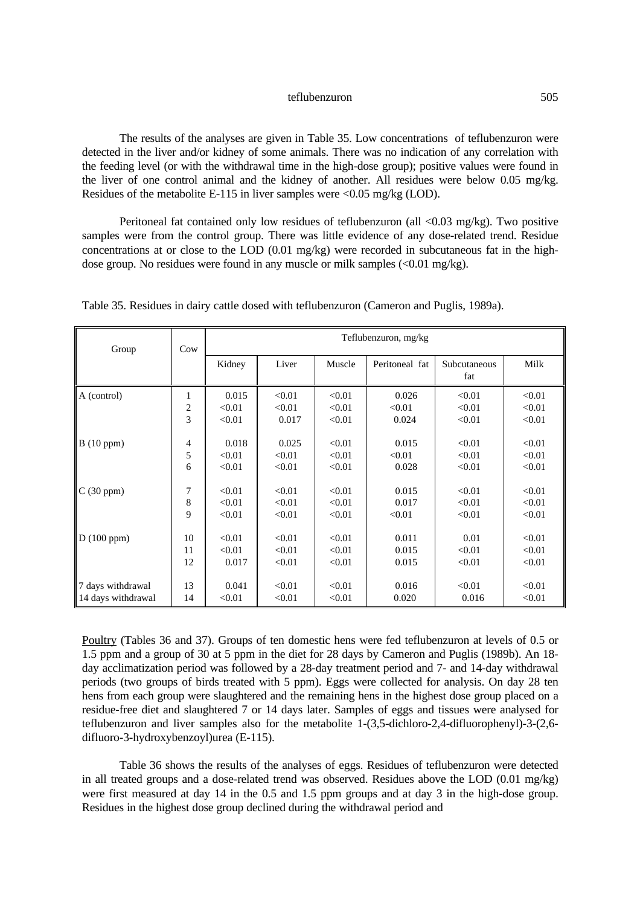The results of the analyses are given in Table 35. Low concentrations of teflubenzuron were detected in the liver and/or kidney of some animals. There was no indication of any correlation with the feeding level (or with the withdrawal time in the high-dose group); positive values were found in the liver of one control animal and the kidney of another. All residues were below 0.05 mg/kg. Residues of the metabolite E-115 in liver samples were <0.05 mg/kg (LOD).

Peritoneal fat contained only low residues of teflubenzuron (all <0.03 mg/kg). Two positive samples were from the control group. There was little evidence of any dose-related trend. Residue concentrations at or close to the LOD (0.01 mg/kg) were recorded in subcutaneous fat in the high-dose group. No residues were found in any muscle or milk samples (<0.01 mg/kg).

Table 35. Residues in dairy cattle dosed with teflubenzuron (Cameron and Puglis, 1989a).

| Group | Cow | Teflubenzuron, mg/kg | | | | | |
|---|---|---|---|---|---|---|---|
| | | Kidney | Liver | Muscle | Peritoneal fat | Subcutaneous fat | Milk |
| A (control) | 1 | 0.015 | <0.01 | <0.01 | 0.026 | <0.01 | <0.01 |
| | 2 | <0.01 | <0.01 | <0.01 | <0.01 | <0.01 | <0.01 |
| | 3 | <0.01 | 0.017 | <0.01 | 0.024 | <0.01 | <0.01 |
| B (10 ppm) | 4 | 0.018 | 0.025 | <0.01 | 0.015 | <0.01 | <0.01 |
| | 5 | <0.01 | <0.01 | <0.01 | <0.01 | <0.01 | <0.01 |
| | 6 | <0.01 | <0.01 | <0.01 | 0.028 | <0.01 | <0.01 |
| C (30 ppm) | 7 | <0.01 | <0.01 | <0.01 | 0.015 | <0.01 | <0.01 |
| | 8 | <0.01 | <0.01 | <0.01 | 0.017 | <0.01 | <0.01 |
| | 9 | <0.01 | <0.01 | <0.01 | <0.01 | <0.01 | <0.01 |
| D (100 ppm) | 10 | <0.01 | <0.01 | <0.01 | 0.011 | 0.01 | <0.01 |
| | 11 | <0.01 | <0.01 | <0.01 | 0.015 | <0.01 | <0.01 |
| | 12 | 0.017 | <0.01 | <0.01 | 0.015 | <0.01 | <0.01 |
| 7 days withdrawal | 13 | 0.041 | <0.01 | <0.01 | 0.016 | <0.01 | <0.01 |
| 14 days withdrawal | 14 | <0.01 | <0.01 | <0.01 | 0.020 | 0.016 | <0.01 |

Poultry (Tables 36 and 37). Groups of ten domestic hens were fed teflubenzuron at levels of 0.5 or 1.5 ppm and a group of 30 at 5 ppm in the diet for 28 days by Cameron and Puglis (1989b). An 18-day acclimatization period was followed by a 28-day treatment period and 7- and 14-day withdrawal periods (two groups of birds treated with 5 ppm). Eggs were collected for analysis. On day 28 ten hens from each group were slaughtered and the remaining hens in the highest dose group placed on a residue-free diet and slaughtered 7 or 14 days later. Samples of eggs and tissues were analysed for teflubenzuron and liver samples also for the metabolite 1-(3,5-dichloro-2,4-difluorophenyl)-3-(2,6-difluoro-3-hydroxybenzoyl)urea (E-115).

Table 36 shows the results of the analyses of eggs. Residues of teflubenzuron were detected in all treated groups and a dose-related trend was observed. Residues above the LOD (0.01 mg/kg) were first measured at day 14 in the 0.5 and 1.5 ppm groups and at day 3 in the high-dose group. Residues in the highest dose group declined during the withdrawal period and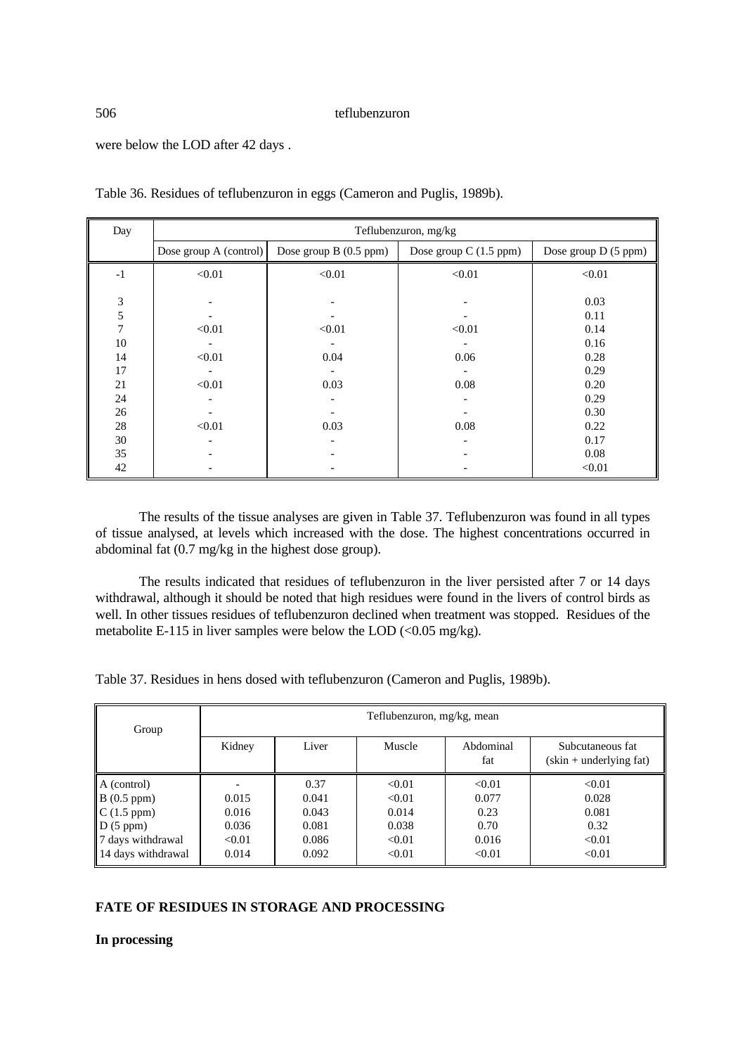were below the LOD after 42 days .

Table 36. Residues of teflubenzuron in eggs (Cameron and Puglis, 1989b).

| Day | Teflubenzuron, mg/kg | | | |
|---|---|---|---|---|
| | Dose group A (control) | Dose group B (0.5 ppm) | Dose group C (1.5 ppm) | Dose group D (5 ppm) |
| -1 | <0.01 | <0.01 | <0.01 | <0.01 |
| 3 | - | - | - | 0.03 |
| 5 | - | - | - | 0.11 |
| 7 | <0.01 | <0.01 | <0.01 | 0.14 |
| 10 | - | - | - | 0.16 |
| 14 | <0.01 | 0.04 | 0.06 | 0.28 |
| 17 | - | - | - | 0.29 |
| 21 | <0.01 | 0.03 | 0.08 | 0.20 |
| 24 | - | - | - | 0.29 |
| 26 | - | - | - | 0.30 |
| 28 | <0.01 | 0.03 | 0.08 | 0.22 |
| 30 | - | - | - | 0.17 |
| 35 | - | - | - | 0.08 |
| 42 | - | - | - | <0.01 |

The results of the tissue analyses are given in Table 37. Teflubenzuron was found in all types of tissue analysed, at levels which increased with the dose. The highest concentrations occurred in abdominal fat (0.7 mg/kg in the highest dose group).

The results indicated that residues of teflubenzuron in the liver persisted after 7 or 14 days withdrawal, although it should be noted that high residues were found in the livers of control birds as well. In other tissues residues of teflubenzuron declined when treatment was stopped. Residues of the metabolite E-115 in liver samples were below the LOD (<0.05 mg/kg).

Table 37. Residues in hens dosed with teflubenzuron (Cameron and Puglis, 1989b).

| Group | Teflubenzuron, mg/kg, mean | | | | |
|---|---|---|---|---|---|
| | Kidney | Liver | Muscle | Abdominal fat | Subcutaneous fat (skin + underlying fat) |
| A (control) | - | 0.37 | <0.01 | <0.01 | <0.01 |
| B (0.5 ppm) | 0.015 | 0.041 | <0.01 | 0.077 | 0.028 |
| C (1.5 ppm) | 0.016 | 0.043 | 0.014 | 0.23 | 0.081 |
| D (5 ppm) | 0.036 | 0.081 | 0.038 | 0.70 | 0.32 |
| 7 days withdrawal | <0.01 | 0.086 | <0.01 | 0.016 | <0.01 |
| 14 days withdrawal | 0.014 | 0.092 | <0.01 | <0.01 | <0.01 |

**FATE OF RESIDUES IN STORAGE AND PROCESSING**

**In processing**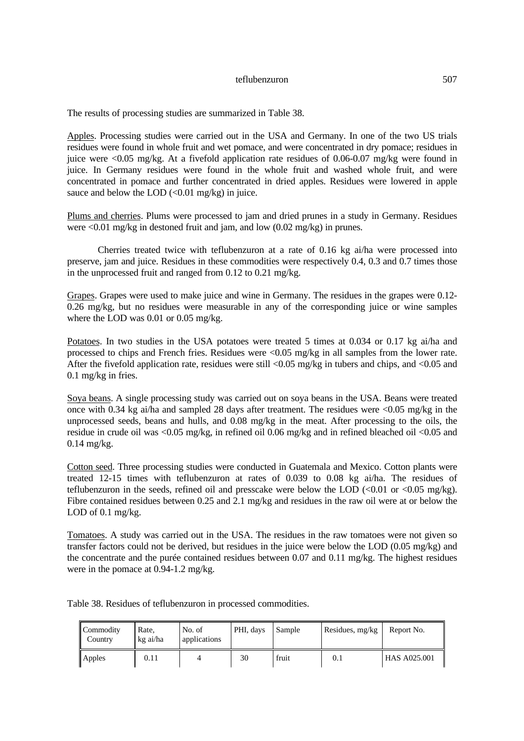The results of processing studies are summarized in Table 38.

Apples. Processing studies were carried out in the USA and Germany. In one of the two US trials residues were found in whole fruit and wet pomace, and were concentrated in dry pomace; residues in juice were <0.05 mg/kg. At a fivefold application rate residues of 0.06-0.07 mg/kg were found in juice. In Germany residues were found in the whole fruit and washed whole fruit, and were concentrated in pomace and further concentrated in dried apples. Residues were lowered in apple sauce and below the LOD (<0.01 mg/kg) in juice.

Plums and cherries. Plums were processed to jam and dried prunes in a study in Germany. Residues were <0.01 mg/kg in destoned fruit and jam, and low (0.02 mg/kg) in prunes.

Cherries treated twice with teflubenzuron at a rate of 0.16 kg ai/ha were processed into preserve, jam and juice. Residues in these commodities were respectively 0.4, 0.3 and 0.7 times those in the unprocessed fruit and ranged from 0.12 to 0.21 mg/kg.

Grapes. Grapes were used to make juice and wine in Germany. The residues in the grapes were 0.12-0.26 mg/kg, but no residues were measurable in any of the corresponding juice or wine samples where the LOD was 0.01 or 0.05 mg/kg.

Potatoes. In two studies in the USA potatoes were treated 5 times at 0.034 or 0.17 kg ai/ha and processed to chips and French fries. Residues were <0.05 mg/kg in all samples from the lower rate. After the fivefold application rate, residues were still <0.05 mg/kg in tubers and chips, and <0.05 and 0.1 mg/kg in fries.

Soya beans. A single processing study was carried out on soya beans in the USA. Beans were treated once with 0.34 kg ai/ha and sampled 28 days after treatment. The residues were <0.05 mg/kg in the unprocessed seeds, beans and hulls, and 0.08 mg/kg in the meat. After processing to the oils, the residue in crude oil was <0.05 mg/kg, in refined oil 0.06 mg/kg and in refined bleached oil <0.05 and 0.14 mg/kg.

Cotton seed. Three processing studies were conducted in Guatemala and Mexico. Cotton plants were treated 12-15 times with teflubenzuron at rates of 0.039 to 0.08 kg ai/ha. The residues of teflubenzuron in the seeds, refined oil and presscake were below the LOD (<0.01 or <0.05 mg/kg). Fibre contained residues between 0.25 and 2.1 mg/kg and residues in the raw oil were at or below the LOD of 0.1 mg/kg.

Tomatoes. A study was carried out in the USA. The residues in the raw tomatoes were not given so transfer factors could not be derived, but residues in the juice were below the LOD (0.05 mg/kg) and the concentrate and the purée contained residues between 0.07 and 0.11 mg/kg. The highest residues were in the pomace at 0.94-1.2 mg/kg.

Table 38. Residues of teflubenzuron in processed commodities.

| Commodity Country | Rate, kg ai/ha | No. of applications | PHI, days | Sample | Residues, mg/kg | Report No. |
|---|---|---|---|---|---|---|
| Apples | 0.11 | 4 | 30 | fruit | 0.1 | HAS A025.001 |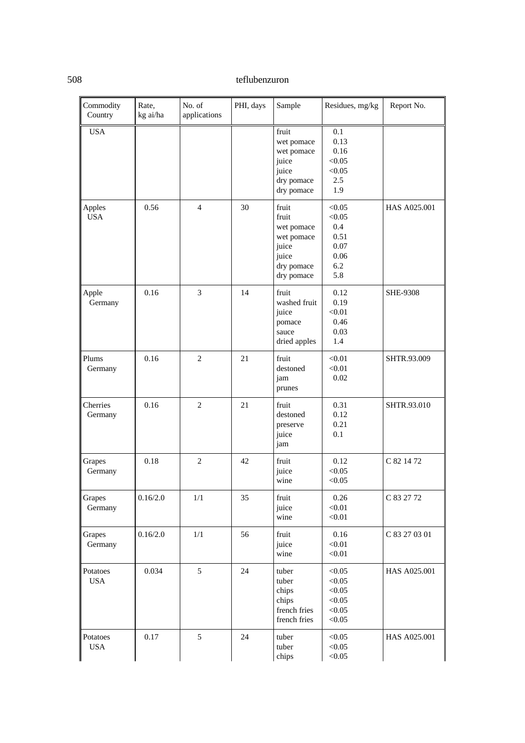| Commodity Country | Rate, kg ai/ha | No. of applications | PHI, days | Sample | Residues, mg/kg | Report No. |
|---|---|---|---|---|---|---|
| USA | | | | fruit<br>wet pomace<br>wet pomace<br>juice<br>juice<br>dry pomace<br>dry pomace | 0.1<br>0.13<br>0.16<br><0.05<br><0.05<br>2.5<br>1.9 | |
| Apples USA | 0.56 | 4 | 30 | fruit<br>fruit<br>wet pomace<br>wet pomace<br>juice<br>juice<br>dry pomace<br>dry pomace | <0.05<br><0.05<br>0.4<br>0.51<br>0.07<br>0.06<br>6.2<br>5.8 | HAS A025.001 |
| Apple Germany | 0.16 | 3 | 14 | fruit<br>washed fruit<br>juice<br>pomace<br>sauce<br>dried apples | 0.12<br>0.19<br><0.01<br>0.46<br>0.03<br>1.4 | SHE-9308 |
| Plums Germany | 0.16 | 2 | 21 | fruit<br>destoned<br>jam<br>prunes | <0.01<br><0.01<br>0.02 | SHTR.93.009 |
| Cherries Germany | 0.16 | 2 | 21 | fruit<br>destoned<br>preserve<br>juice<br>jam | 0.31<br>0.12<br>0.21<br>0.1 | SHTR.93.010 |
| Grapes Germany | 0.18 | 2 | 42 | fruit<br>juice<br>wine | 0.12<br><0.05<br><0.05 | C 82 14 72 |
| Grapes Germany | 0.16/2.0 | 1/1 | 35 | fruit<br>juice<br>wine | 0.26<br><0.01<br><0.01 | C 83 27 72 |
| Grapes Germany | 0.16/2.0 | 1/1 | 56 | fruit<br>juice<br>wine | 0.16<br><0.01<br><0.01 | C 83 27 03 01 |
| Potatoes USA | 0.034 | 5 | 24 | tuber<br>tuber<br>chips<br>chips<br>french fries<br>french fries | <0.05<br><0.05<br><0.05<br><0.05<br><0.05<br><0.05 | HAS A025.001 |
| Potatoes USA | 0.17 | 5 | 24 | tuber<br>tuber<br>chips | <0.05<br><0.05<br><0.05 | HAS A025.001 |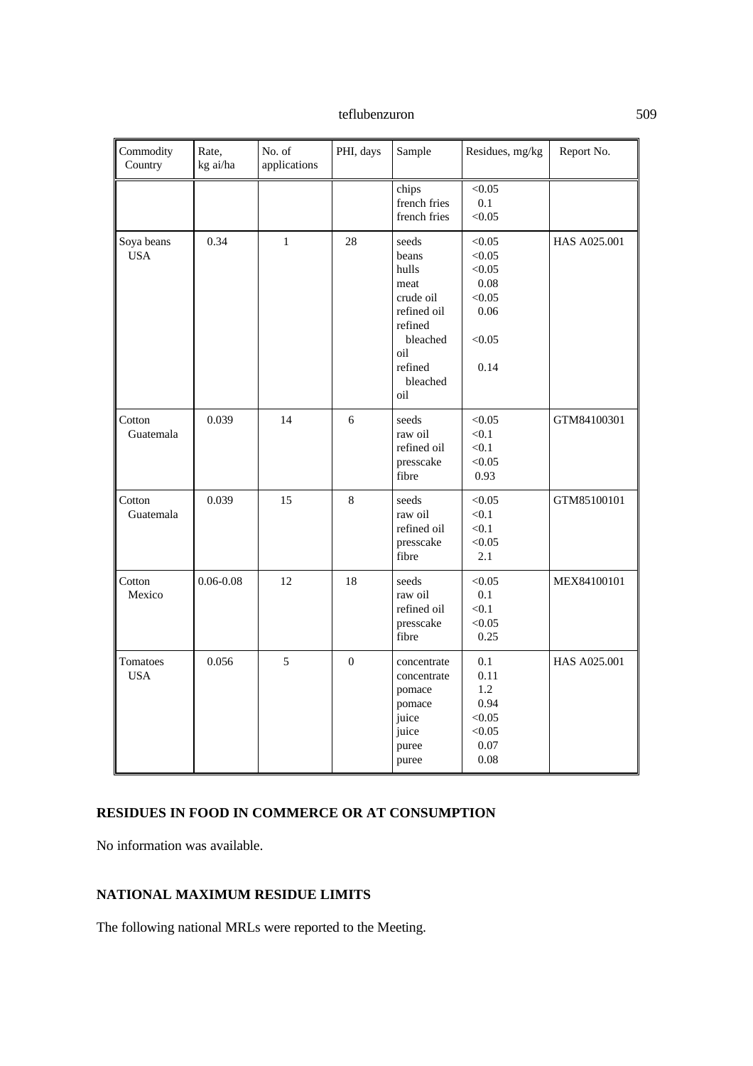| Commodity Country | Rate, kg ai/ha | No. of applications | PHI, days | Sample | Residues, mg/kg | Report No. |
|---|---|---|---|---|---|---|
| | | | | chips<br>french fries<br>french fries | <0.05<br>0.1<br><0.05 | |
| Soya beans USA | 0.34 | 1 | 28 | seeds<br>beans<br>hulls<br>meat<br>crude oil<br>refined oil<br>refined bleached oil<br>refined bleached oil | <0.05<br><0.05<br><0.05<br>0.08<br><0.05<br>0.06<br><0.05<br>0.14 | HAS A025.001 |
| Cotton Guatemala | 0.039 | 14 | 6 | seeds<br>raw oil<br>refined oil<br>presscake<br>fibre | <0.05<br><0.1<br><0.1<br><0.05<br>0.93 | GTM84100301 |
| Cotton Guatemala | 0.039 | 15 | 8 | seeds<br>raw oil<br>refined oil<br>presscake<br>fibre | <0.05<br><0.1<br><0.1<br><0.05<br>2.1 | GTM85100101 |
| Cotton Mexico | 0.06-0.08 | 12 | 18 | seeds<br>raw oil<br>refined oil<br>presscake<br>fibre | <0.05<br>0.1<br><0.1<br><0.05<br>0.25 | MEX84100101 |
| Tomatoes USA | 0.056 | 5 | 0 | concentrate<br>concentrate<br>pomace<br>pomace<br>juice<br>juice<br>puree<br>puree | 0.1<br>0.11<br>1.2<br>0.94<br><0.05<br><0.05<br>0.07<br>0.08 | HAS A025.001 |

## RESIDUES IN FOOD IN COMMERCE OR AT CONSUMPTION

No information was available.

## NATIONAL MAXIMUM RESIDUE LIMITS

The following national MRLs were reported to the Meeting.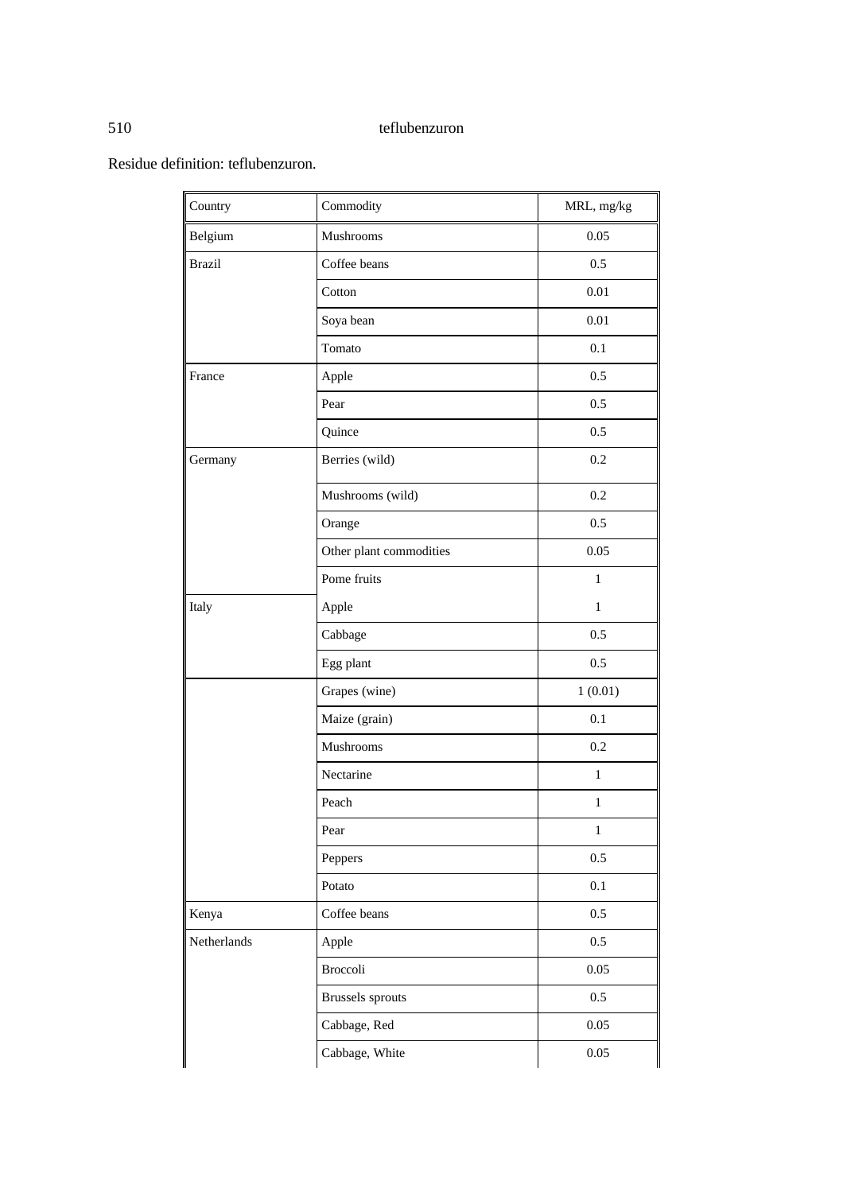Residue definition: teflubenzuron.

| Country | Commodity | MRL, mg/kg |
|---|---|---|
| Belgium | Mushrooms | 0.05 |
| Brazil | Coffee beans | 0.5 |
| | Cotton | 0.01 |
| | Soya bean | 0.01 |
| | Tomato | 0.1 |
| France | Apple | 0.5 |
| | Pear | 0.5 |
| | Quince | 0.5 |
| Germany | Berries (wild) | 0.2 |
| | Mushrooms (wild) | 0.2 |
| | Orange | 0.5 |
| | Other plant commodities | 0.05 |
| | Pome fruits | 1 |
| Italy | Apple | 1 |
| | Cabbage | 0.5 |
| | Egg plant | 0.5 |
| | Grapes (wine) | 1 (0.01) |
| | Maize (grain) | 0.1 |
| | Mushrooms | 0.2 |
| | Nectarine | 1 |
| | Peach | 1 |
| | Pear | 1 |
| | Peppers | 0.5 |
| | Potato | 0.1 |
| Kenya | Coffee beans | 0.5 |
| Netherlands | Apple | 0.5 |
| | Broccoli | 0.05 |
| | Brussels sprouts | 0.5 |
| | Cabbage, Red | 0.05 |
| | Cabbage, White | 0.05 |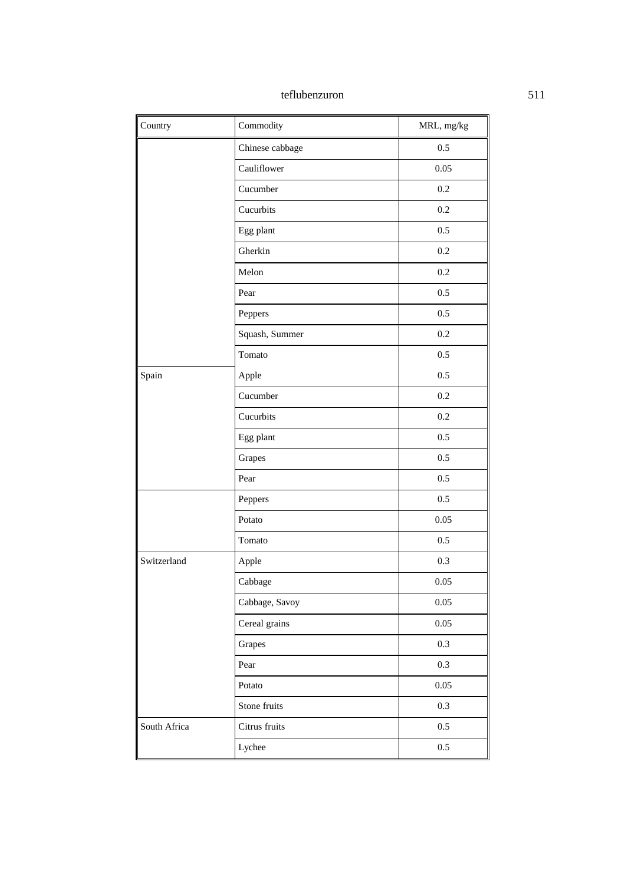| Country | Commodity | MRL, mg/kg |
| --- | --- | --- |
| | Chinese cabbage | 0.5 |
| | Cauliflower | 0.05 |
| | Cucumber | 0.2 |
| | Cucurbits | 0.2 |
| | Egg plant | 0.5 |
| | Gherkin | 0.2 |
| | Melon | 0.2 |
| | Pear | 0.5 |
| | Peppers | 0.5 |
| | Squash, Summer | 0.2 |
| | Tomato | 0.5 |
| Spain | Apple | 0.5 |
| | Cucumber | 0.2 |
| | Cucurbits | 0.2 |
| | Egg plant | 0.5 |
| | Grapes | 0.5 |
| | Pear | 0.5 |
| | Peppers | 0.5 |
| | Potato | 0.05 |
| | Tomato | 0.5 |
| Switzerland | Apple | 0.3 |
| | Cabbage | 0.05 |
| | Cabbage, Savoy | 0.05 |
| | Cereal grains | 0.05 |
| | Grapes | 0.3 |
| | Pear | 0.3 |
| | Potato | 0.05 |
| | Stone fruits | 0.3 |
| South Africa | Citrus fruits | 0.5 |
| | Lychee | 0.5 |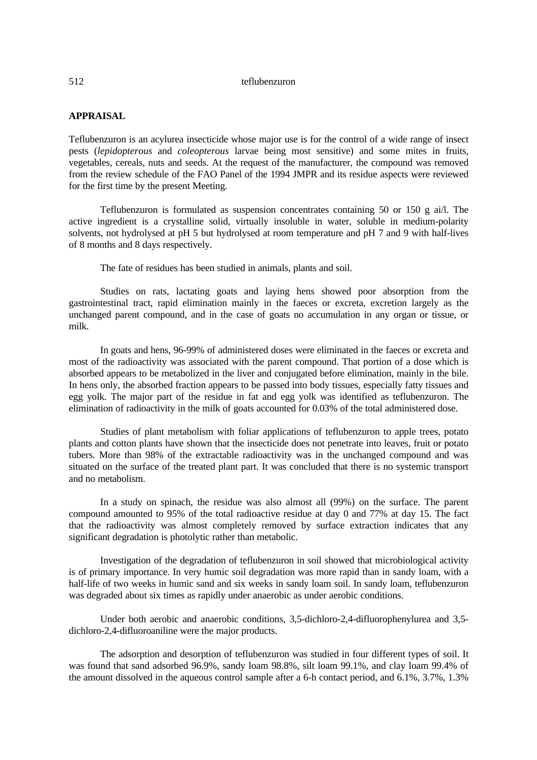## APPRAISAL

Teflubenzuron is an acylurea insecticide whose major use is for the control of a wide range of insect pests (*lepidopterous* and *coleopterous* larvae being most sensitive) and some mites in fruits, vegetables, cereals, nuts and seeds. At the request of the manufacturer, the compound was removed from the review schedule of the FAO Panel of the 1994 JMPR and its residue aspects were reviewed for the first time by the present Meeting.

Teflubenzuron is formulated as suspension concentrates containing 50 or 150 g ai/l. The active ingredient is a crystalline solid, virtually insoluble in water, soluble in medium-polarity solvents, not hydrolysed at pH 5 but hydrolysed at room temperature and pH 7 and 9 with half-lives of 8 months and 8 days respectively.

The fate of residues has been studied in animals, plants and soil.

Studies on rats, lactating goats and laying hens showed poor absorption from the gastrointestinal tract, rapid elimination mainly in the faeces or excreta, excretion largely as the unchanged parent compound, and in the case of goats no accumulation in any organ or tissue, or milk.

In goats and hens, 96-99% of administered doses were eliminated in the faeces or excreta and most of the radioactivity was associated with the parent compound. That portion of a dose which is absorbed appears to be metabolized in the liver and conjugated before elimination, mainly in the bile. In hens only, the absorbed fraction appears to be passed into body tissues, especially fatty tissues and egg yolk. The major part of the residue in fat and egg yolk was identified as teflubenzuron. The elimination of radioactivity in the milk of goats accounted for 0.03% of the total administered dose.

Studies of plant metabolism with foliar applications of teflubenzuron to apple trees, potato plants and cotton plants have shown that the insecticide does not penetrate into leaves, fruit or potato tubers. More than 98% of the extractable radioactivity was in the unchanged compound and was situated on the surface of the treated plant part. It was concluded that there is no systemic transport and no metabolism.

In a study on spinach, the residue was also almost all (99%) on the surface. The parent compound amounted to 95% of the total radioactive residue at day 0 and 77% at day 15. The fact that the radioactivity was almost completely removed by surface extraction indicates that any significant degradation is photolytic rather than metabolic.

Investigation of the degradation of teflubenzuron in soil showed that microbiological activity is of primary importance. In very humic soil degradation was more rapid than in sandy loam, with a half-life of two weeks in humic sand and six weeks in sandy loam soil. In sandy loam, teflubenzuron was degraded about six times as rapidly under anaerobic as under aerobic conditions.

Under both aerobic and anaerobic conditions, 3,5-dichloro-2,4-difluorophenylurea and 3,5-dichloro-2,4-difluoroaniline were the major products.

The adsorption and desorption of teflubenzuron was studied in four different types of soil. It was found that sand adsorbed 96.9%, sandy loam 98.8%, silt loam 99.1%, and clay loam 99.4% of the amount dissolved in the aqueous control sample after a 6-h contact period, and 6.1%, 3.7%, 1.3%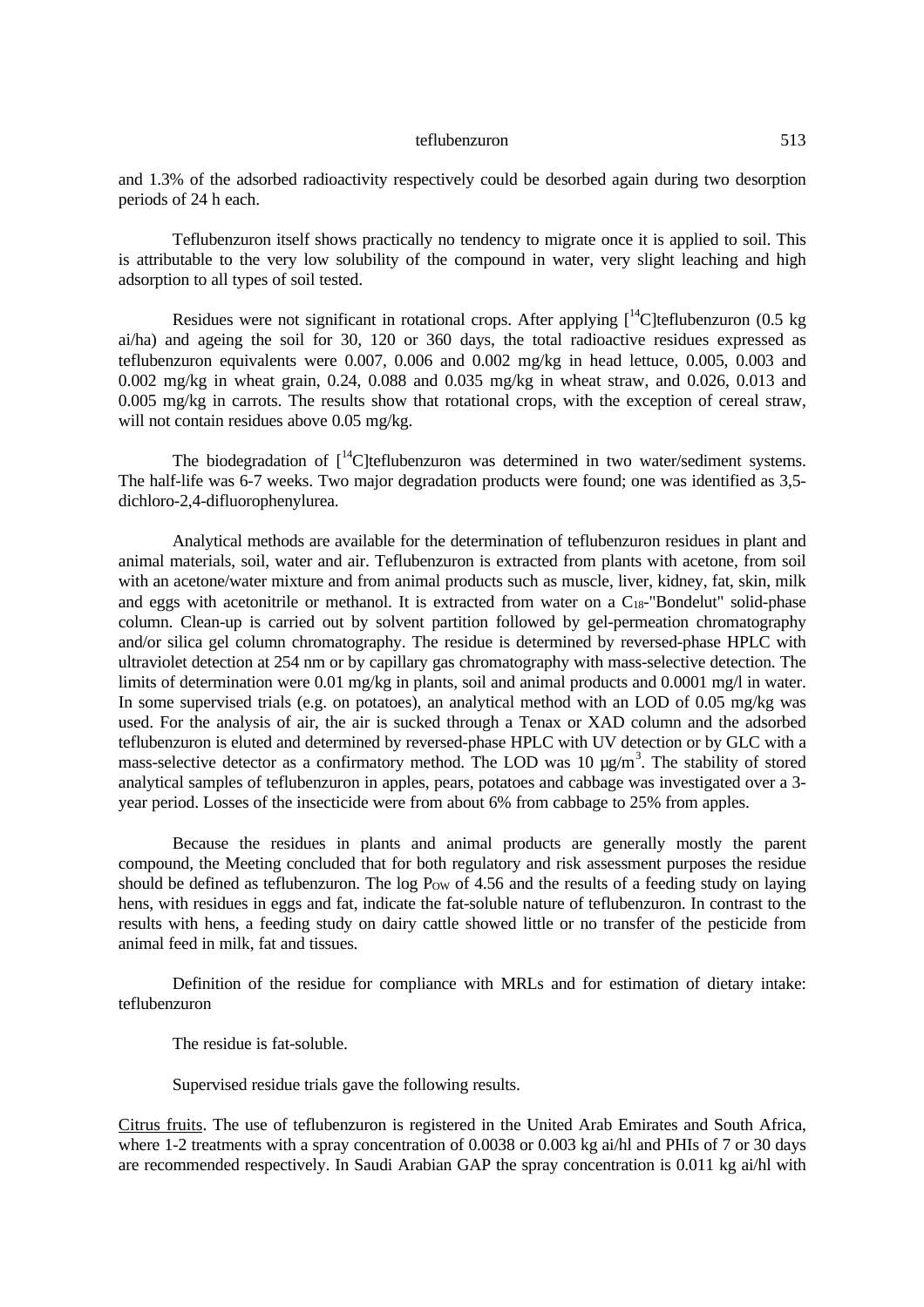and 1.3% of the adsorbed radioactivity respectively could be desorbed again during two desorption periods of 24 h each.

Teflubenzuron itself shows practically no tendency to migrate once it is applied to soil. This is attributable to the very low solubility of the compound in water, very slight leaching and high adsorption to all types of soil tested.

Residues were not significant in rotational crops. After applying [$^{14}$C]teflubenzuron (0.5 kg ai/ha) and ageing the soil for 30, 120 or 360 days, the total radioactive residues expressed as teflubenzuron equivalents were 0.007, 0.006 and 0.002 mg/kg in head lettuce, 0.005, 0.003 and 0.002 mg/kg in wheat grain, 0.24, 0.088 and 0.035 mg/kg in wheat straw, and 0.026, 0.013 and 0.005 mg/kg in carrots. The results show that rotational crops, with the exception of cereal straw, will not contain residues above 0.05 mg/kg.

The biodegradation of [$^{14}$C]teflubenzuron was determined in two water/sediment systems. The half-life was 6-7 weeks. Two major degradation products were found; one was identified as 3,5-dichloro-2,4-difluorophenylurea.

Analytical methods are available for the determination of teflubenzuron residues in plant and animal materials, soil, water and air. Teflubenzuron is extracted from plants with acetone, from soil with an acetone/water mixture and from animal products such as muscle, liver, kidney, fat, skin, milk and eggs with acetonitrile or methanol. It is extracted from water on a $C_{18}$-"Bondelut" solid-phase column. Clean-up is carried out by solvent partition followed by gel-permeation chromatography and/or silica gel column chromatography. The residue is determined by reversed-phase HPLC with ultraviolet detection at 254 nm or by capillary gas chromatography with mass-selective detection. The limits of determination were 0.01 mg/kg in plants, soil and animal products and 0.0001 mg/l in water. In some supervised trials (e.g. on potatoes), an analytical method with an LOD of 0.05 mg/kg was used. For the analysis of air, the air is sucked through a Tenax or XAD column and the adsorbed teflubenzuron is eluted and determined by reversed-phase HPLC with UV detection or by GLC with a mass-selective detector as a confirmatory method. The LOD was 10 µg/m$^3$. The stability of stored analytical samples of teflubenzuron in apples, pears, potatoes and cabbage was investigated over a 3-year period. Losses of the insecticide were from about 6% from cabbage to 25% from apples.

Because the residues in plants and animal products are generally mostly the parent compound, the Meeting concluded that for both regulatory and risk assessment purposes the residue should be defined as teflubenzuron. The log $P_{OW}$ of 4.56 and the results of a feeding study on laying hens, with residues in eggs and fat, indicate the fat-soluble nature of teflubenzuron. In contrast to the results with hens, a feeding study on dairy cattle showed little or no transfer of the pesticide from animal feed in milk, fat and tissues.

Definition of the residue for compliance with MRLs and for estimation of dietary intake: teflubenzuron

The residue is fat-soluble.

Supervised residue trials gave the following results.

Citrus fruits. The use of teflubenzuron is registered in the United Arab Emirates and South Africa, where 1-2 treatments with a spray concentration of 0.0038 or 0.003 kg ai/hl and PHIs of 7 or 30 days are recommended respectively. In Saudi Arabian GAP the spray concentration is 0.011 kg ai/hl with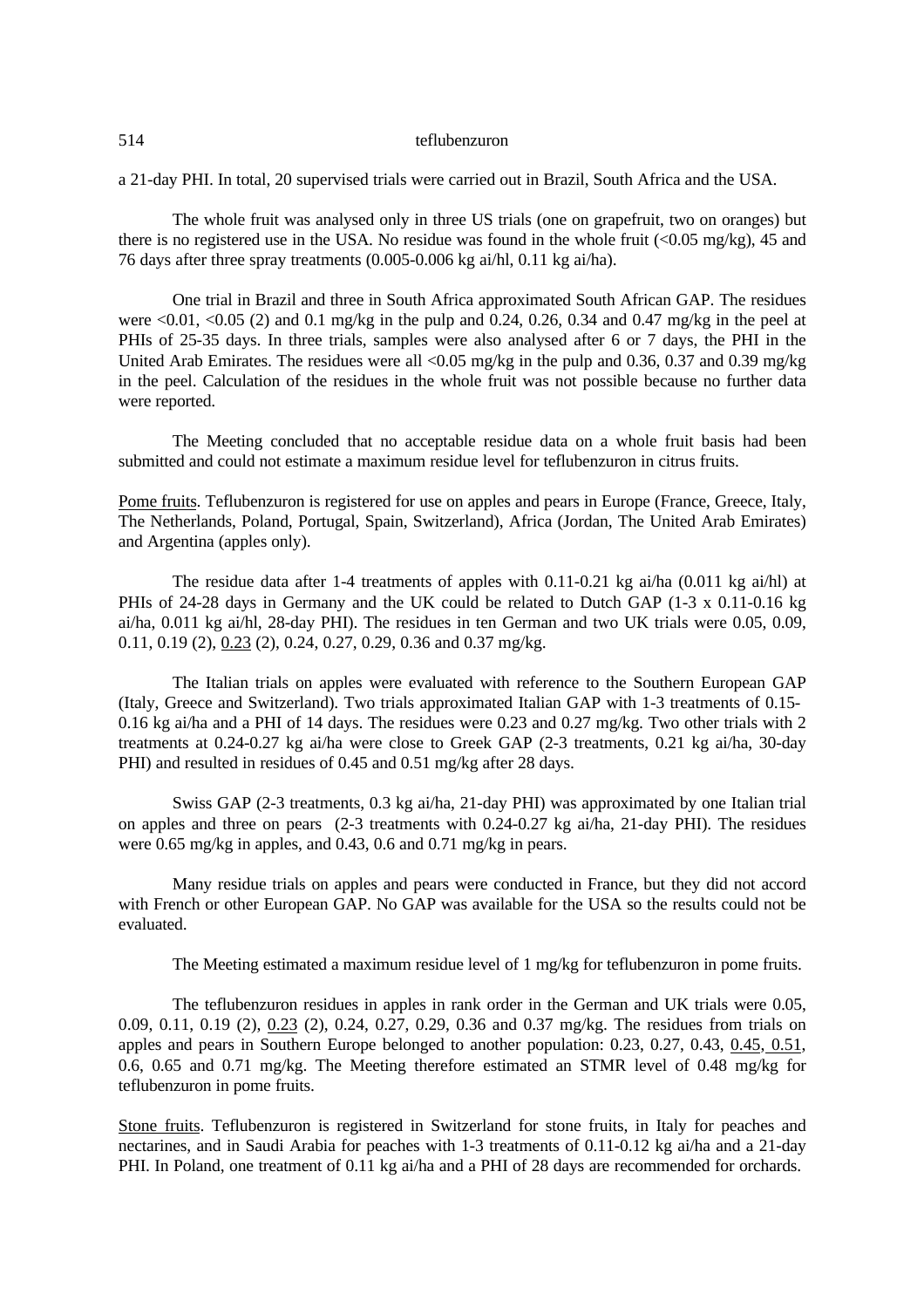a 21-day PHI. In total, 20 supervised trials were carried out in Brazil, South Africa and the USA.

The whole fruit was analysed only in three US trials (one on grapefruit, two on oranges) but there is no registered use in the USA. No residue was found in the whole fruit (<0.05 mg/kg), 45 and 76 days after three spray treatments (0.005-0.006 kg ai/hl, 0.11 kg ai/ha).

One trial in Brazil and three in South Africa approximated South African GAP. The residues were <0.01, <0.05 (2) and 0.1 mg/kg in the pulp and 0.24, 0.26, 0.34 and 0.47 mg/kg in the peel at PHIs of 25-35 days. In three trials, samples were also analysed after 6 or 7 days, the PHI in the United Arab Emirates. The residues were all <0.05 mg/kg in the pulp and 0.36, 0.37 and 0.39 mg/kg in the peel. Calculation of the residues in the whole fruit was not possible because no further data were reported.

The Meeting concluded that no acceptable residue data on a whole fruit basis had been submitted and could not estimate a maximum residue level for teflubenzuron in citrus fruits.

Pome fruits. Teflubenzuron is registered for use on apples and pears in Europe (France, Greece, Italy, The Netherlands, Poland, Portugal, Spain, Switzerland), Africa (Jordan, The United Arab Emirates) and Argentina (apples only).

The residue data after 1-4 treatments of apples with 0.11-0.21 kg ai/ha (0.011 kg ai/hl) at PHIs of 24-28 days in Germany and the UK could be related to Dutch GAP (1-3 x 0.11-0.16 kg ai/ha, 0.011 kg ai/hl, 28-day PHI). The residues in ten German and two UK trials were 0.05, 0.09, 0.11, 0.19 (2), 0.23 (2), 0.24, 0.27, 0.29, 0.36 and 0.37 mg/kg.

The Italian trials on apples were evaluated with reference to the Southern European GAP (Italy, Greece and Switzerland). Two trials approximated Italian GAP with 1-3 treatments of 0.15-0.16 kg ai/ha and a PHI of 14 days. The residues were 0.23 and 0.27 mg/kg. Two other trials with 2 treatments at 0.24-0.27 kg ai/ha were close to Greek GAP (2-3 treatments, 0.21 kg ai/ha, 30-day PHI) and resulted in residues of 0.45 and 0.51 mg/kg after 28 days.

Swiss GAP (2-3 treatments, 0.3 kg ai/ha, 21-day PHI) was approximated by one Italian trial on apples and three on pears (2-3 treatments with 0.24-0.27 kg ai/ha, 21-day PHI). The residues were 0.65 mg/kg in apples, and 0.43, 0.6 and 0.71 mg/kg in pears.

Many residue trials on apples and pears were conducted in France, but they did not accord with French or other European GAP. No GAP was available for the USA so the results could not be evaluated.

The Meeting estimated a maximum residue level of 1 mg/kg for teflubenzuron in pome fruits.

The teflubenzuron residues in apples in rank order in the German and UK trials were 0.05, 0.09, 0.11, 0.19 (2), 0.23 (2), 0.24, 0.27, 0.29, 0.36 and 0.37 mg/kg. The residues from trials on apples and pears in Southern Europe belonged to another population: 0.23, 0.27, 0.43, 0.45, 0.51, 0.6, 0.65 and 0.71 mg/kg. The Meeting therefore estimated an STMR level of 0.48 mg/kg for teflubenzuron in pome fruits.

Stone fruits. Teflubenzuron is registered in Switzerland for stone fruits, in Italy for peaches and nectarines, and in Saudi Arabia for peaches with 1-3 treatments of 0.11-0.12 kg ai/ha and a 21-day PHI. In Poland, one treatment of 0.11 kg ai/ha and a PHI of 28 days are recommended for orchards.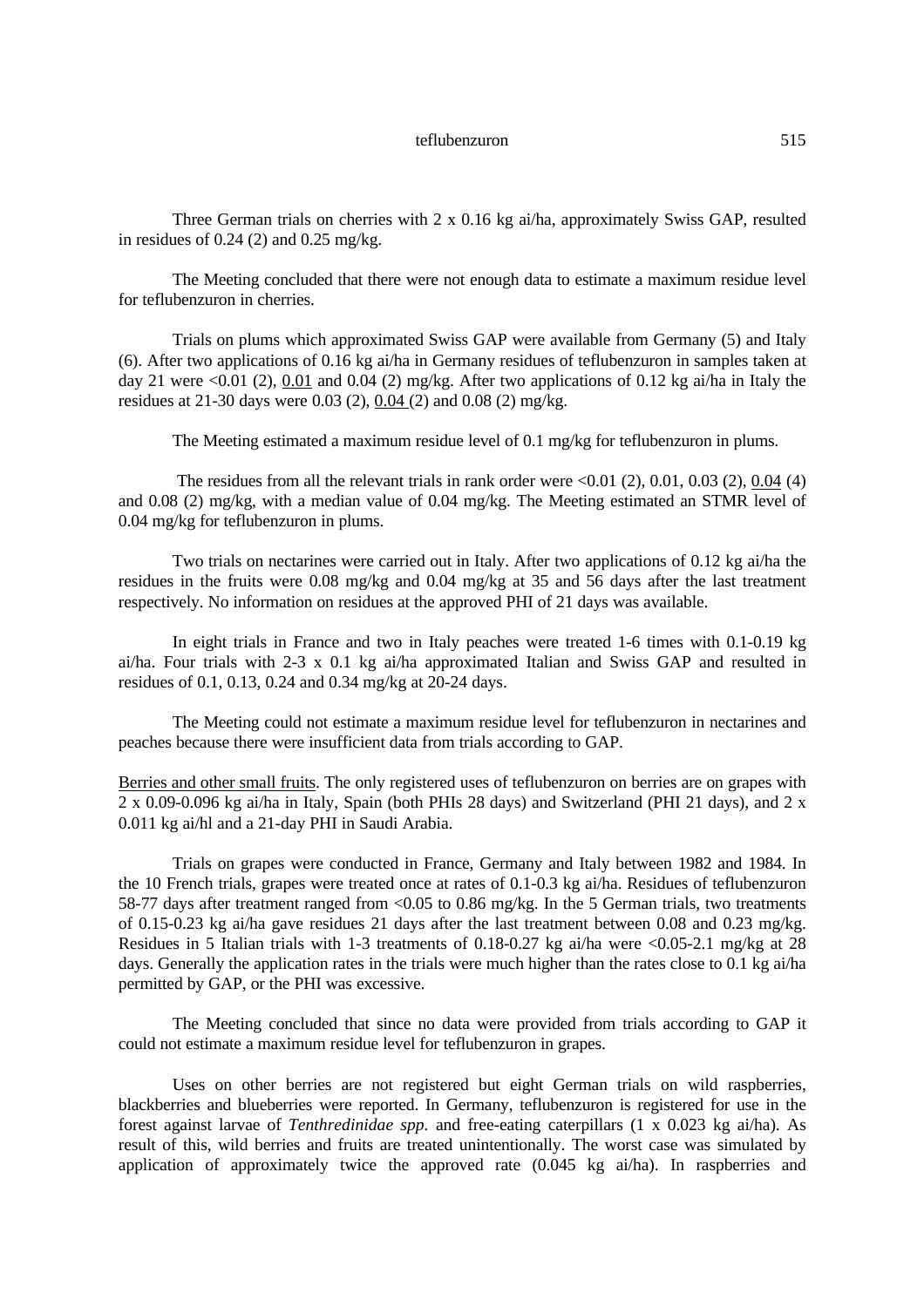Three German trials on cherries with 2 x 0.16 kg ai/ha, approximately Swiss GAP, resulted in residues of 0.24 (2) and 0.25 mg/kg.

The Meeting concluded that there were not enough data to estimate a maximum residue level for teflubenzuron in cherries.

Trials on plums which approximated Swiss GAP were available from Germany (5) and Italy (6). After two applications of 0.16 kg ai/ha in Germany residues of teflubenzuron in samples taken at day 21 were <0.01 (2), <u>0.01</u> and 0.04 (2) mg/kg. After two applications of 0.12 kg ai/ha in Italy the residues at 21-30 days were 0.03 (2), <u>0.04</u> (2) and 0.08 (2) mg/kg.

The Meeting estimated a maximum residue level of 0.1 mg/kg for teflubenzuron in plums.

The residues from all the relevant trials in rank order were <0.01 (2), 0.01, 0.03 (2), <u>0.04</u> (4) and 0.08 (2) mg/kg, with a median value of 0.04 mg/kg. The Meeting estimated an STMR level of 0.04 mg/kg for teflubenzuron in plums.

Two trials on nectarines were carried out in Italy. After two applications of 0.12 kg ai/ha the residues in the fruits were 0.08 mg/kg and 0.04 mg/kg at 35 and 56 days after the last treatment respectively. No information on residues at the approved PHI of 21 days was available.

In eight trials in France and two in Italy peaches were treated 1-6 times with 0.1-0.19 kg ai/ha. Four trials with 2-3 x 0.1 kg ai/ha approximated Italian and Swiss GAP and resulted in residues of 0.1, 0.13, 0.24 and 0.34 mg/kg at 20-24 days.

The Meeting could not estimate a maximum residue level for teflubenzuron in nectarines and peaches because there were insufficient data from trials according to GAP.

<u>Berries and other small fruits</u>. The only registered uses of teflubenzuron on berries are on grapes with 2 x 0.09-0.096 kg ai/ha in Italy, Spain (both PHIs 28 days) and Switzerland (PHI 21 days), and 2 x 0.011 kg ai/hl and a 21-day PHI in Saudi Arabia.

Trials on grapes were conducted in France, Germany and Italy between 1982 and 1984. In the 10 French trials, grapes were treated once at rates of 0.1-0.3 kg ai/ha. Residues of teflubenzuron 58-77 days after treatment ranged from <0.05 to 0.86 mg/kg. In the 5 German trials, two treatments of 0.15-0.23 kg ai/ha gave residues 21 days after the last treatment between 0.08 and 0.23 mg/kg. Residues in 5 Italian trials with 1-3 treatments of 0.18-0.27 kg ai/ha were <0.05-2.1 mg/kg at 28 days. Generally the application rates in the trials were much higher than the rates close to 0.1 kg ai/ha permitted by GAP, or the PHI was excessive.

The Meeting concluded that since no data were provided from trials according to GAP it could not estimate a maximum residue level for teflubenzuron in grapes.

Uses on other berries are not registered but eight German trials on wild raspberries, blackberries and blueberries were reported. In Germany, teflubenzuron is registered for use in the forest against larvae of *Tenthredinidae spp.* and free-eating caterpillars (1 x 0.023 kg ai/ha). As result of this, wild berries and fruits are treated unintentionally. The worst case was simulated by application of approximately twice the approved rate (0.045 kg ai/ha). In raspberries and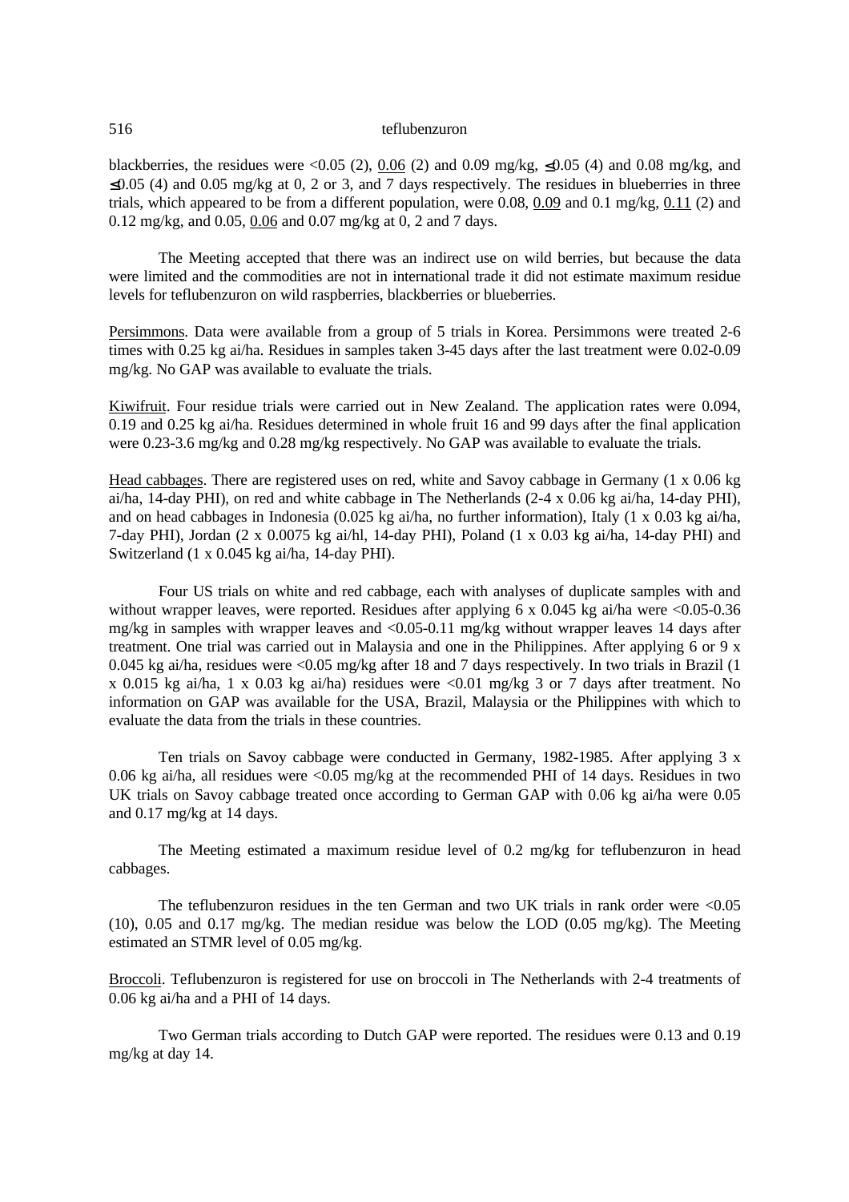blackberries, the residues were <0.05 (2), 0.06 (2) and 0.09 mg/kg, ≤0.05 (4) and 0.08 mg/kg, and ≤0.05 (4) and 0.05 mg/kg at 0, 2 or 3, and 7 days respectively. The residues in blueberries in three trials, which appeared to be from a different population, were 0.08, 0.09 and 0.1 mg/kg, 0.11 (2) and 0.12 mg/kg, and 0.05, 0.06 and 0.07 mg/kg at 0, 2 and 7 days.

The Meeting accepted that there was an indirect use on wild berries, but because the data were limited and the commodities are not in international trade it did not estimate maximum residue levels for teflubenzuron on wild raspberries, blackberries or blueberries.

Persimmons. Data were available from a group of 5 trials in Korea. Persimmons were treated 2-6 times with 0.25 kg ai/ha. Residues in samples taken 3-45 days after the last treatment were 0.02-0.09 mg/kg. No GAP was available to evaluate the trials.

Kiwifruit. Four residue trials were carried out in New Zealand. The application rates were 0.094, 0.19 and 0.25 kg ai/ha. Residues determined in whole fruit 16 and 99 days after the final application were 0.23-3.6 mg/kg and 0.28 mg/kg respectively. No GAP was available to evaluate the trials.

Head cabbages. There are registered uses on red, white and Savoy cabbage in Germany (1 x 0.06 kg ai/ha, 14-day PHI), on red and white cabbage in The Netherlands (2-4 x 0.06 kg ai/ha, 14-day PHI), and on head cabbages in Indonesia (0.025 kg ai/ha, no further information), Italy (1 x 0.03 kg ai/ha, 7-day PHI), Jordan (2 x 0.0075 kg ai/hl, 14-day PHI), Poland (1 x 0.03 kg ai/ha, 14-day PHI) and Switzerland (1 x 0.045 kg ai/ha, 14-day PHI).

Four US trials on white and red cabbage, each with analyses of duplicate samples with and without wrapper leaves, were reported. Residues after applying 6 x 0.045 kg ai/ha were <0.05-0.36 mg/kg in samples with wrapper leaves and <0.05-0.11 mg/kg without wrapper leaves 14 days after treatment. One trial was carried out in Malaysia and one in the Philippines. After applying 6 or 9 x 0.045 kg ai/ha, residues were <0.05 mg/kg after 18 and 7 days respectively. In two trials in Brazil (1 x 0.015 kg ai/ha, 1 x 0.03 kg ai/ha) residues were <0.01 mg/kg 3 or 7 days after treatment. No information on GAP was available for the USA, Brazil, Malaysia or the Philippines with which to evaluate the data from the trials in these countries.

Ten trials on Savoy cabbage were conducted in Germany, 1982-1985. After applying 3 x 0.06 kg ai/ha, all residues were <0.05 mg/kg at the recommended PHI of 14 days. Residues in two UK trials on Savoy cabbage treated once according to German GAP with 0.06 kg ai/ha were 0.05 and 0.17 mg/kg at 14 days.

The Meeting estimated a maximum residue level of 0.2 mg/kg for teflubenzuron in head cabbages.

The teflubenzuron residues in the ten German and two UK trials in rank order were <0.05 (10), 0.05 and 0.17 mg/kg. The median residue was below the LOD (0.05 mg/kg). The Meeting estimated an STMR level of 0.05 mg/kg.

Broccoli. Teflubenzuron is registered for use on broccoli in The Netherlands with 2-4 treatments of 0.06 kg ai/ha and a PHI of 14 days.

Two German trials according to Dutch GAP were reported. The residues were 0.13 and 0.19 mg/kg at day 14.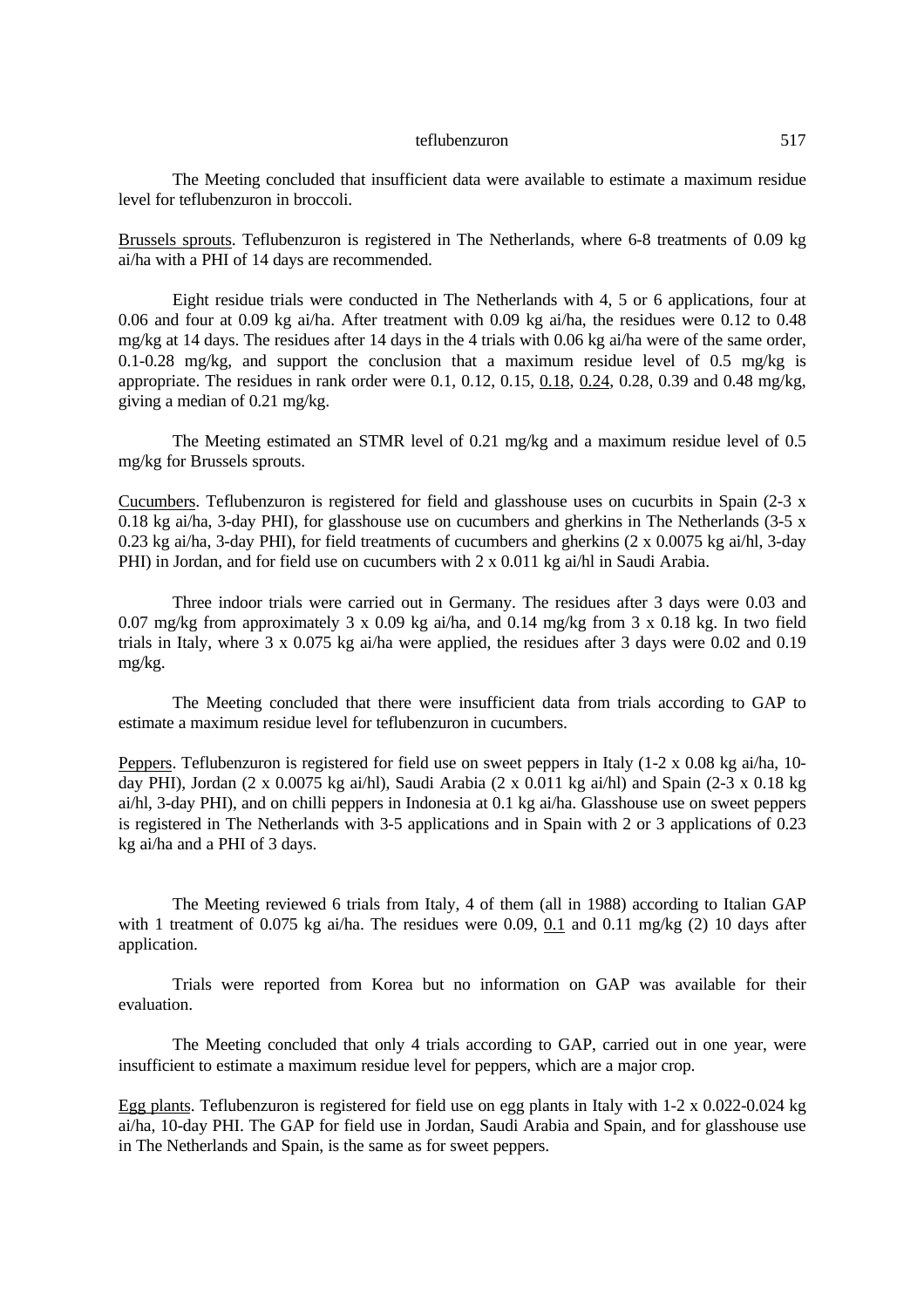The Meeting concluded that insufficient data were available to estimate a maximum residue level for teflubenzuron in broccoli.

<u>Brussels sprouts</u>. Teflubenzuron is registered in The Netherlands, where 6-8 treatments of 0.09 kg ai/ha with a PHI of 14 days are recommended.

Eight residue trials were conducted in The Netherlands with 4, 5 or 6 applications, four at 0.06 and four at 0.09 kg ai/ha. After treatment with 0.09 kg ai/ha, the residues were 0.12 to 0.48 mg/kg at 14 days. The residues after 14 days in the 4 trials with 0.06 kg ai/ha were of the same order, 0.1-0.28 mg/kg, and support the conclusion that a maximum residue level of 0.5 mg/kg is appropriate. The residues in rank order were 0.1, 0.12, 0.15, <u>0.18</u>, <u>0.24</u>, 0.28, 0.39 and 0.48 mg/kg, giving a median of 0.21 mg/kg.

The Meeting estimated an STMR level of 0.21 mg/kg and a maximum residue level of 0.5 mg/kg for Brussels sprouts.

<u>Cucumbers</u>. Teflubenzuron is registered for field and glasshouse uses on cucurbits in Spain (2-3 x 0.18 kg ai/ha, 3-day PHI), for glasshouse use on cucumbers and gherkins in The Netherlands (3-5 x 0.23 kg ai/ha, 3-day PHI), for field treatments of cucumbers and gherkins (2 x 0.0075 kg ai/hl, 3-day PHI) in Jordan, and for field use on cucumbers with 2 x 0.011 kg ai/hl in Saudi Arabia.

Three indoor trials were carried out in Germany. The residues after 3 days were 0.03 and 0.07 mg/kg from approximately 3 x 0.09 kg ai/ha, and 0.14 mg/kg from 3 x 0.18 kg. In two field trials in Italy, where 3 x 0.075 kg ai/ha were applied, the residues after 3 days were 0.02 and 0.19 mg/kg.

The Meeting concluded that there were insufficient data from trials according to GAP to estimate a maximum residue level for teflubenzuron in cucumbers.

<u>Peppers</u>. Teflubenzuron is registered for field use on sweet peppers in Italy (1-2 x 0.08 kg ai/ha, 10-day PHI), Jordan (2 x 0.0075 kg ai/hl), Saudi Arabia (2 x 0.011 kg ai/hl) and Spain (2-3 x 0.18 kg ai/hl, 3-day PHI), and on chilli peppers in Indonesia at 0.1 kg ai/ha. Glasshouse use on sweet peppers is registered in The Netherlands with 3-5 applications and in Spain with 2 or 3 applications of 0.23 kg ai/ha and a PHI of 3 days.

The Meeting reviewed 6 trials from Italy, 4 of them (all in 1988) according to Italian GAP with 1 treatment of 0.075 kg ai/ha. The residues were 0.09, <u>0.1</u> and 0.11 mg/kg (2) 10 days after application.

Trials were reported from Korea but no information on GAP was available for their evaluation.

The Meeting concluded that only 4 trials according to GAP, carried out in one year, were insufficient to estimate a maximum residue level for peppers, which are a major crop.

<u>Egg plants</u>. Teflubenzuron is registered for field use on egg plants in Italy with 1-2 x 0.022-0.024 kg ai/ha, 10-day PHI. The GAP for field use in Jordan, Saudi Arabia and Spain, and for glasshouse use in The Netherlands and Spain, is the same as for sweet peppers.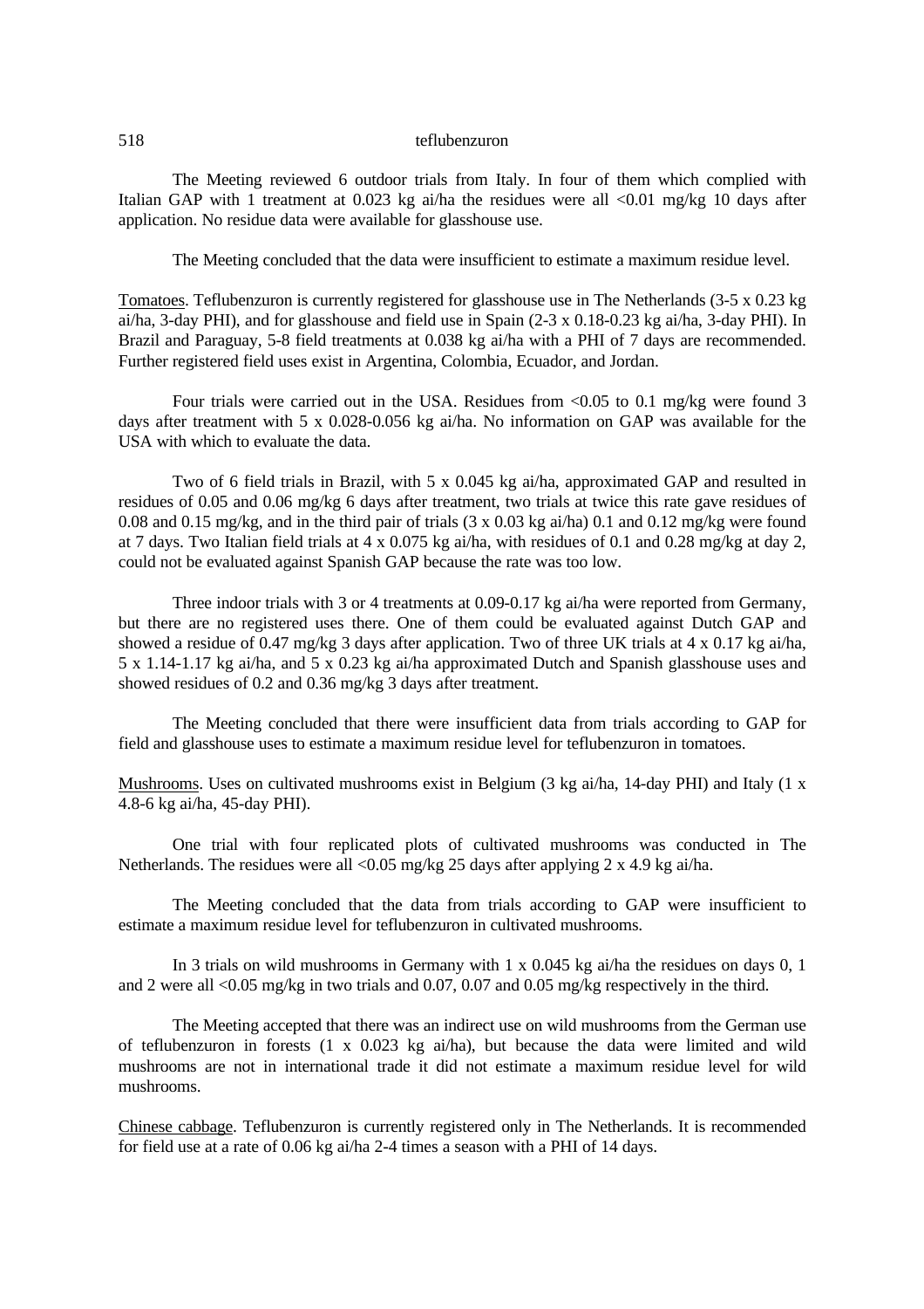The Meeting reviewed 6 outdoor trials from Italy. In four of them which complied with Italian GAP with 1 treatment at 0.023 kg ai/ha the residues were all <0.01 mg/kg 10 days after application. No residue data were available for glasshouse use.

The Meeting concluded that the data were insufficient to estimate a maximum residue level.

Tomatoes. Teflubenzuron is currently registered for glasshouse use in The Netherlands (3-5 x 0.23 kg ai/ha, 3-day PHI), and for glasshouse and field use in Spain (2-3 x 0.18-0.23 kg ai/ha, 3-day PHI). In Brazil and Paraguay, 5-8 field treatments at 0.038 kg ai/ha with a PHI of 7 days are recommended. Further registered field uses exist in Argentina, Colombia, Ecuador, and Jordan.

Four trials were carried out in the USA. Residues from <0.05 to 0.1 mg/kg were found 3 days after treatment with 5 x 0.028-0.056 kg ai/ha. No information on GAP was available for the USA with which to evaluate the data.

Two of 6 field trials in Brazil, with 5 x 0.045 kg ai/ha, approximated GAP and resulted in residues of 0.05 and 0.06 mg/kg 6 days after treatment, two trials at twice this rate gave residues of 0.08 and 0.15 mg/kg, and in the third pair of trials (3 x 0.03 kg ai/ha) 0.1 and 0.12 mg/kg were found at 7 days. Two Italian field trials at 4 x 0.075 kg ai/ha, with residues of 0.1 and 0.28 mg/kg at day 2, could not be evaluated against Spanish GAP because the rate was too low.

Three indoor trials with 3 or 4 treatments at 0.09-0.17 kg ai/ha were reported from Germany, but there are no registered uses there. One of them could be evaluated against Dutch GAP and showed a residue of 0.47 mg/kg 3 days after application. Two of three UK trials at 4 x 0.17 kg ai/ha, 5 x 1.14-1.17 kg ai/ha, and 5 x 0.23 kg ai/ha approximated Dutch and Spanish glasshouse uses and showed residues of 0.2 and 0.36 mg/kg 3 days after treatment.

The Meeting concluded that there were insufficient data from trials according to GAP for field and glasshouse uses to estimate a maximum residue level for teflubenzuron in tomatoes.

Mushrooms. Uses on cultivated mushrooms exist in Belgium (3 kg ai/ha, 14-day PHI) and Italy (1 x 4.8-6 kg ai/ha, 45-day PHI).

One trial with four replicated plots of cultivated mushrooms was conducted in The Netherlands. The residues were all <0.05 mg/kg 25 days after applying 2 x 4.9 kg ai/ha.

The Meeting concluded that the data from trials according to GAP were insufficient to estimate a maximum residue level for teflubenzuron in cultivated mushrooms.

In 3 trials on wild mushrooms in Germany with 1 x 0.045 kg ai/ha the residues on days 0, 1 and 2 were all <0.05 mg/kg in two trials and 0.07, 0.07 and 0.05 mg/kg respectively in the third.

The Meeting accepted that there was an indirect use on wild mushrooms from the German use of teflubenzuron in forests (1 x 0.023 kg ai/ha), but because the data were limited and wild mushrooms are not in international trade it did not estimate a maximum residue level for wild mushrooms.

Chinese cabbage. Teflubenzuron is currently registered only in The Netherlands. It is recommended for field use at a rate of 0.06 kg ai/ha 2-4 times a season with a PHI of 14 days.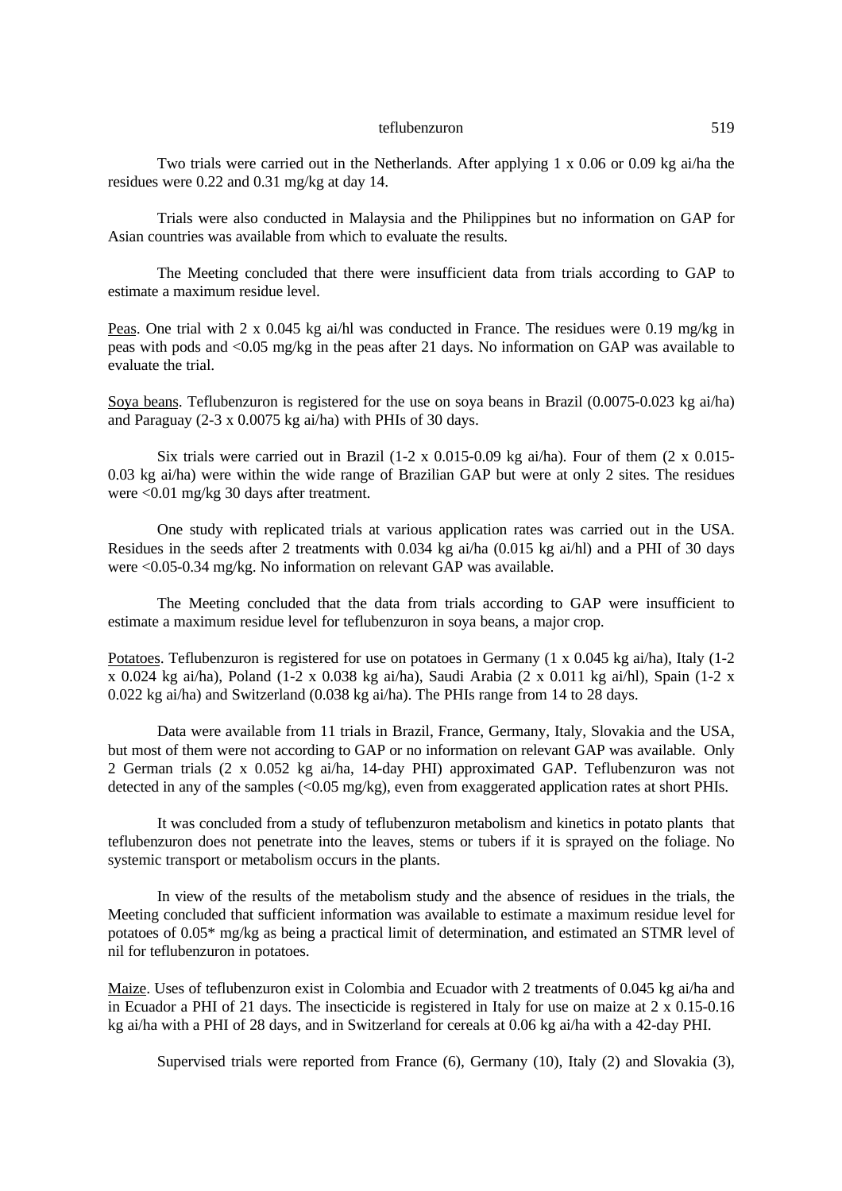Two trials were carried out in the Netherlands. After applying 1 x 0.06 or 0.09 kg ai/ha the residues were 0.22 and 0.31 mg/kg at day 14.

Trials were also conducted in Malaysia and the Philippines but no information on GAP for Asian countries was available from which to evaluate the results.

The Meeting concluded that there were insufficient data from trials according to GAP to estimate a maximum residue level.

Peas. One trial with 2 x 0.045 kg ai/hl was conducted in France. The residues were 0.19 mg/kg in peas with pods and <0.05 mg/kg in the peas after 21 days. No information on GAP was available to evaluate the trial.

Soya beans. Teflubenzuron is registered for the use on soya beans in Brazil (0.0075-0.023 kg ai/ha) and Paraguay (2-3 x 0.0075 kg ai/ha) with PHIs of 30 days.

Six trials were carried out in Brazil (1-2 x 0.015-0.09 kg ai/ha). Four of them (2 x 0.015-0.03 kg ai/ha) were within the wide range of Brazilian GAP but were at only 2 sites. The residues were <0.01 mg/kg 30 days after treatment.

One study with replicated trials at various application rates was carried out in the USA. Residues in the seeds after 2 treatments with 0.034 kg ai/ha (0.015 kg ai/hl) and a PHI of 30 days were <0.05-0.34 mg/kg. No information on relevant GAP was available.

The Meeting concluded that the data from trials according to GAP were insufficient to estimate a maximum residue level for teflubenzuron in soya beans, a major crop.

Potatoes. Teflubenzuron is registered for use on potatoes in Germany (1 x 0.045 kg ai/ha), Italy (1-2 x 0.024 kg ai/ha), Poland (1-2 x 0.038 kg ai/ha), Saudi Arabia (2 x 0.011 kg ai/hl), Spain (1-2 x 0.022 kg ai/ha) and Switzerland (0.038 kg ai/ha). The PHIs range from 14 to 28 days.

Data were available from 11 trials in Brazil, France, Germany, Italy, Slovakia and the USA, but most of them were not according to GAP or no information on relevant GAP was available. Only 2 German trials (2 x 0.052 kg ai/ha, 14-day PHI) approximated GAP. Teflubenzuron was not detected in any of the samples (<0.05 mg/kg), even from exaggerated application rates at short PHIs.

It was concluded from a study of teflubenzuron metabolism and kinetics in potato plants that teflubenzuron does not penetrate into the leaves, stems or tubers if it is sprayed on the foliage. No systemic transport or metabolism occurs in the plants.

In view of the results of the metabolism study and the absence of residues in the trials, the Meeting concluded that sufficient information was available to estimate a maximum residue level for potatoes of 0.05* mg/kg as being a practical limit of determination, and estimated an STMR level of nil for teflubenzuron in potatoes.

Maize. Uses of teflubenzuron exist in Colombia and Ecuador with 2 treatments of 0.045 kg ai/ha and in Ecuador a PHI of 21 days. The insecticide is registered in Italy for use on maize at 2 x 0.15-0.16 kg ai/ha with a PHI of 28 days, and in Switzerland for cereals at 0.06 kg ai/ha with a 42-day PHI.

Supervised trials were reported from France (6), Germany (10), Italy (2) and Slovakia (3),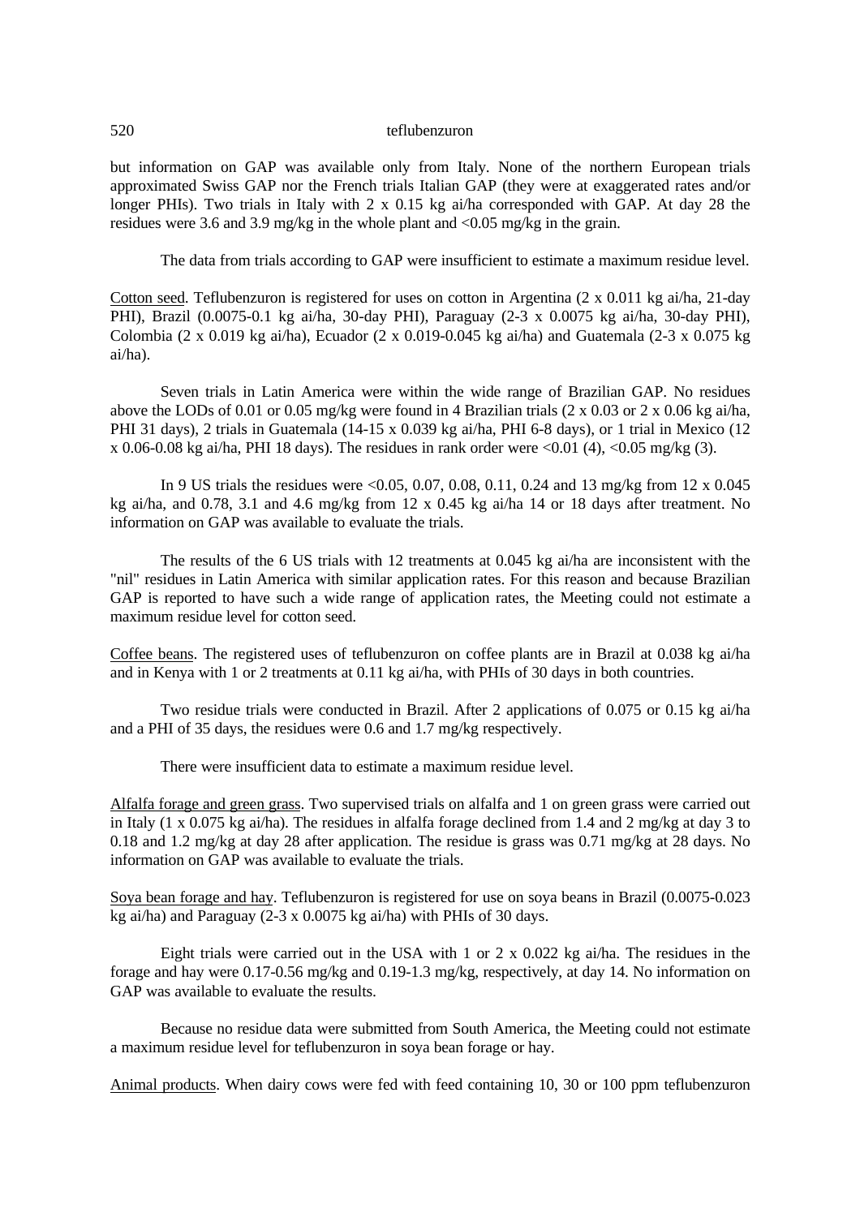but information on GAP was available only from Italy. None of the northern European trials approximated Swiss GAP nor the French trials Italian GAP (they were at exaggerated rates and/or longer PHIs). Two trials in Italy with 2 x 0.15 kg ai/ha corresponded with GAP. At day 28 the residues were 3.6 and 3.9 mg/kg in the whole plant and <0.05 mg/kg in the grain.

The data from trials according to GAP were insufficient to estimate a maximum residue level.

Cotton seed. Teflubenzuron is registered for uses on cotton in Argentina (2 x 0.011 kg ai/ha, 21-day PHI), Brazil (0.0075-0.1 kg ai/ha, 30-day PHI), Paraguay (2-3 x 0.0075 kg ai/ha, 30-day PHI), Colombia (2 x 0.019 kg ai/ha), Ecuador (2 x 0.019-0.045 kg ai/ha) and Guatemala (2-3 x 0.075 kg ai/ha).

Seven trials in Latin America were within the wide range of Brazilian GAP. No residues above the LODs of 0.01 or 0.05 mg/kg were found in 4 Brazilian trials (2 x 0.03 or 2 x 0.06 kg ai/ha, PHI 31 days), 2 trials in Guatemala (14-15 x 0.039 kg ai/ha, PHI 6-8 days), or 1 trial in Mexico (12 x 0.06-0.08 kg ai/ha, PHI 18 days). The residues in rank order were <0.01 (4), <0.05 mg/kg (3).

In 9 US trials the residues were <0.05, 0.07, 0.08, 0.11, 0.24 and 13 mg/kg from 12 x 0.045 kg ai/ha, and 0.78, 3.1 and 4.6 mg/kg from 12 x 0.45 kg ai/ha 14 or 18 days after treatment. No information on GAP was available to evaluate the trials.

The results of the 6 US trials with 12 treatments at 0.045 kg ai/ha are inconsistent with the "nil" residues in Latin America with similar application rates. For this reason and because Brazilian GAP is reported to have such a wide range of application rates, the Meeting could not estimate a maximum residue level for cotton seed.

Coffee beans. The registered uses of teflubenzuron on coffee plants are in Brazil at 0.038 kg ai/ha and in Kenya with 1 or 2 treatments at 0.11 kg ai/ha, with PHIs of 30 days in both countries.

Two residue trials were conducted in Brazil. After 2 applications of 0.075 or 0.15 kg ai/ha and a PHI of 35 days, the residues were 0.6 and 1.7 mg/kg respectively.

There were insufficient data to estimate a maximum residue level.

Alfalfa forage and green grass. Two supervised trials on alfalfa and 1 on green grass were carried out in Italy (1 x 0.075 kg ai/ha). The residues in alfalfa forage declined from 1.4 and 2 mg/kg at day 3 to 0.18 and 1.2 mg/kg at day 28 after application. The residue is grass was 0.71 mg/kg at 28 days. No information on GAP was available to evaluate the trials.

Soya bean forage and hay. Teflubenzuron is registered for use on soya beans in Brazil (0.0075-0.023 kg ai/ha) and Paraguay (2-3 x 0.0075 kg ai/ha) with PHIs of 30 days.

Eight trials were carried out in the USA with 1 or 2 x 0.022 kg ai/ha. The residues in the forage and hay were 0.17-0.56 mg/kg and 0.19-1.3 mg/kg, respectively, at day 14. No information on GAP was available to evaluate the results.

Because no residue data were submitted from South America, the Meeting could not estimate a maximum residue level for teflubenzuron in soya bean forage or hay.

Animal products. When dairy cows were fed with feed containing 10, 30 or 100 ppm teflubenzuron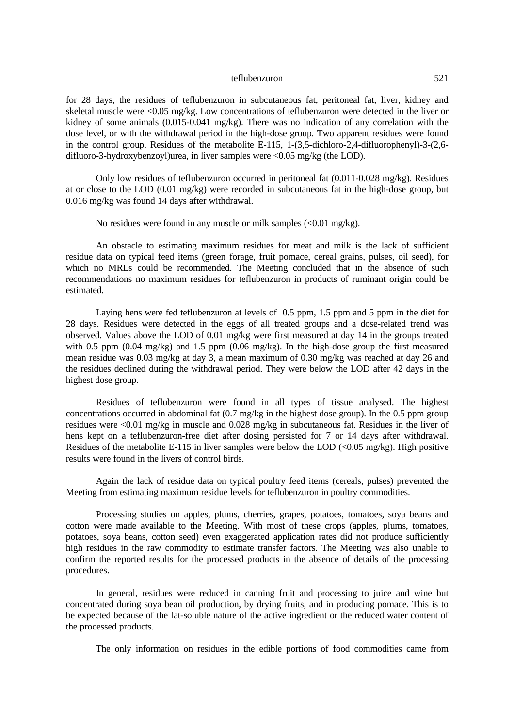for 28 days, the residues of teflubenzuron in subcutaneous fat, peritoneal fat, liver, kidney and skeletal muscle were <0.05 mg/kg. Low concentrations of teflubenzuron were detected in the liver or kidney of some animals (0.015-0.041 mg/kg). There was no indication of any correlation with the dose level, or with the withdrawal period in the high-dose group. Two apparent residues were found in the control group. Residues of the metabolite E-115, 1-(3,5-dichloro-2,4-difluorophenyl)-3-(2,6-difluoro-3-hydroxybenzoyl)urea, in liver samples were <0.05 mg/kg (the LOD).

Only low residues of teflubenzuron occurred in peritoneal fat (0.011-0.028 mg/kg). Residues at or close to the LOD (0.01 mg/kg) were recorded in subcutaneous fat in the high-dose group, but 0.016 mg/kg was found 14 days after withdrawal.

No residues were found in any muscle or milk samples (<0.01 mg/kg).

An obstacle to estimating maximum residues for meat and milk is the lack of sufficient residue data on typical feed items (green forage, fruit pomace, cereal grains, pulses, oil seed), for which no MRLs could be recommended. The Meeting concluded that in the absence of such recommendations no maximum residues for teflubenzuron in products of ruminant origin could be estimated.

Laying hens were fed teflubenzuron at levels of 0.5 ppm, 1.5 ppm and 5 ppm in the diet for 28 days. Residues were detected in the eggs of all treated groups and a dose-related trend was observed. Values above the LOD of 0.01 mg/kg were first measured at day 14 in the groups treated with 0.5 ppm (0.04 mg/kg) and 1.5 ppm (0.06 mg/kg). In the high-dose group the first measured mean residue was 0.03 mg/kg at day 3, a mean maximum of 0.30 mg/kg was reached at day 26 and the residues declined during the withdrawal period. They were below the LOD after 42 days in the highest dose group.

Residues of teflubenzuron were found in all types of tissue analysed. The highest concentrations occurred in abdominal fat (0.7 mg/kg in the highest dose group). In the 0.5 ppm group residues were <0.01 mg/kg in muscle and 0.028 mg/kg in subcutaneous fat. Residues in the liver of hens kept on a teflubenzuron-free diet after dosing persisted for 7 or 14 days after withdrawal. Residues of the metabolite E-115 in liver samples were below the LOD (<0.05 mg/kg). High positive results were found in the livers of control birds.

Again the lack of residue data on typical poultry feed items (cereals, pulses) prevented the Meeting from estimating maximum residue levels for teflubenzuron in poultry commodities.

Processing studies on apples, plums, cherries, grapes, potatoes, tomatoes, soya beans and cotton were made available to the Meeting. With most of these crops (apples, plums, tomatoes, potatoes, soya beans, cotton seed) even exaggerated application rates did not produce sufficiently high residues in the raw commodity to estimate transfer factors. The Meeting was also unable to confirm the reported results for the processed products in the absence of details of the processing procedures.

In general, residues were reduced in canning fruit and processing to juice and wine but concentrated during soya bean oil production, by drying fruits, and in producing pomace. This is to be expected because of the fat-soluble nature of the active ingredient or the reduced water content of the processed products.

The only information on residues in the edible portions of food commodities came from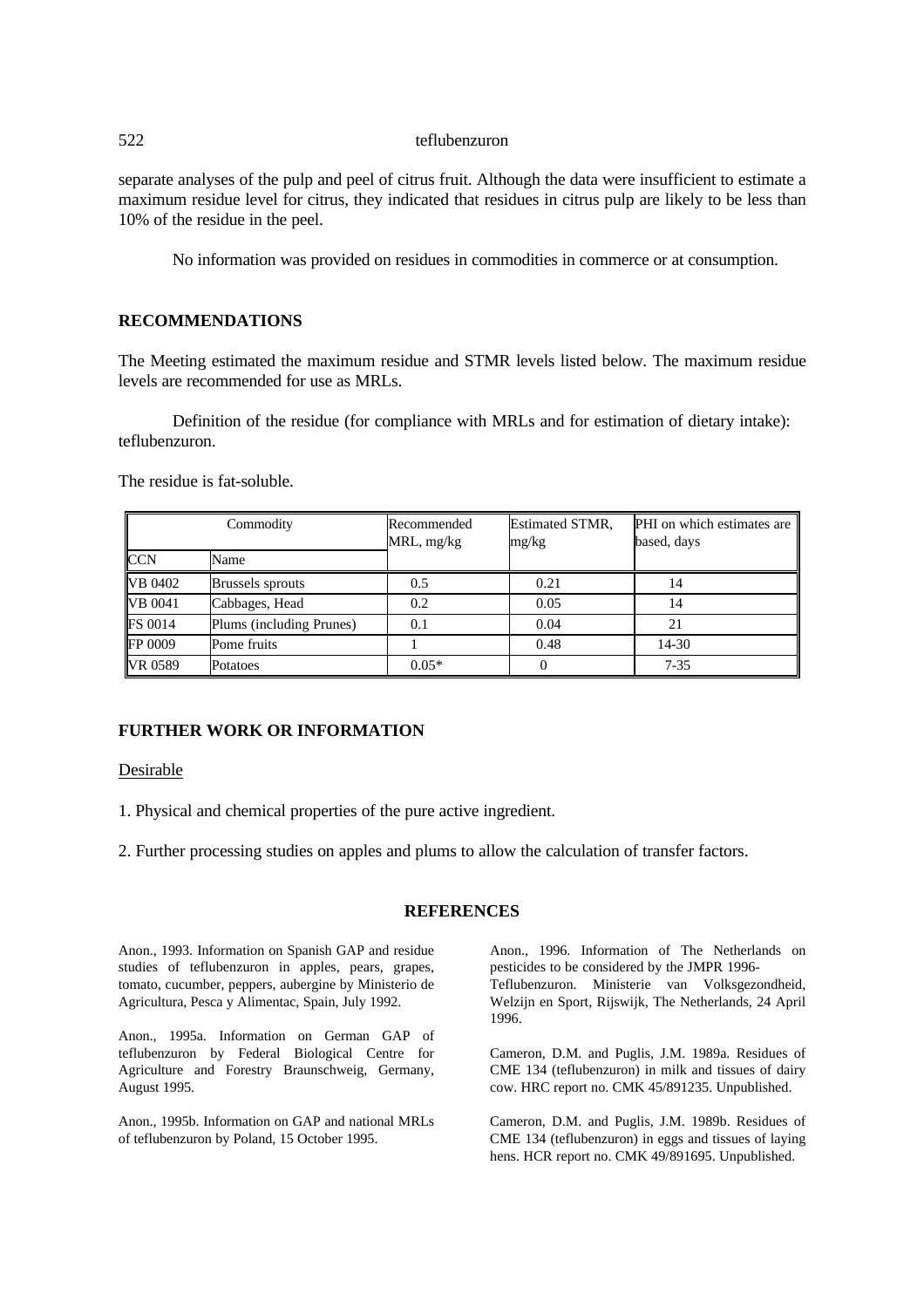separate analyses of the pulp and peel of citrus fruit. Although the data were insufficient to estimate a maximum residue level for citrus, they indicated that residues in citrus pulp are likely to be less than 10% of the residue in the peel.

No information was provided on residues in commodities in commerce or at consumption.

## RECOMMENDATIONS

The Meeting estimated the maximum residue and STMR levels listed below. The maximum residue levels are recommended for use as MRLs.

Definition of the residue (for compliance with MRLs and for estimation of dietary intake): teflubenzuron.

The residue is fat-soluble.

| Commodity | | Recommended MRL, mg/kg | Estimated STMR, mg/kg | PHI on which estimates are based, days |
|---|---|---|---|---|
| CCN | Name | | | |
| VB 0402 | Brussels sprouts | 0.5 | 0.21 | 14 |
| VB 0041 | Cabbages, Head | 0.2 | 0.05 | 14 |
| FS 0014 | Plums (including Prunes) | 0.1 | 0.04 | 21 |
| FP 0009 | Pome fruits | 1 | 0.48 | 14-30 |
| VR 0589 | Potatoes | 0.05* | 0 | 7-35 |

## FURTHER WORK OR INFORMATION

Desirable

1. Physical and chemical properties of the pure active ingredient.

2. Further processing studies on apples and plums to allow the calculation of transfer factors.

## REFERENCES

Anon., 1993. Information on Spanish GAP and residue studies of teflubenzuron in apples, pears, grapes, tomato, cucumber, peppers, aubergine by Ministerio de Agricultura, Pesca y Alimentac, Spain, July 1992.

Anon., 1995a. Information on German GAP of teflubenzuron by Federal Biological Centre for Agriculture and Forestry Braunschweig, Germany, August 1995.

Anon., 1995b. Information on GAP and national MRLs of teflubenzuron by Poland, 15 October 1995.

Anon., 1996. Information of The Netherlands on pesticides to be considered by the JMPR 1996-Teflubenzuron. Ministerie van Volksgezondheid, Welzijn en Sport, Rijswijk, The Netherlands, 24 April 1996.

Cameron, D.M. and Puglis, J.M. 1989a. Residues of CME 134 (teflubenzuron) in milk and tissues of dairy cow. HRC report no. CMK 45/891235. Unpublished.

Cameron, D.M. and Puglis, J.M. 1989b. Residues of CME 134 (teflubenzuron) in eggs and tissues of laying hens. HCR report no. CMK 49/891695. Unpublished.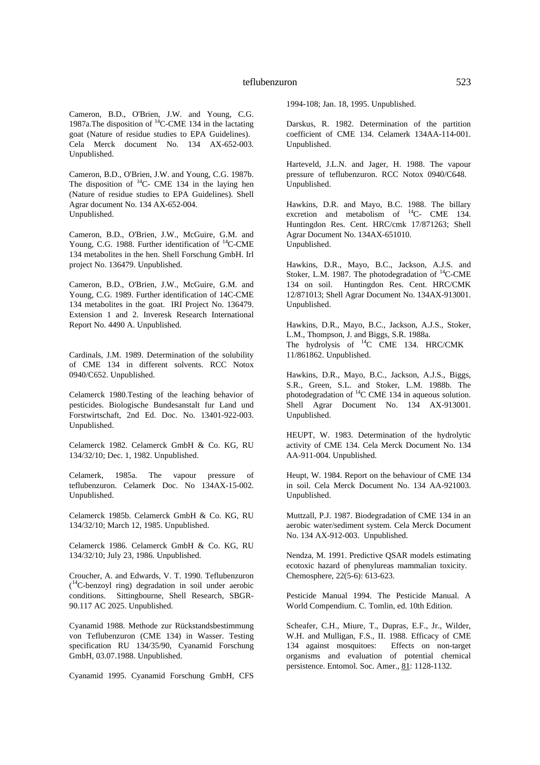Cameron, B.D., O'Brien, J.W. and Young, C.G. 1987a.The disposition of $^{14}$C-CME 134 in the lactating goat (Nature of residue studies to EPA Guidelines). Cela Merck document No. 134 AX-652-003. Unpublished.

Cameron, B.D., O'Brien, J.W. and Young, C.G. 1987b. The disposition of $^{14}$C- CME 134 in the laying hen (Nature of residue studies to EPA Guidelines). Shell Agrar document No. 134 AX-652-004. Unpublished.

Cameron, B.D., O'Brien, J.W., McGuire, G.M. and Young, C.G. 1988. Further identification of $^{14}$C-CME 134 metabolites in the hen. Shell Forschung GmbH. Irl project No. 136479. Unpublished.

Cameron, B.D., O'Brien, J.W., McGuire, G.M. and Young, C.G. 1989. Further identification of 14C-CME 134 metabolites in the goat. IRI Project No. 136479. Extension 1 and 2. Inveresk Research International Report No. 4490 A. Unpublished.

Cardinals, J.M. 1989. Determination of the solubility of CME 134 in different solvents. RCC Notox 0940/C652. Unpublished.

Celamerck 1980.Testing of the leaching behavior of pesticides. Biologische Bundesanstalt fur Land und Forstwirtschaft, 2nd Ed. Doc. No. 13401-922-003. Unpublished.

Celamerck 1982. Celamerck GmbH & Co. KG, RU 134/32/10; Dec. 1, 1982. Unpublished.

Celamerk, 1985a. The vapour pressure of teflubenzuron. Celamerk Doc. No 134AX-15-002. Unpublished.

Celamerck 1985b. Celamerck GmbH & Co. KG, RU 134/32/10; March 12, 1985. Unpublished.

Celamerck 1986. Celamerck GmbH & Co. KG, RU 134/32/10; July 23, 1986. Unpublished.

Croucher, A. and Edwards, V. T. 1990. Teflubenzuron ($^{14}$C-benzoyl ring) degradation in soil under aerobic conditions. Sittingbourne, Shell Research, SBGR-90.117 AC 2025. Unpublished.

Cyanamid 1988. Methode zur Rückstandsbestimmung von Teflubenzuron (CME 134) in Wasser. Testing specification RU 134/35/90, Cyanamid Forschung GmbH, 03.07.1988. Unpublished.

Cyanamid 1995. Cyanamid Forschung GmbH, CFS 1994-108; Jan. 18, 1995. Unpublished.

Darskus, R. 1982. Determination of the partition coefficient of CME 134. Celamerk 134AA-114-001. Unpublished.

Harteveld, J.L.N. and Jager, H. 1988. The vapour pressure of teflubenzuron. RCC Notox 0940/C648. Unpublished.

Hawkins, D.R. and Mayo, B.C. 1988. The billary excretion and metabolism of $^{14}$C- CME 134. Huntingdon Res. Cent. HRC/cmk 17/871263; Shell Agrar Document No. 134AX-651010. Unpublished.

Hawkins, D.R., Mayo, B.C., Jackson, A.J.S. and Stoker, L.M. 1987. The photodegradation of $^{14}$C-CME 134 on soil. Huntingdon Res. Cent. HRC/CMK 12/871013; Shell Agrar Document No. 134AX-913001. Unpublished.

Hawkins, D.R., Mayo, B.C., Jackson, A.J.S., Stoker, L.M., Thompson, J. and Biggs, S.R. 1988a. The hydrolysis of $^{14}$C CME 134. HRC/CMK 11/861862. Unpublished.

Hawkins, D.R., Mayo, B.C., Jackson, A.J.S., Biggs, S.R., Green, S.L. and Stoker, L.M. 1988b. The photodegradation of $^{14}$C CME 134 in aqueous solution. Shell Agrar Document No. 134 AX-913001. Unpublished.

HEUPT, W. 1983. Determination of the hydrolytic activity of CME 134. Cela Merck Document No. 134 AA-911-004. Unpublished.

Heupt, W. 1984. Report on the behaviour of CME 134 in soil. Cela Merck Document No. 134 AA-921003. Unpublished.

Muttzall, P.J. 1987. Biodegradation of CME 134 in an aerobic water/sediment system. Cela Merck Document No. 134 AX-912-003. Unpublished.

Nendza, M. 1991. Predictive QSAR models estimating ecotoxic hazard of phenylureas mammalian toxicity. Chemosphere, 22(5-6): 613-623.

Pesticide Manual 1994. The Pesticide Manual. A World Compendium. C. Tomlin, ed. 10th Edition.

Scheafer, C.H., Miure, T., Dupras, E.F., Jr., Wilder, W.H. and Mulligan, F.S., II. 1988. Efficacy of CME 134 against mosquitoes: Effects on non-target organisms and evaluation of potential chemical persistence. Entomol. Soc. Amer., 81: 1128-1132.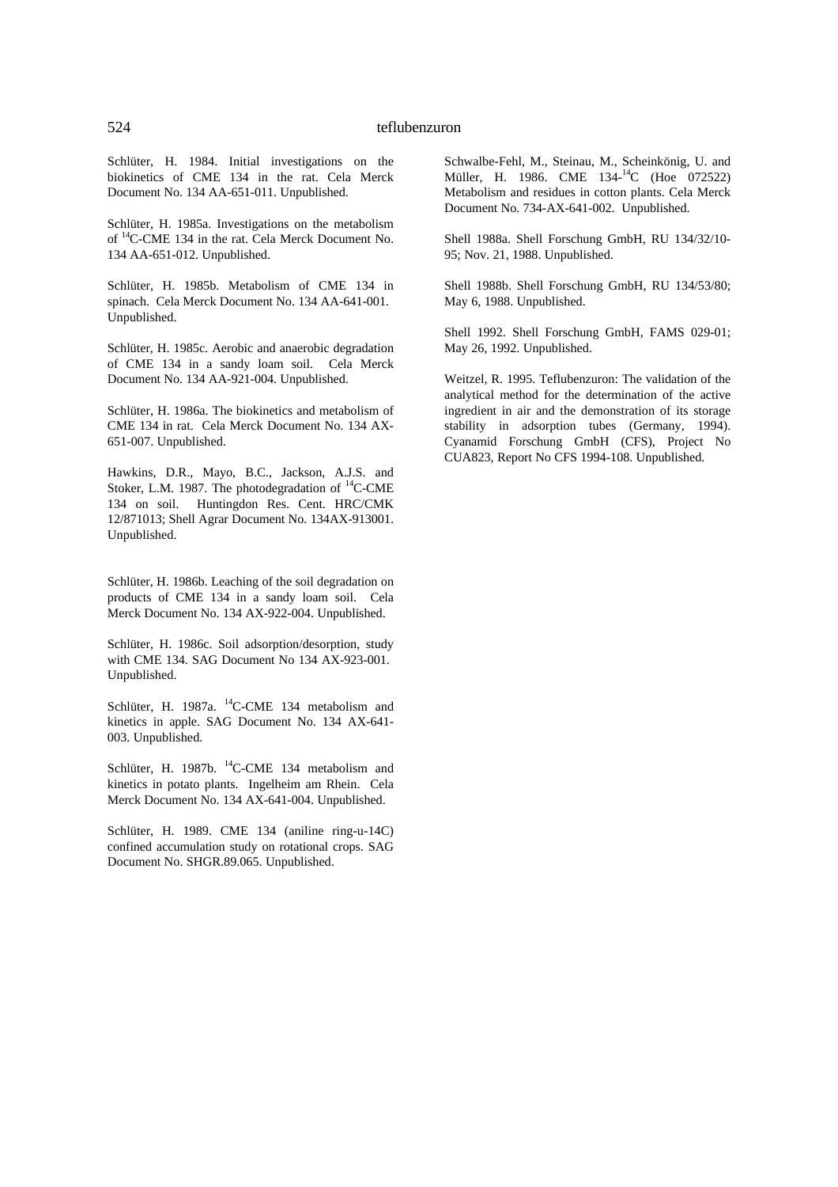Schlüter, H. 1984. Initial investigations on the biokinetics of CME 134 in the rat. Cela Merck Document No. 134 AA-651-011. Unpublished.

Schlüter, H. 1985a. Investigations on the metabolism of $^{14}$C-CME 134 in the rat. Cela Merck Document No. 134 AA-651-012. Unpublished.

Schlüter, H. 1985b. Metabolism of CME 134 in spinach. Cela Merck Document No. 134 AA-641-001. Unpublished.

Schlüter, H. 1985c. Aerobic and anaerobic degradation of CME 134 in a sandy loam soil. Cela Merck Document No. 134 AA-921-004. Unpublished.

Schlüter, H. 1986a. The biokinetics and metabolism of CME 134 in rat. Cela Merck Document No. 134 AX-651-007. Unpublished.

Hawkins, D.R., Mayo, B.C., Jackson, A.J.S. and Stoker, L.M. 1987. The photodegradation of $^{14}$C-CME 134 on soil. Huntingdon Res. Cent. HRC/CMK 12/871013; Shell Agrar Document No. 134AX-913001. Unpublished.

Schlüter, H. 1986b. Leaching of the soil degradation on products of CME 134 in a sandy loam soil. Cela Merck Document No. 134 AX-922-004. Unpublished.

Schlüter, H. 1986c. Soil adsorption/desorption, study with CME 134. SAG Document No 134 AX-923-001. Unpublished.

Schlüter, H. 1987a. $^{14}$C-CME 134 metabolism and kinetics in apple. SAG Document No. 134 AX-641-003. Unpublished.

Schlüter, H. 1987b. $^{14}$C-CME 134 metabolism and kinetics in potato plants. Ingelheim am Rhein. Cela Merck Document No. 134 AX-641-004. Unpublished.

Schlüter, H. 1989. CME 134 (aniline ring-u-14C) confined accumulation study on rotational crops. SAG Document No. SHGR.89.065. Unpublished.

Schwalbe-Fehl, M., Steinau, M., Scheinkönig, U. and Müller, H. 1986. CME 134-$^{14}$C (Hoe 072522) Metabolism and residues in cotton plants. Cela Merck Document No. 734-AX-641-002. Unpublished.

Shell 1988a. Shell Forschung GmbH, RU 134/32/10-95; Nov. 21, 1988. Unpublished.

Shell 1988b. Shell Forschung GmbH, RU 134/53/80; May 6, 1988. Unpublished.

Shell 1992. Shell Forschung GmbH, FAMS 029-01; May 26, 1992. Unpublished.

Weitzel, R. 1995. Teflubenzuron: The validation of the analytical method for the determination of the active ingredient in air and the demonstration of its storage stability in adsorption tubes (Germany, 1994). Cyanamid Forschung GmbH (CFS), Project No CUA823, Report No CFS 1994-108. Unpublished.